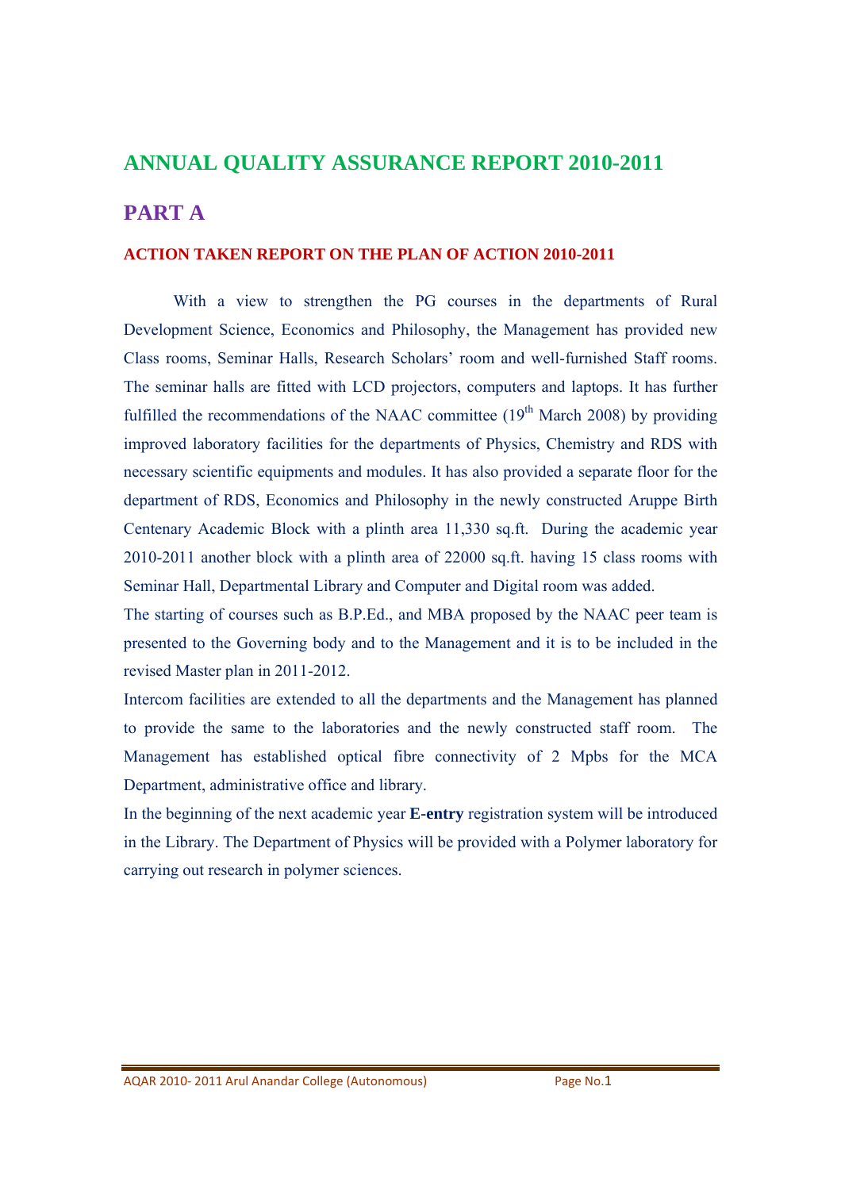# ANNUAL QUALITY ASSURANCE REPORT 2010-2011

## PART A

### ACTION TAKEN REPORT ON THE PLAN OF ACTION 2010-2011

With a view to strengthen the PG courses in the departments of Rural Development Science, Economics and Philosophy, the Management has provided new Class rooms, Seminar Halls, Research Scholars' room and well-furnished Staff rooms. The seminar halls are fitted with LCD projectors, computers and laptops. It has further fulfilled the recommendations of the NAAC committee (19th March 2008) by providing improved laboratory facilities for the departments of Physics, Chemistry and RDS with necessary scientific equipments and modules. It has also provided a separate floor for the department of RDS, Economics and Philosophy in the newly constructed Aruppe Birth Centenary Academic Block with a plinth area 11,330 sq.ft. During the academic year 2010-2011 another block with a plinth area of 22000 sq.ft. having 15 class rooms with Seminar Hall, Departmental Library and Computer and Digital room was added.

The starting of courses such as B.P.Ed., and MBA proposed by the NAAC peer team is presented to the Governing body and to the Management and it is to be included in the revised Master plan in 2011-2012.

Intercom facilities are extended to all the departments and the Management has planned to provide the same to the laboratories and the newly constructed staff room. The Management has established optical fibre connectivity of 2 Mpbs for the MCA Department, administrative office and library.

In the beginning of the next academic year **E-entry** registration system will be introduced in the Library. The Department of Physics will be provided with a Polymer laboratory for carrying out research in polymer sciences.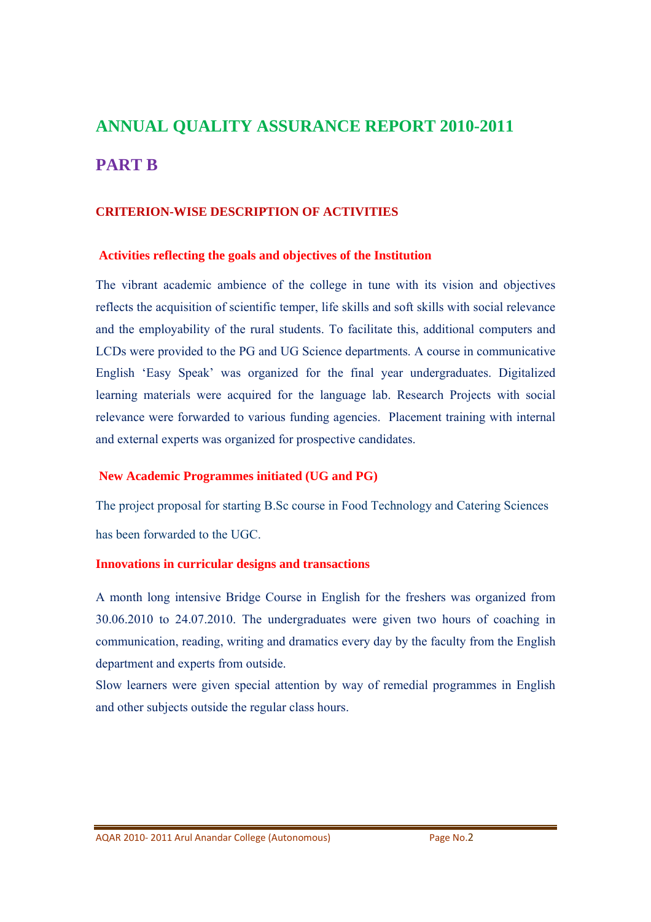# ANNUAL QUALITY ASSURANCE REPORT 2010-2011

## PART B

### CRITERION-WISE DESCRIPTION OF ACTIVITIES

#### Activities reflecting the goals and objectives of the Institution

The vibrant academic ambience of the college in tune with its vision and objectives reflects the acquisition of scientific temper, life skills and soft skills with social relevance and the employability of the rural students. To facilitate this, additional computers and LCDs were provided to the PG and UG Science departments. A course in communicative English 'Easy Speak' was organized for the final year undergraduates. Digitalized learning materials were acquired for the language lab. Research Projects with social relevance were forwarded to various funding agencies. Placement training with internal and external experts was organized for prospective candidates.

#### New Academic Programmes initiated (UG and PG)

The project proposal for starting B.Sc course in Food Technology and Catering Sciences has been forwarded to the UGC.

#### Innovations in curricular designs and transactions

A month long intensive Bridge Course in English for the freshers was organized from 30.06.2010 to 24.07.2010. The undergraduates were given two hours of coaching in communication, reading, writing and dramatics every day by the faculty from the English department and experts from outside.

Slow learners were given special attention by way of remedial programmes in English and other subjects outside the regular class hours.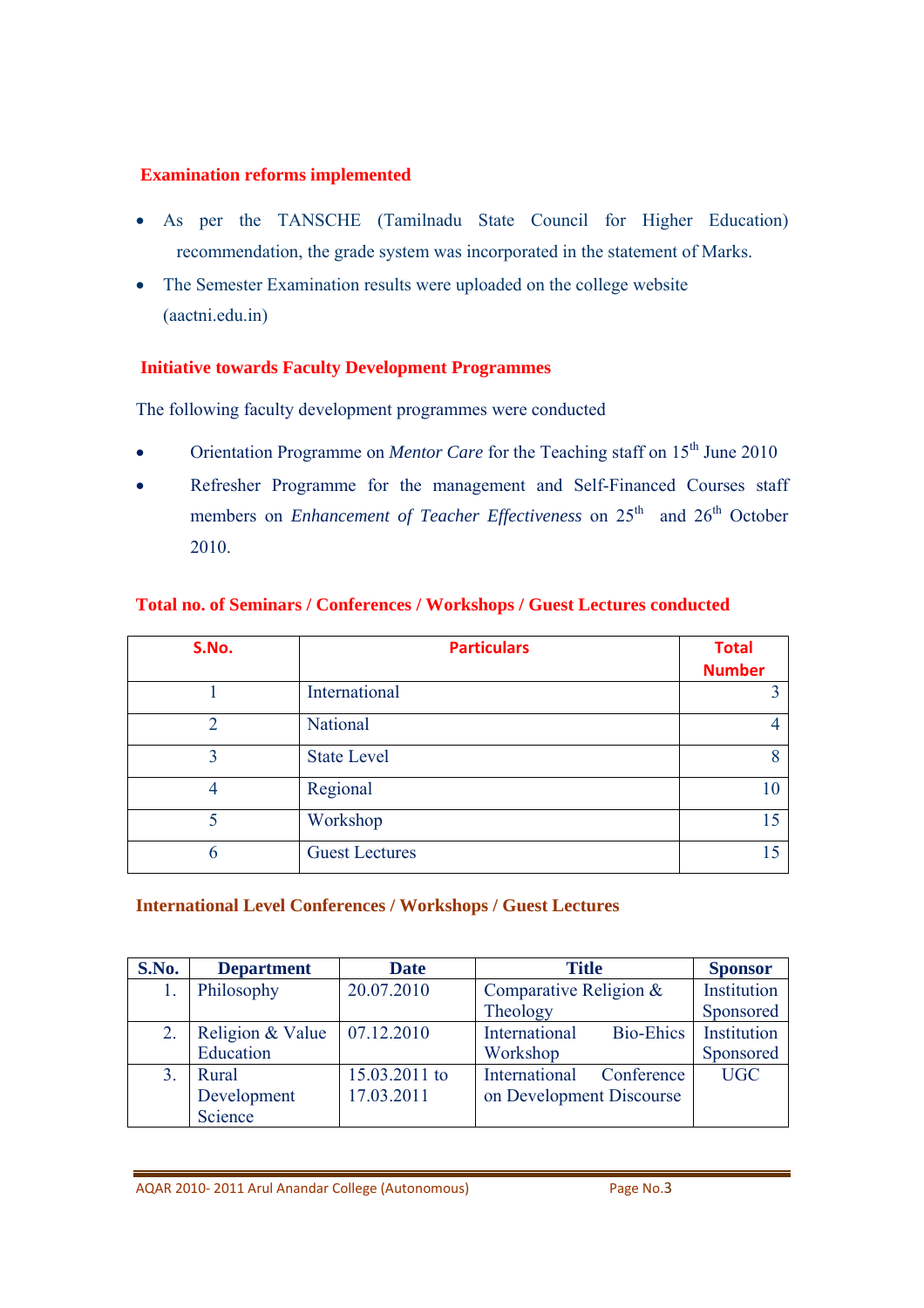## Examination reforms implemented

- As per the TANSCHE (Tamilnadu State Council for Higher Education) recommendation, the grade system was incorporated in the statement of Marks.
- The Semester Examination results were uploaded on the college website (aactni.edu.in)

## Initiative towards Faculty Development Programmes

The following faculty development programmes were conducted

- Orientation Programme on *Mentor Care* for the Teaching staff on 15th June 2010
- Refresher Programme for the management and Self-Financed Courses staff members on *Enhancement of Teacher Effectiveness* on 25th and 26th October 2010.

## Total no. of Seminars / Conferences / Workshops / Guest Lectures conducted

| S.No. | Particulars | Total Number |
|---|---|---|
| 1 | International | 3 |
| 2 | National | 4 |
| 3 | State Level | 8 |
| 4 | Regional | 10 |
| 5 | Workshop | 15 |
| 6 | Guest Lectures | 15 |

## International Level Conferences / Workshops / Guest Lectures

| S.No. | Department | Date | Title | Sponsor |
|---|---|---|---|---|
| 1. | Philosophy | 20.07.2010 | Comparative Religion & Theology | Institution Sponsored |
| 2. | Religion & Value Education | 07.12.2010 | International Bio-Ehics Workshop | Institution Sponsored |
| 3. | Rural Development Science | 15.03.2011 to 17.03.2011 | International Conference on Development Discourse | UGC |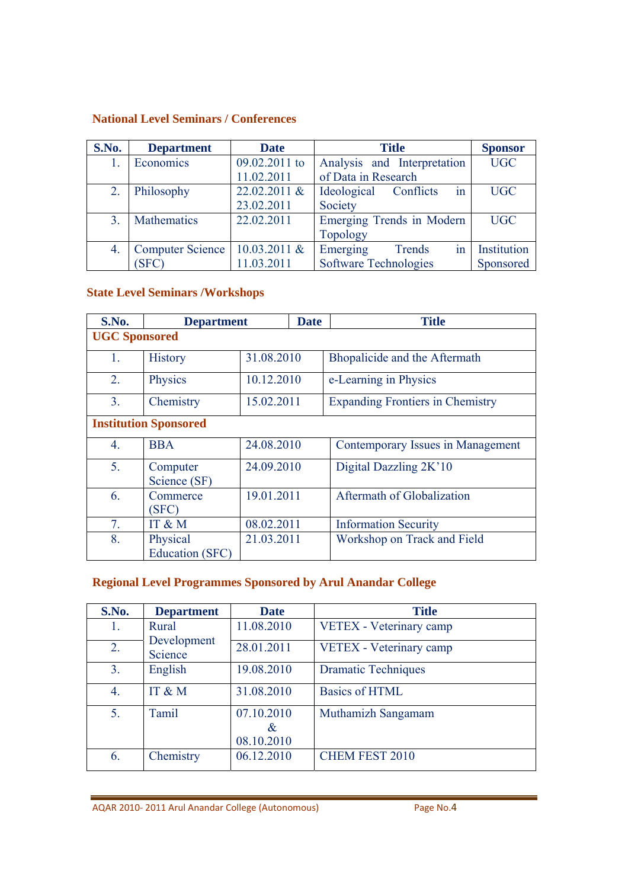### National Level Seminars / Conferences

| S.No. | Department | Date | Title | Sponsor |
|---|---|---|---|---|
| 1. | Economics | 09.02.2011 to 11.02.2011 | Analysis and Interpretation of Data in Research | UGC |
| 2. | Philosophy | 22.02.2011 & 23.02.2011 | Ideological Conflicts in Society | UGC |
| 3. | Mathematics | 22.02.2011 | Emerging Trends in Modern Topology | UGC |
| 4. | Computer Science (SFC) | 10.03.2011 & 11.03.2011 | Emerging Trends in Software Technologies | Institution Sponsored |

### State Level Seminars /Workshops

| S.No. | Department | Date | Title |
|---|---|---|---|
| **UGC Sponsored** | | | |
| 1. | History | 31.08.2010 | Bhopalicide and the Aftermath |
| 2. | Physics | 10.12.2010 | e-Learning in Physics |
| 3. | Chemistry | 15.02.2011 | Expanding Frontiers in Chemistry |
| **Institution Sponsored** | | | |
| 4. | BBA | 24.08.2010 | Contemporary Issues in Management |
| 5. | Computer Science (SF) | 24.09.2010 | Digital Dazzling 2K'10 |
| 6. | Commerce (SFC) | 19.01.2011 | Aftermath of Globalization |
| 7. | IT & M | 08.02.2011 | Information Security |
| 8. | Physical Education (SFC) | 21.03.2011 | Workshop on Track and Field |

### Regional Level Programmes Sponsored by Arul Anandar College

| S.No. | Department | Date | Title |
|---|---|---|---|
| 1. | Rural Development Science | 11.08.2010 | VETEX - Veterinary camp |
| 2. | | 28.01.2011 | VETEX - Veterinary camp |
| 3. | English | 19.08.2010 | Dramatic Techniques |
| 4. | IT & M | 31.08.2010 | Basics of HTML |
| 5. | Tamil | 07.10.2010 & 08.10.2010 | Muthamizh Sangamam |
| 6. | Chemistry | 06.12.2010 | CHEM FEST 2010 |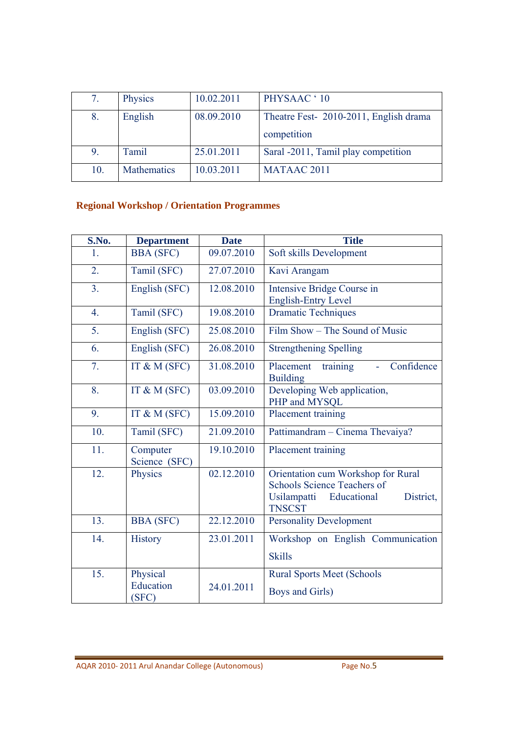| 7. | Physics | 10.02.2011 | PHYSAAC ' 10 |
|---|---|---|---|
| 8. | English | 08.09.2010 | Theatre Fest- 2010-2011, English drama competition |
| 9. | Tamil | 25.01.2011 | Saral -2011, Tamil play competition |
| 10. | Mathematics | 10.03.2011 | MATAAC 2011 |

## Regional Workshop / Orientation Programmes

| S.No. | Department | Date | Title |
|---|---|---|---|
| 1. | BBA (SFC) | 09.07.2010 | Soft skills Development |
| 2. | Tamil (SFC) | 27.07.2010 | Kavi Arangam |
| 3. | English (SFC) | 12.08.2010 | Intensive Bridge Course in English-Entry Level |
| 4. | Tamil (SFC) | 19.08.2010 | Dramatic Techniques |
| 5. | English (SFC) | 25.08.2010 | Film Show – The Sound of Music |
| 6. | English (SFC) | 26.08.2010 | Strengthening Spelling |
| 7. | IT & M (SFC) | 31.08.2010 | Placement training - Confidence Building |
| 8. | IT & M (SFC) | 03.09.2010 | Developing Web application, PHP and MYSQL |
| 9. | IT & M (SFC) | 15.09.2010 | Placement training |
| 10. | Tamil (SFC) | 21.09.2010 | Pattimandram – Cinema Thevaiya? |
| 11. | Computer Science (SFC) | 19.10.2010 | Placement training |
| 12. | Physics | 02.12.2010 | Orientation cum Workshop for Rural Schools Science Teachers of Usilampatti Educational District, TNSCST |
| 13. | BBA (SFC) | 22.12.2010 | Personality Development |
| 14. | History | 23.01.2011 | Workshop on English Communication Skills |
| 15. | Physical Education (SFC) | 24.01.2011 | Rural Sports Meet (Schools Boys and Girls) |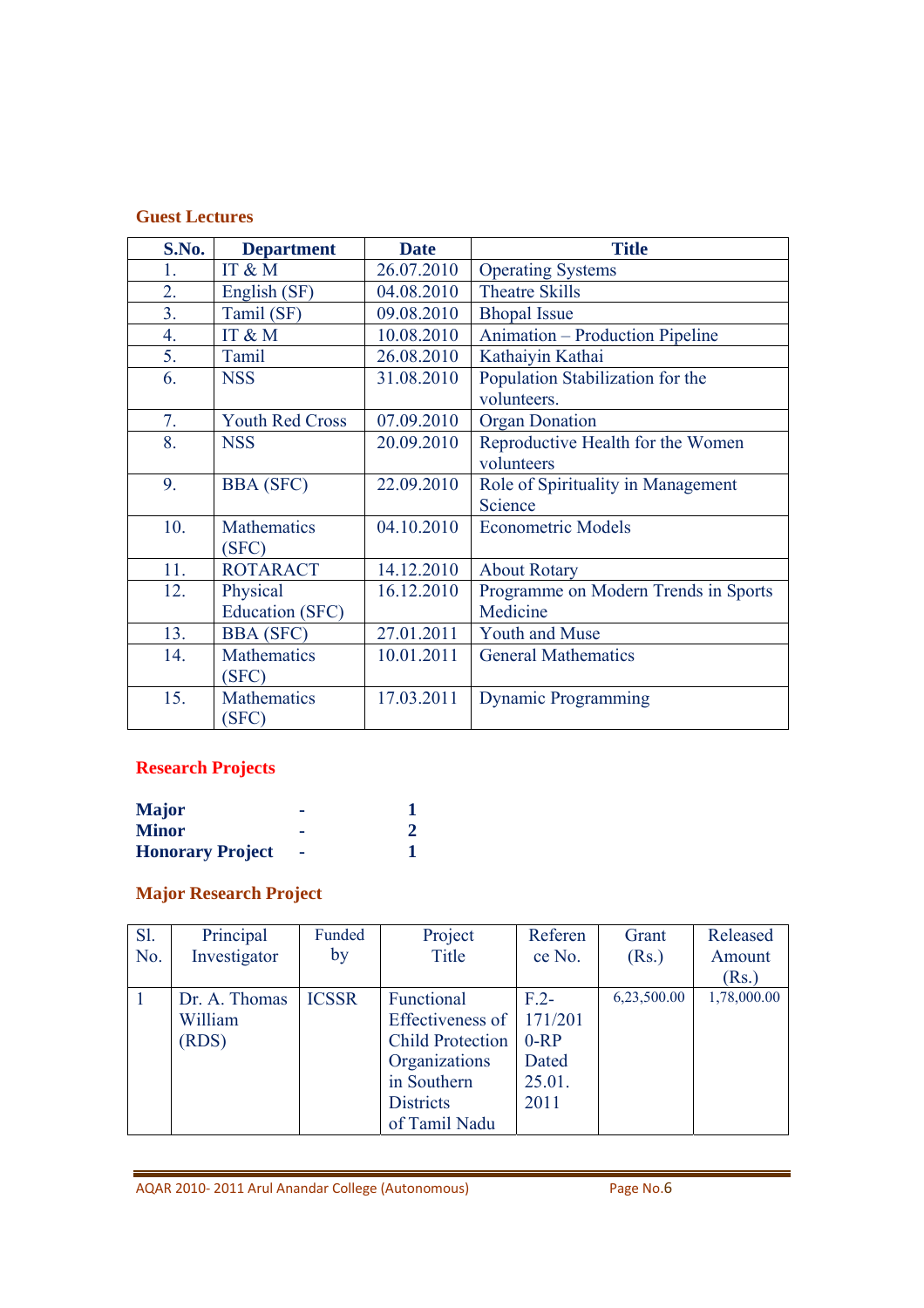## Guest Lectures

| S.No. | Department | Date | Title |
|---|---|---|---|
| 1. | IT & M | 26.07.2010 | Operating Systems |
| 2. | English (SF) | 04.08.2010 | Theatre Skills |
| 3. | Tamil (SF) | 09.08.2010 | Bhopal Issue |
| 4. | IT & M | 10.08.2010 | Animation – Production Pipeline |
| 5. | Tamil | 26.08.2010 | Kathaiyin Kathai |
| 6. | NSS | 31.08.2010 | Population Stabilization for the volunteers. |
| 7. | Youth Red Cross | 07.09.2010 | Organ Donation |
| 8. | NSS | 20.09.2010 | Reproductive Health for the Women volunteers |
| 9. | BBA (SFC) | 22.09.2010 | Role of Spirituality in Management Science |
| 10. | Mathematics (SFC) | 04.10.2010 | Econometric Models |
| 11. | ROTARACT | 14.12.2010 | About Rotary |
| 12. | Physical Education (SFC) | 16.12.2010 | Programme on Modern Trends in Sports Medicine |
| 13. | BBA (SFC) | 27.01.2011 | Youth and Muse |
| 14. | Mathematics (SFC) | 10.01.2011 | General Mathematics |
| 15. | Mathematics (SFC) | 17.03.2011 | Dynamic Programming |

## Research Projects

**Major** - **1**
**Minor** - **2**
**Honorary Project** - **1**

## Major Research Project

| Sl. No. | Principal Investigator | Funded by | Project Title | Reference No. | Grant (Rs.) | Released Amount (Rs.) |
|---|---|---|---|---|---|---|
| 1 | Dr. A. Thomas William (RDS) | ICSSR | Functional Effectiveness of Child Protection Organizations in Southern Districts of Tamil Nadu | F.2-171/2010-RP Dated 25.01.2011 | 6,23,500.00 | 1,78,000.00 |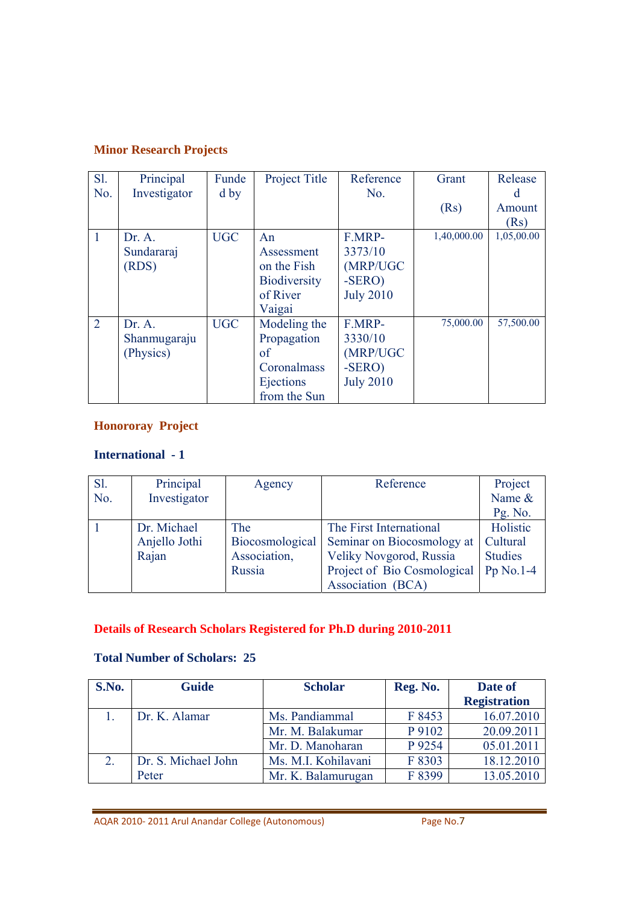### Minor Research Projects

| Sl. No. | Principal Investigator | Funded by | Project Title | Reference No. | Grant (Rs) | Released Amount (Rs) |
|---|---|---|---|---|---|---|
| 1 | Dr. A. Sundararaj (RDS) | UGC | An Assessment on the Fish Biodiversity of River Vaigai | F.MRP-3373/10 (MRP/UGC-SERO) July 2010 | 1,40,000.00 | 1,05,00.00 |
| 2 | Dr. A. Shanmugaraju (Physics) | UGC | Modeling the Propagation of Coronalmass Ejections from the Sun | F.MRP-3330/10 (MRP/UGC-SERO) July 2010 | 75,000.00 | 57,500.00 |

### Honororay Project

**International - 1**

| Sl. No. | Principal Investigator | Agency | Reference | Project Name & Pg. No. |
|---|---|---|---|---|
| 1 | Dr. Michael Anjello Jothi Rajan | The Biocosmological Association, Russia | The First International Seminar on Biocosmology at Veliky Novgorod, Russia Project of Bio Cosmological Association (BCA) | Holistic Cultural Studies Pp No.1-4 |

### Details of Research Scholars Registered for Ph.D during 2010-2011

**Total Number of Scholars: 25**

| S.No. | Guide | Scholar | Reg. No. | Date of Registration |
|---|---|---|---|---|
| 1. | Dr. K. Alamar | Ms. Pandiammal | F 8453 | 16.07.2010 |
| | | Mr. M. Balakumar | P 9102 | 20.09.2011 |
| | | Mr. D. Manoharan | P 9254 | 05.01.2011 |
| 2. | Dr. S. Michael John Peter | Ms. M.I. Kohilavani | F 8303 | 18.12.2010 |
| | | Mr. K. Balamurugan | F 8399 | 13.05.2010 |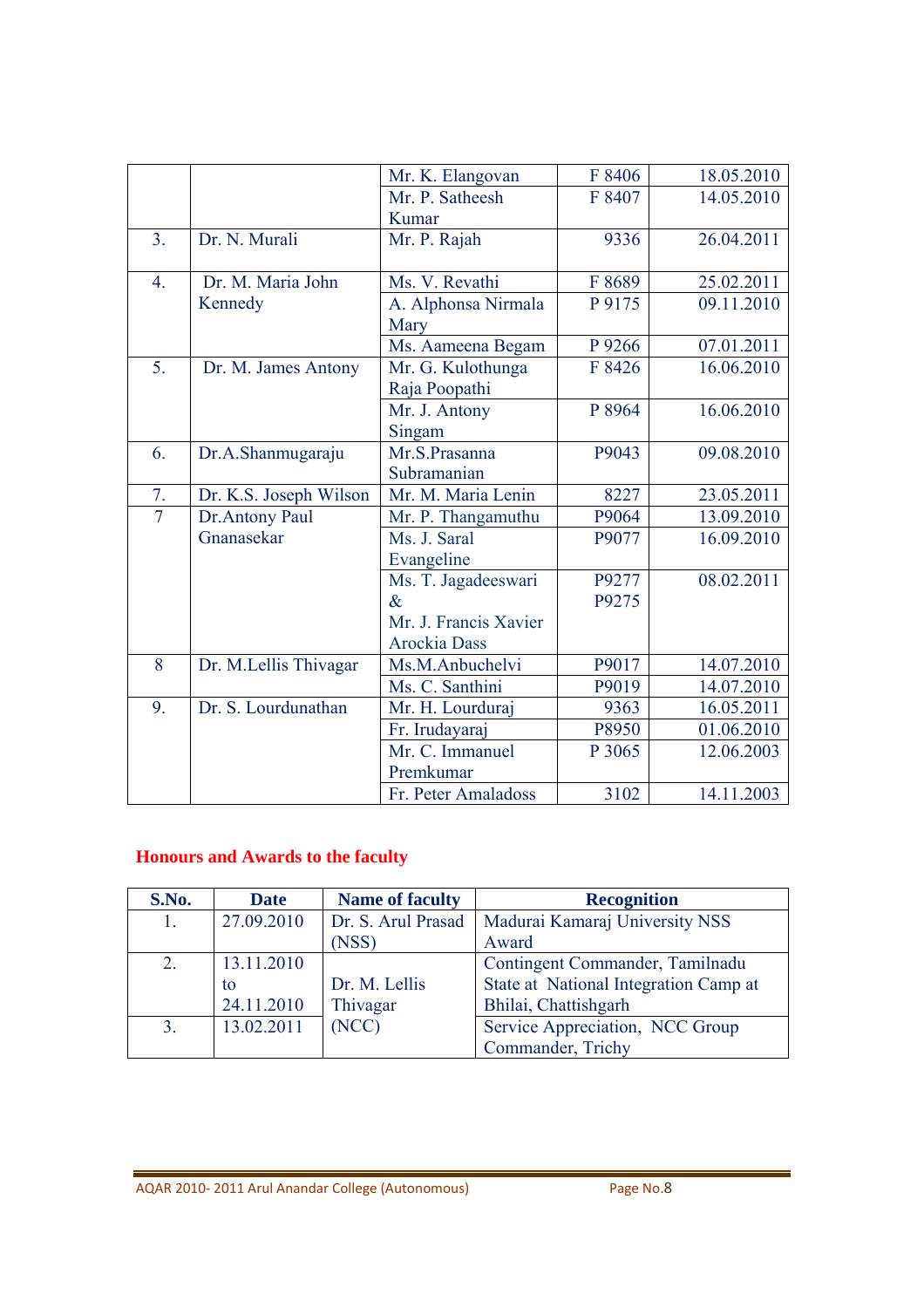| | | | | |
|---|---|---|---|---|
| | | Mr. K. Elangovan | F 8406 | 18.05.2010 |
| | | Mr. P. Satheesh Kumar | F 8407 | 14.05.2010 |
| 3. | Dr. N. Murali | Mr. P. Rajah | 9336 | 26.04.2011 |
| 4. | Dr. M. Maria John Kennedy | Ms. V. Revathi | F 8689 | 25.02.2011 |
| | | A. Alphonsa Nirmala Mary | P 9175 | 09.11.2010 |
| | | Ms. Aameena Begam | P 9266 | 07.01.2011 |
| 5. | Dr. M. James Antony | Mr. G. Kulothunga Raja Poopathi | F 8426 | 16.06.2010 |
| | | Mr. J. Antony Singam | P 8964 | 16.06.2010 |
| 6. | Dr.A.Shanmugaraju | Mr.S.Prasanna Subramanian | P9043 | 09.08.2010 |
| 7. | Dr. K.S. Joseph Wilson | Mr. M. Maria Lenin | 8227 | 23.05.2011 |
| 7 | Dr.Antony Paul Gnanasekar | Mr. P. Thangamuthu | P9064 | 13.09.2010 |
| | | Ms. J. Saral Evangeline | P9077 | 16.09.2010 |
| | | Ms. T. Jagadeeswari & Mr. J. Francis Xavier Arockia Dass | P9277 P9275 | 08.02.2011 |
| 8 | Dr. M.Lellis Thivagar | Ms.M.Anbuchelvi | P9017 | 14.07.2010 |
| | | Ms. C. Santhini | P9019 | 14.07.2010 |
| 9. | Dr. S. Lourdunathan | Mr. H. Lourduraj | 9363 | 16.05.2011 |
| | | Fr. Irudayaraj | P8950 | 01.06.2010 |
| | | Mr. C. Immanuel Premkumar | P 3065 | 12.06.2003 |
| | | Fr. Peter Amaladoss | 3102 | 14.11.2003 |

## Honours and Awards to the faculty

| S.No. | Date | Name of faculty | Recognition |
|---|---|---|---|
| 1. | 27.09.2010 | Dr. S. Arul Prasad (NSS) | Madurai Kamaraj University NSS Award |
| 2. | 13.11.2010 to 24.11.2010 | Dr. M. Lellis Thivagar (NCC) | Contingent Commander, Tamilnadu State at National Integration Camp at Bhilai, Chattishgarh |
| 3. | 13.02.2011 | | Service Appreciation, NCC Group Commander, Trichy |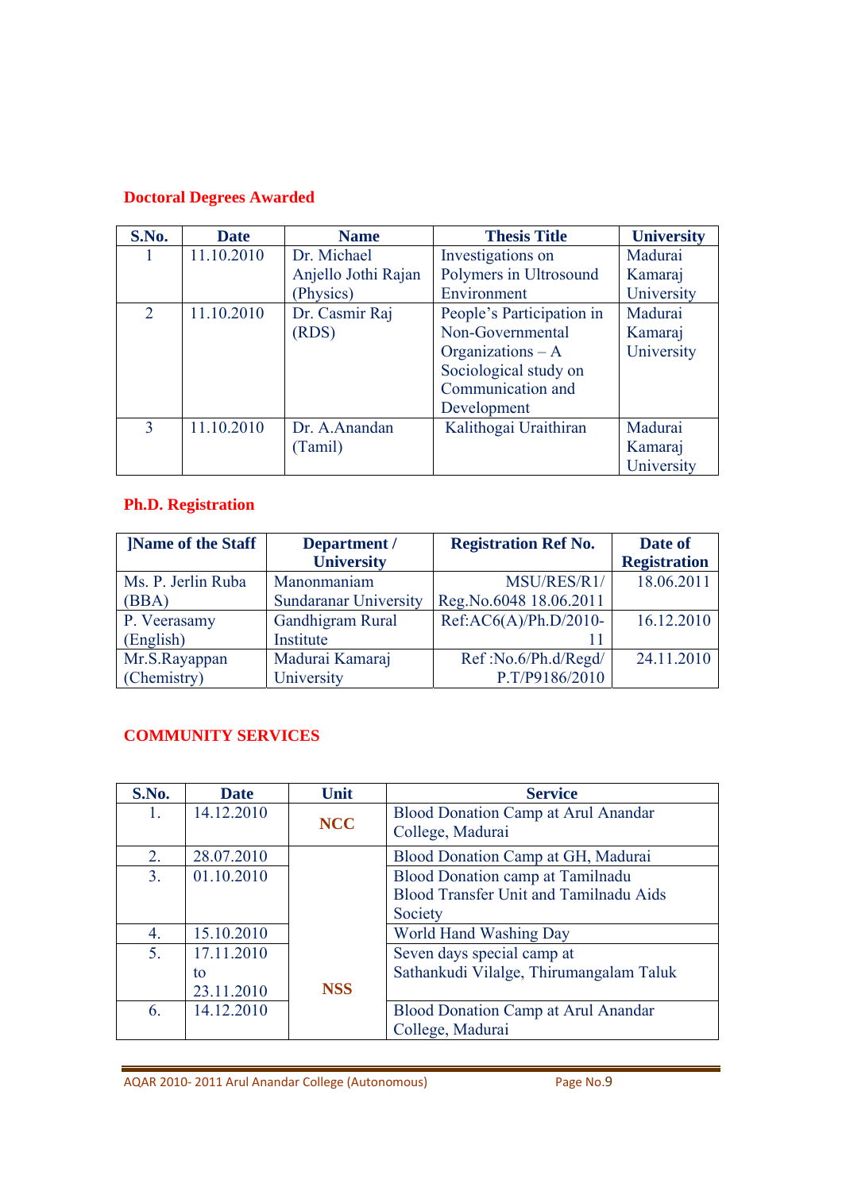## Doctoral Degrees Awarded

| S.No. | Date | Name | Thesis Title | University |
|---|---|---|---|---|
| 1 | 11.10.2010 | Dr. Michael Anjello Jothi Rajan (Physics) | Investigations on Polymers in Ultrosound Environment | Madurai Kamaraj University |
| 2 | 11.10.2010 | Dr. Casmir Raj (RDS) | People's Participation in Non-Governmental Organizations – A Sociological study on Communication and Development | Madurai Kamaraj University |
| 3 | 11.10.2010 | Dr. A.Anandan (Tamil) | Kalithogai Uraithiran | Madurai Kamaraj University |

## Ph.D. Registration

| ]Name of the Staff | Department / University | Registration Ref No. | Date of Registration |
|---|---|---|---|
| Ms. P. Jerlin Ruba (BBA) | Manonmaniam Sundaranar University | MSU/RES/R1/ Reg.No.6048 18.06.2011 | 18.06.2011 |
| P. Veerasamy (English) | Gandhigram Rural Institute | Ref:AC6(A)/Ph.D/2010-11 | 16.12.2010 |
| Mr.S.Rayappan (Chemistry) | Madurai Kamaraj University | Ref :No.6/Ph.d/Regd/ P.T/P9186/2010 | 24.11.2010 |

## COMMUNITY SERVICES

| S.No. | Date | Unit | Service |
|---|---|---|---|
| 1. | 14.12.2010 | NCC | Blood Donation Camp at Arul Anandar College, Madurai |
| 2. | 28.07.2010 | NSS | Blood Donation Camp at GH, Madurai |
| 3. | 01.10.2010 | | Blood Donation camp at Tamilnadu Blood Transfer Unit and Tamilnadu Aids Society |
| 4. | 15.10.2010 | | World Hand Washing Day |
| 5. | 17.11.2010 to 23.11.2010 | | Seven days special camp at Sathankudi Vilalge, Thirumangalam Taluk |
| 6. | 14.12.2010 | | Blood Donation Camp at Arul Anandar College, Madurai |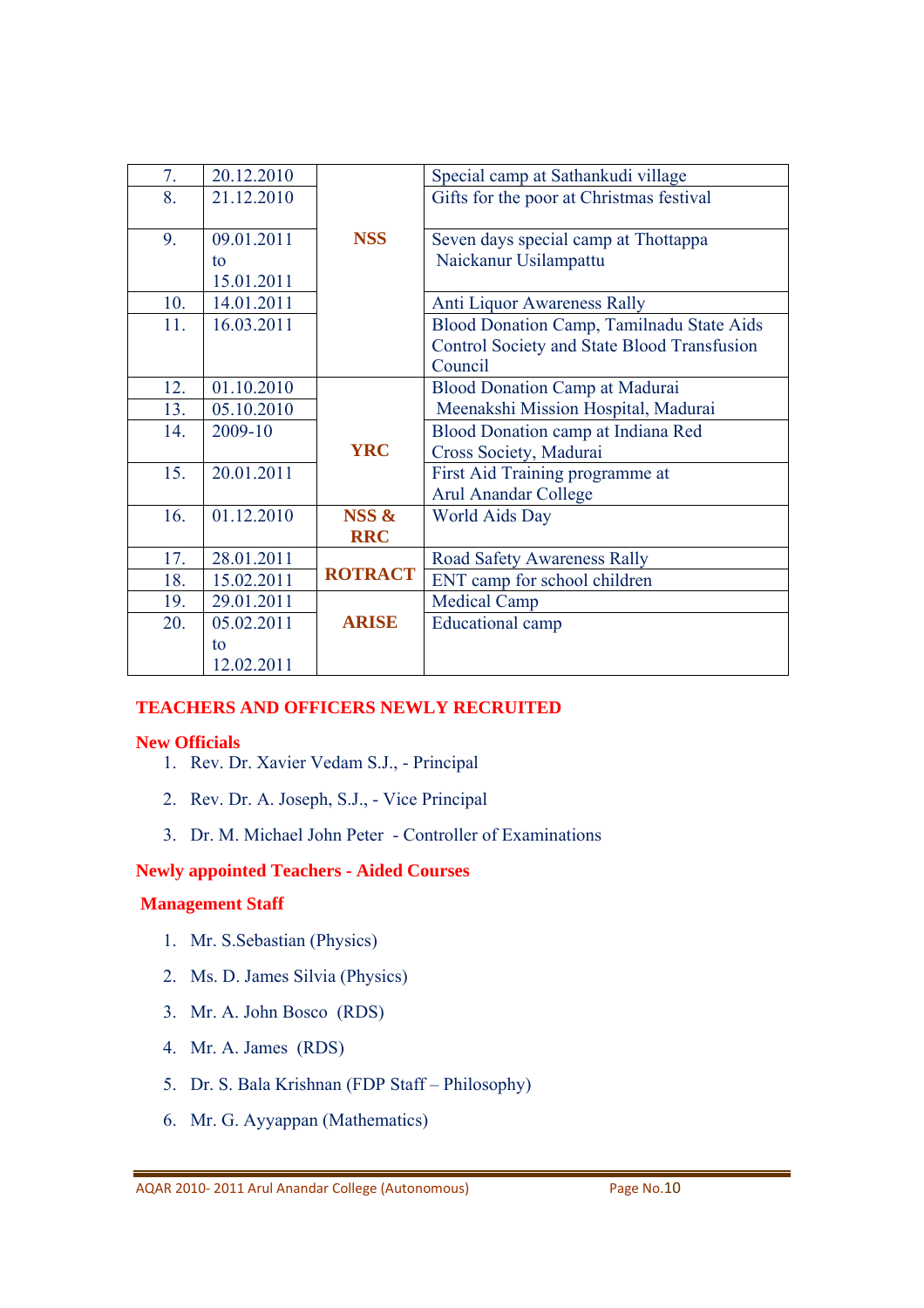| | | | |
|---|---|---|---|
| 7. | 20.12.2010 | NSS | Special camp at Sathankudi village |
| 8. | 21.12.2010 | | Gifts for the poor at Christmas festival |
| 9. | 09.01.2011 to 15.01.2011 | | Seven days special camp at Thottappa Naickanur Usilampattu |
| 10. | 14.01.2011 | | Anti Liquor Awareness Rally |
| 11. | 16.03.2011 | | Blood Donation Camp, Tamilnadu State Aids Control Society and State Blood Transfusion Council |
| 12. | 01.10.2010 | YRC | Blood Donation Camp at Madurai Meenakshi Mission Hospital, Madurai |
| 13. | 05.10.2010 | | |
| 14. | 2009-10 | | Blood Donation camp at Indiana Red Cross Society, Madurai |
| 15. | 20.01.2011 | | First Aid Training programme at Arul Anandar College |
| 16. | 01.12.2010 | NSS & RRC | World Aids Day |
| 17. | 28.01.2011 | ROTRACT | Road Safety Awareness Rally |
| 18. | 15.02.2011 | | ENT camp for school children |
| 19. | 29.01.2011 | ARISE | Medical Camp |
| 20. | 05.02.2011 to 12.02.2011 | | Educational camp |

## TEACHERS AND OFFICERS NEWLY RECRUITED

### New Officials

1. Rev. Dr. Xavier Vedam S.J., - Principal
2. Rev. Dr. A. Joseph, S.J., - Vice Principal
3. Dr. M. Michael John Peter - Controller of Examinations

### Newly appointed Teachers - Aided Courses

### Management Staff

1. Mr. S.Sebastian (Physics)
2. Ms. D. James Silvia (Physics)
3. Mr. A. John Bosco (RDS)
4. Mr. A. James (RDS)
5. Dr. S. Bala Krishnan (FDP Staff – Philosophy)
6. Mr. G. Ayyappan (Mathematics)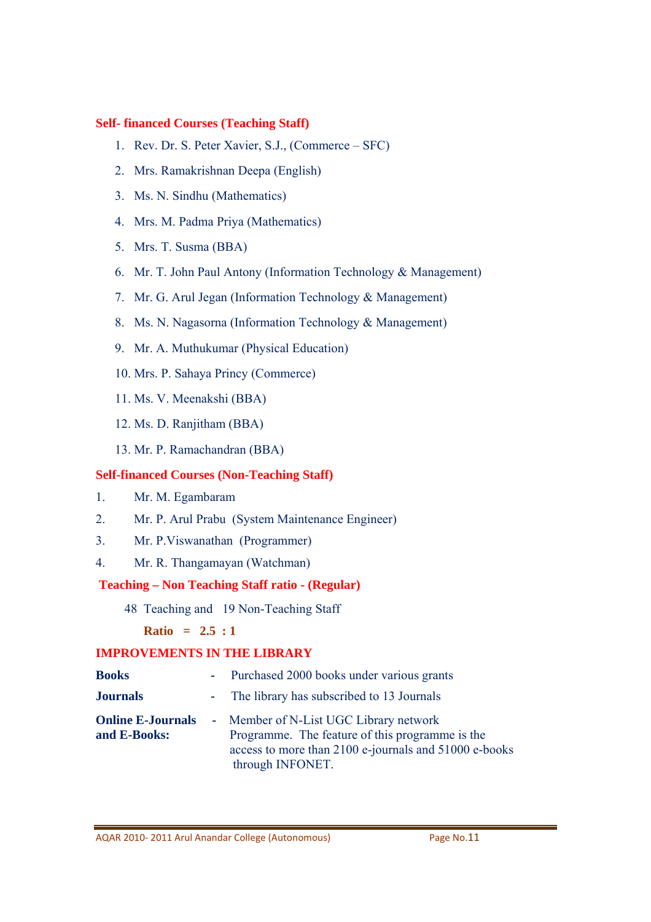### Self- financed Courses (Teaching Staff)

1. Rev. Dr. S. Peter Xavier, S.J., (Commerce – SFC)
2. Mrs. Ramakrishnan Deepa (English)
3. Ms. N. Sindhu (Mathematics)
4. Mrs. M. Padma Priya (Mathematics)
5. Mrs. T. Susma (BBA)
6. Mr. T. John Paul Antony (Information Technology & Management)
7. Mr. G. Arul Jegan (Information Technology & Management)
8. Ms. N. Nagasorna (Information Technology & Management)
9. Mr. A. Muthukumar (Physical Education)
10. Mrs. P. Sahaya Princy (Commerce)
11. Ms. V. Meenakshi (BBA)
12. Ms. D. Ranjitham (BBA)
13. Mr. P. Ramachandran (BBA)

### Self-financed Courses (Non-Teaching Staff)

1. Mr. M. Egambaram
2. Mr. P. Arul Prabu (System Maintenance Engineer)
3. Mr. P.Viswanathan (Programmer)
4. Mr. R. Thangamayan (Watchman)

### Teaching – Non Teaching Staff ratio - (Regular)

48 Teaching and 19 Non-Teaching Staff

**Ratio = 2.5 : 1**

### IMPROVEMENTS IN THE LIBRARY

**Books** - Purchased 2000 books under various grants

**Journals** - The library has subscribed to 13 Journals

**Online E-Journals and E-Books:** - Member of N-List UGC Library network Programme. The feature of this programme is the access to more than 2100 e-journals and 51000 e-books through INFONET.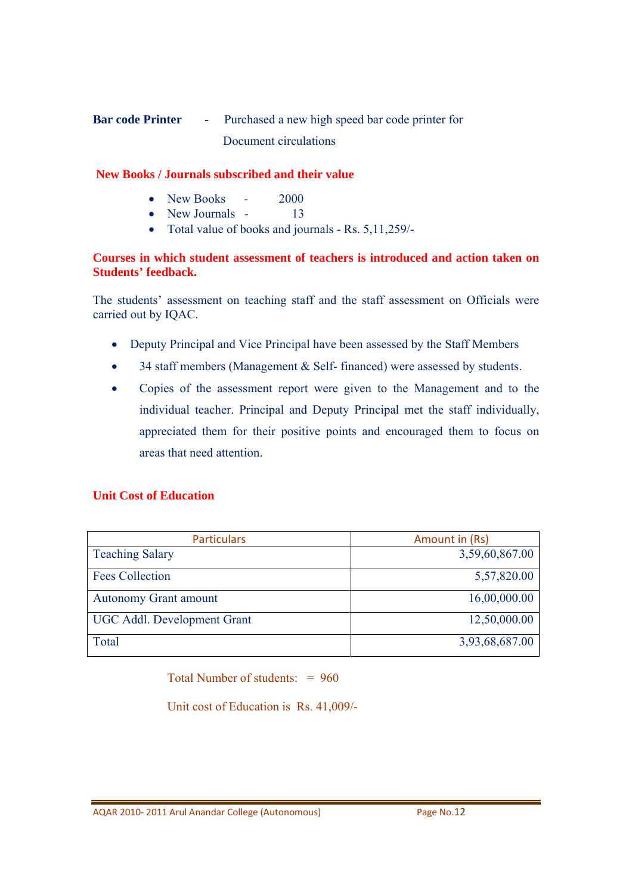**Bar code Printer** - Purchased a new high speed bar code printer for Document circulations

**New Books / Journals subscribed and their value**

- New Books - 2000
- New Journals - 13
- Total value of books and journals - Rs. 5,11,259/-

**Courses in which student assessment of teachers is introduced and action taken on Students' feedback.**

The students' assessment on teaching staff and the staff assessment on Officials were carried out by IQAC.

- Deputy Principal and Vice Principal have been assessed by the Staff Members
- 34 staff members (Management & Self- financed) were assessed by students.
- Copies of the assessment report were given to the Management and to the individual teacher. Principal and Deputy Principal met the staff individually, appreciated them for their positive points and encouraged them to focus on areas that need attention.

**Unit Cost of Education**

| Particulars | Amount in (Rs) |
|---|---|
| Teaching Salary | 3,59,60,867.00 |
| Fees Collection | 5,57,820.00 |
| Autonomy Grant amount | 16,00,000.00 |
| UGC Addl. Development Grant | 12,50,000.00 |
| Total | 3,93,68,687.00 |

Total Number of students: = 960

Unit cost of Education is Rs. 41,009/-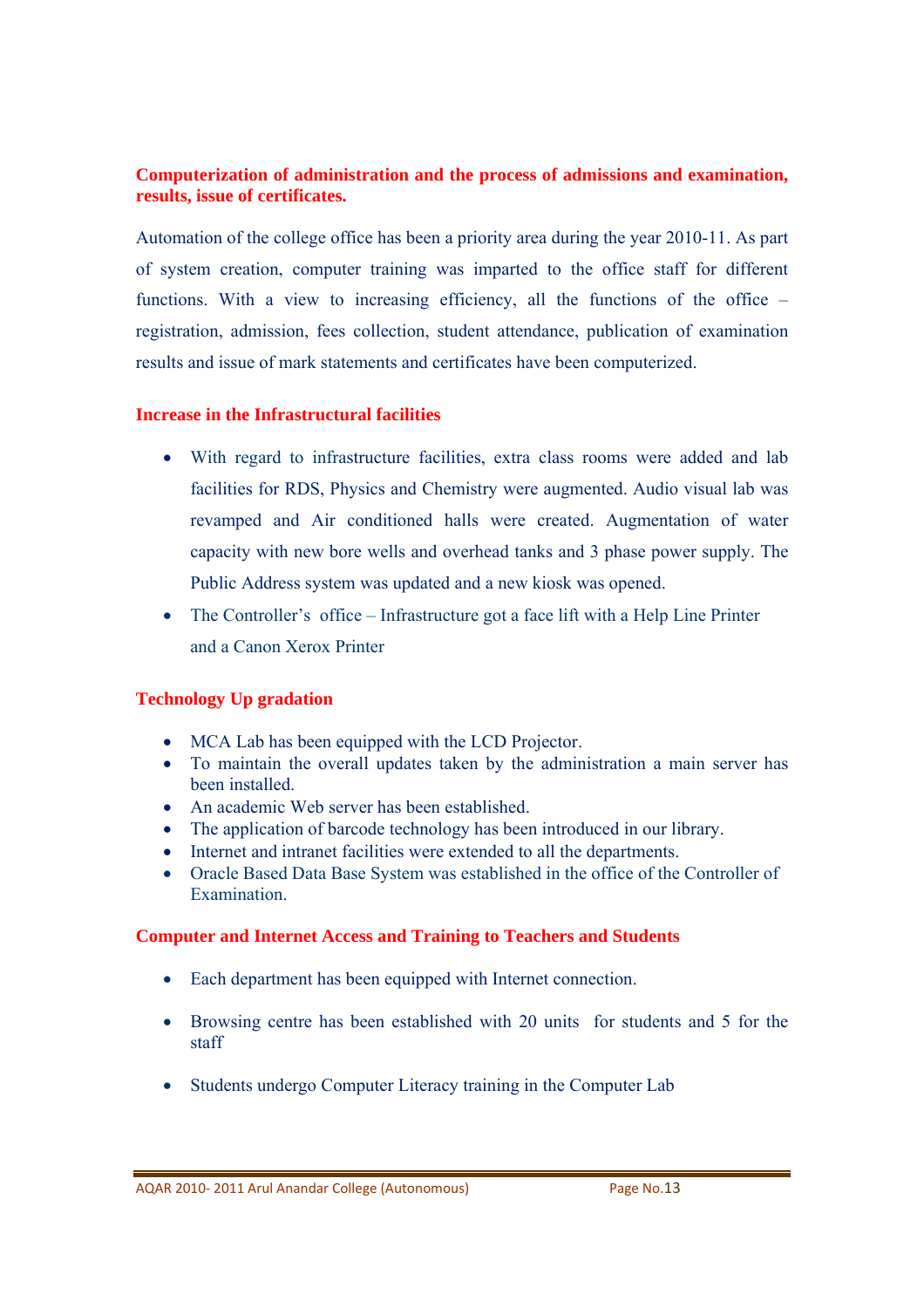**Computerization of administration and the process of admissions and examination, results, issue of certificates.**

Automation of the college office has been a priority area during the year 2010-11. As part of system creation, computer training was imparted to the office staff for different functions. With a view to increasing efficiency, all the functions of the office – registration, admission, fees collection, student attendance, publication of examination results and issue of mark statements and certificates have been computerized.

**Increase in the Infrastructural facilities**

- With regard to infrastructure facilities, extra class rooms were added and lab facilities for RDS, Physics and Chemistry were augmented. Audio visual lab was revamped and Air conditioned halls were created. Augmentation of water capacity with new bore wells and overhead tanks and 3 phase power supply. The Public Address system was updated and a new kiosk was opened.
- The Controller's office – Infrastructure got a face lift with a Help Line Printer and a Canon Xerox Printer

**Technology Up gradation**

- MCA Lab has been equipped with the LCD Projector.
- To maintain the overall updates taken by the administration a main server has been installed.
- An academic Web server has been established.
- The application of barcode technology has been introduced in our library.
- Internet and intranet facilities were extended to all the departments.
- Oracle Based Data Base System was established in the office of the Controller of Examination.

**Computer and Internet Access and Training to Teachers and Students**

- Each department has been equipped with Internet connection.
- Browsing centre has been established with 20 units for students and 5 for the staff
- Students undergo Computer Literacy training in the Computer Lab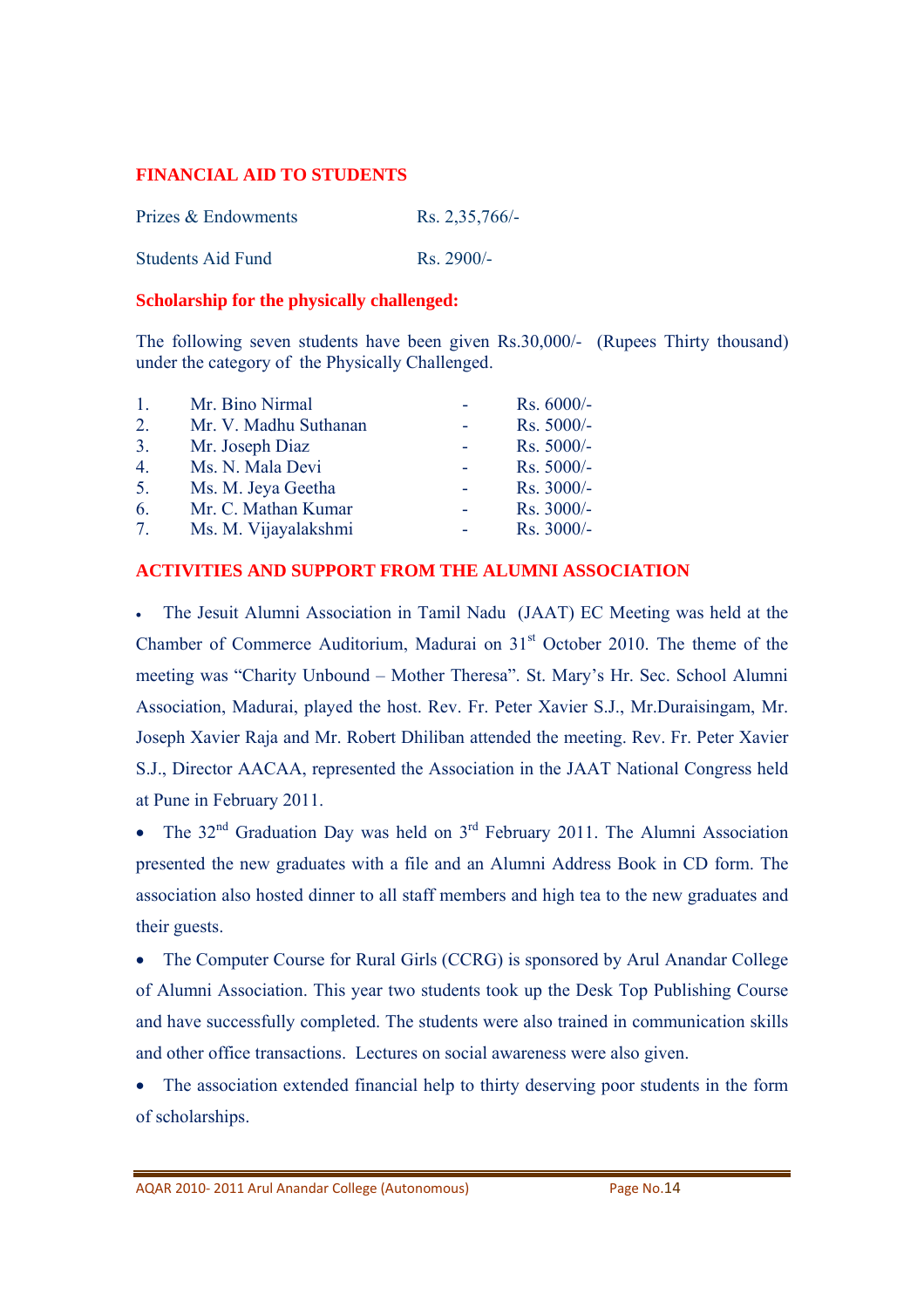## FINANCIAL AID TO STUDENTS

| | |
|---|---|
| Prizes & Endowments | Rs. 2,35,766/- |
| Students Aid Fund | Rs. 2900/- |

### Scholarship for the physically challenged:

The following seven students have been given Rs.30,000/- (Rupees Thirty thousand) under the category of the Physically Challenged.

| | | | |
|---|---|---|---|
| 1. | Mr. Bino Nirmal | - | Rs. 6000/- |
| 2. | Mr. V. Madhu Suthanan | - | Rs. 5000/- |
| 3. | Mr. Joseph Diaz | - | Rs. 5000/- |
| 4. | Ms. N. Mala Devi | - | Rs. 5000/- |
| 5. | Ms. M. Jeya Geetha | - | Rs. 3000/- |
| 6. | Mr. C. Mathan Kumar | - | Rs. 3000/- |
| 7. | Ms. M. Vijayalakshmi | - | Rs. 3000/- |

## ACTIVITIES AND SUPPORT FROM THE ALUMNI ASSOCIATION

- The Jesuit Alumni Association in Tamil Nadu (JAAT) EC Meeting was held at the Chamber of Commerce Auditorium, Madurai on 31st October 2010. The theme of the meeting was "Charity Unbound – Mother Theresa". St. Mary's Hr. Sec. School Alumni Association, Madurai, played the host. Rev. Fr. Peter Xavier S.J., Mr.Duraisingam, Mr. Joseph Xavier Raja and Mr. Robert Dhiliban attended the meeting. Rev. Fr. Peter Xavier S.J., Director AACAA, represented the Association in the JAAT National Congress held at Pune in February 2011.
- The 32nd Graduation Day was held on 3rd February 2011. The Alumni Association presented the new graduates with a file and an Alumni Address Book in CD form. The association also hosted dinner to all staff members and high tea to the new graduates and their guests.
- The Computer Course for Rural Girls (CCRG) is sponsored by Arul Anandar College of Alumni Association. This year two students took up the Desk Top Publishing Course and have successfully completed. The students were also trained in communication skills and other office transactions. Lectures on social awareness were also given.
- The association extended financial help to thirty deserving poor students in the form of scholarships.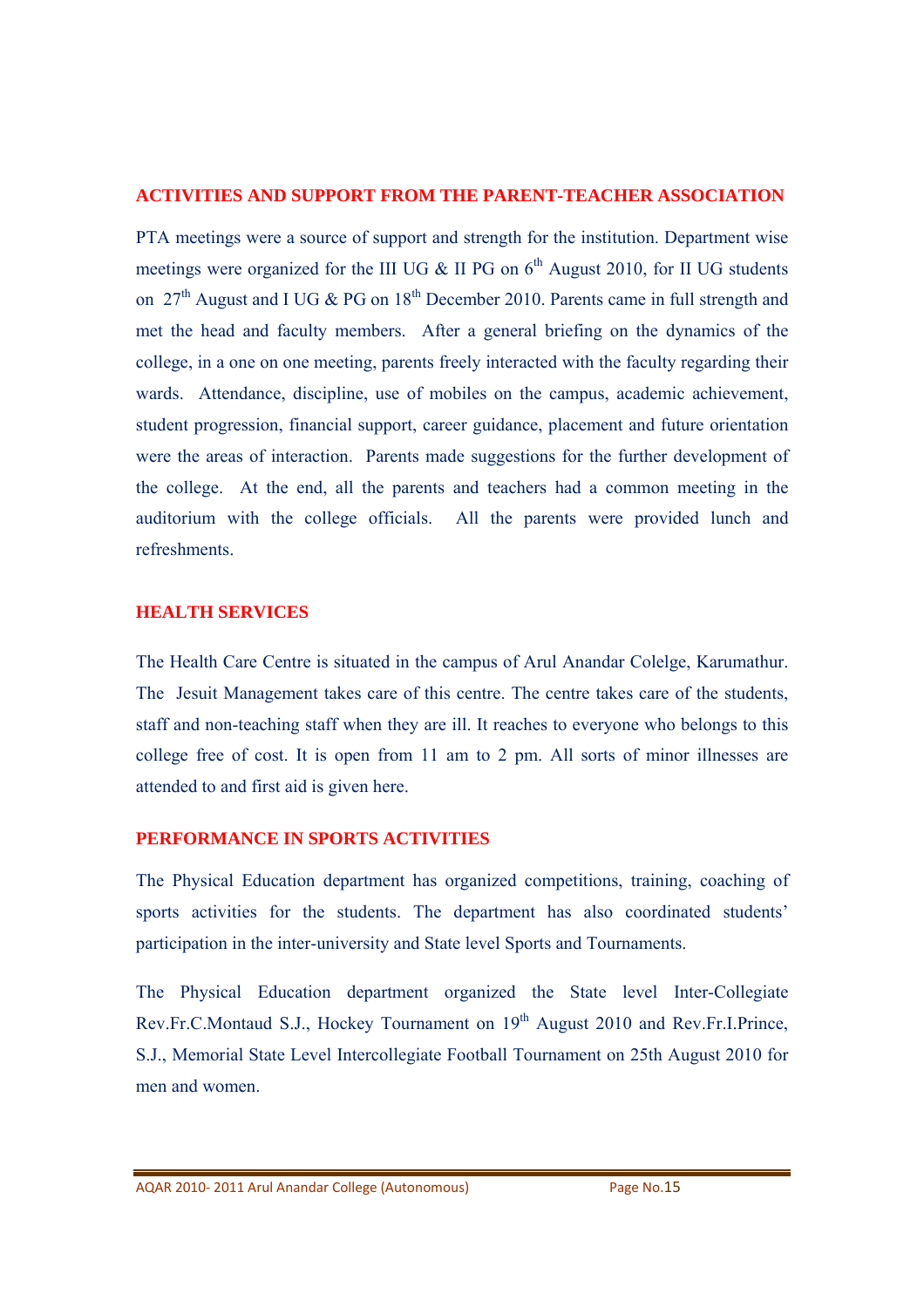## ACTIVITIES AND SUPPORT FROM THE PARENT-TEACHER ASSOCIATION

PTA meetings were a source of support and strength for the institution. Department wise meetings were organized for the III UG & II PG on 6th August 2010, for II UG students on 27th August and I UG & PG on 18th December 2010. Parents came in full strength and met the head and faculty members. After a general briefing on the dynamics of the college, in a one on one meeting, parents freely interacted with the faculty regarding their wards. Attendance, discipline, use of mobiles on the campus, academic achievement, student progression, financial support, career guidance, placement and future orientation were the areas of interaction. Parents made suggestions for the further development of the college. At the end, all the parents and teachers had a common meeting in the auditorium with the college officials. All the parents were provided lunch and refreshments.

## HEALTH SERVICES

The Health Care Centre is situated in the campus of Arul Anandar Colelge, Karumathur. The Jesuit Management takes care of this centre. The centre takes care of the students, staff and non-teaching staff when they are ill. It reaches to everyone who belongs to this college free of cost. It is open from 11 am to 2 pm. All sorts of minor illnesses are attended to and first aid is given here.

## PERFORMANCE IN SPORTS ACTIVITIES

The Physical Education department has organized competitions, training, coaching of sports activities for the students. The department has also coordinated students' participation in the inter-university and State level Sports and Tournaments.

The Physical Education department organized the State level Inter-Collegiate Rev.Fr.C.Montaud S.J., Hockey Tournament on 19th August 2010 and Rev.Fr.I.Prince, S.J., Memorial State Level Intercollegiate Football Tournament on 25th August 2010 for men and women.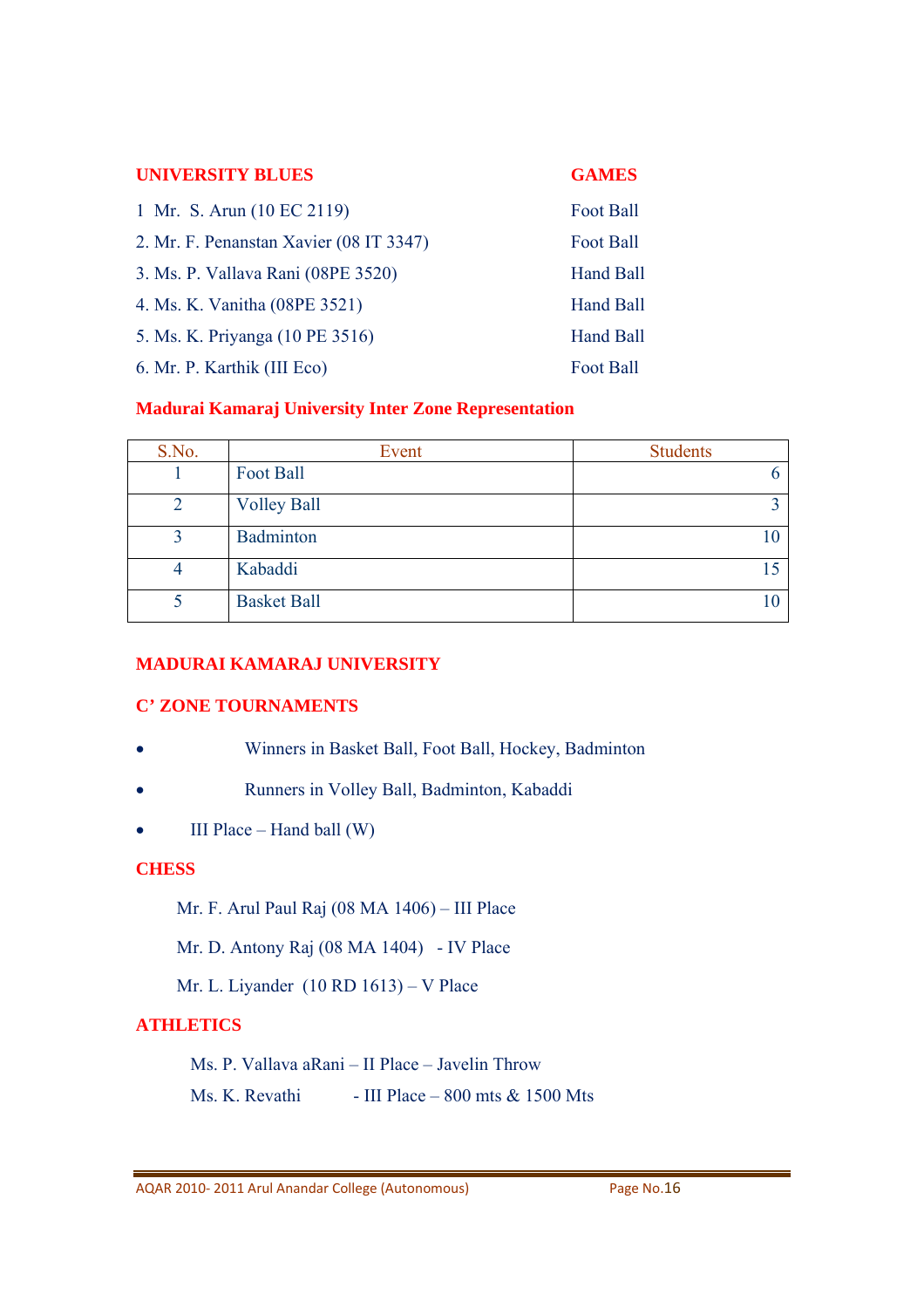| UNIVERSITY BLUES | GAMES |
|---|---|
| 1 Mr. S. Arun (10 EC 2119) | Foot Ball |
| 2. Mr. F. Penanstan Xavier (08 IT 3347) | Foot Ball |
| 3. Ms. P. Vallava Rani (08PE 3520) | Hand Ball |
| 4. Ms. K. Vanitha (08PE 3521) | Hand Ball |
| 5. Ms. K. Priyanga (10 PE 3516) | Hand Ball |
| 6. Mr. P. Karthik (III Eco) | Foot Ball |

**Madurai Kamaraj University Inter Zone Representation**

| S.No. | Event | Students |
|---|---|---|
| 1 | Foot Ball | 6 |
| 2 | Volley Ball | 3 |
| 3 | Badminton | 10 |
| 4 | Kabaddi | 15 |
| 5 | Basket Ball | 10 |

**MADURAI KAMARAJ UNIVERSITY**

**C' ZONE TOURNAMENTS**

- Winners in Basket Ball, Foot Ball, Hockey, Badminton
- Runners in Volley Ball, Badminton, Kabaddi
- III Place – Hand ball (W)

**CHESS**

Mr. F. Arul Paul Raj (08 MA 1406) – III Place

Mr. D. Antony Raj (08 MA 1404) - IV Place

Mr. L. Liyander (10 RD 1613) – V Place

**ATHLETICS**

Ms. P. Vallava aRani – II Place – Javelin Throw

Ms. K. Revathi - III Place – 800 mts & 1500 Mts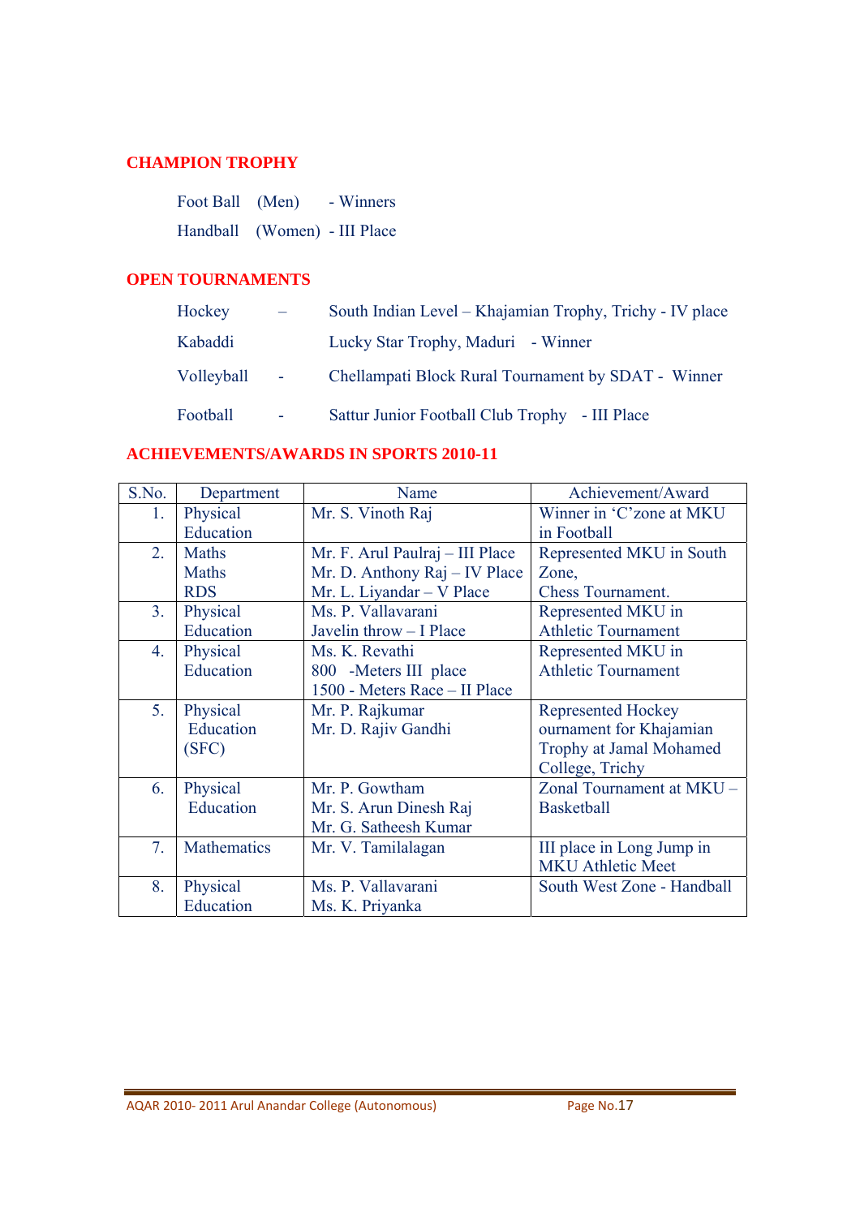## CHAMPION TROPHY

Foot Ball (Men) - Winners

Handball (Women) - III Place

## OPEN TOURNAMENTS

Hockey – South Indian Level – Khajamian Trophy, Trichy - IV place

Kabaddi Lucky Star Trophy, Maduri - Winner

Volleyball - Chellampati Block Rural Tournament by SDAT - Winner

Football - Sattur Junior Football Club Trophy - III Place

## ACHIEVEMENTS/AWARDS IN SPORTS 2010-11

| S.No. | Department | Name | Achievement/Award |
|---|---|---|---|
| 1. | Physical Education | Mr. S. Vinoth Raj | Winner in 'C'zone at MKU in Football |
| 2. | Maths<br>Maths<br>RDS | Mr. F. Arul Paulraj – III Place<br>Mr. D. Anthony Raj – IV Place<br>Mr. L. Liyandar – V Place | Represented MKU in South Zone,<br>Chess Tournament. |
| 3. | Physical Education | Ms. P. Vallavarani<br>Javelin throw – I Place | Represented MKU in Athletic Tournament |
| 4. | Physical Education | Ms. K. Revathi<br>800 -Meters III place<br>1500 - Meters Race – II Place | Represented MKU in Athletic Tournament |
| 5. | Physical Education (SFC) | Mr. P. Rajkumar<br>Mr. D. Rajiv Gandhi | Represented Hockey ournament for Khajamian Trophy at Jamal Mohamed College, Trichy |
| 6. | Physical Education | Mr. P. Gowtham<br>Mr. S. Arun Dinesh Raj<br>Mr. G. Satheesh Kumar | Zonal Tournament at MKU – Basketball |
| 7. | Mathematics | Mr. V. Tamilalagan | III place in Long Jump in MKU Athletic Meet |
| 8. | Physical Education | Ms. P. Vallavarani<br>Ms. K. Priyanka | South West Zone - Handball |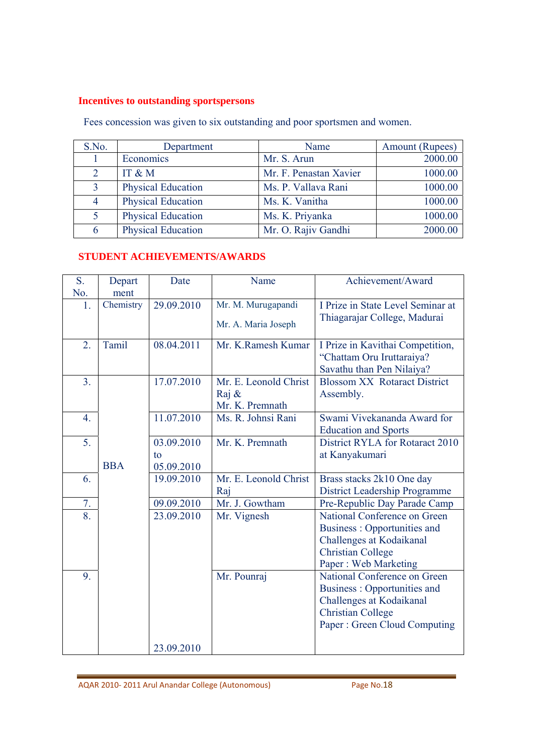## Incentives to outstanding sportspersons

Fees concession was given to six outstanding and poor sportsmen and women.

| S.No. | Department | Name | Amount (Rupees) |
|---|---|---|---|
| 1 | Economics | Mr. S. Arun | 2000.00 |
| 2 | IT & M | Mr. F. Penastan Xavier | 1000.00 |
| 3 | Physical Education | Ms. P. Vallava Rani | 1000.00 |
| 4 | Physical Education | Ms. K. Vanitha | 1000.00 |
| 5 | Physical Education | Ms. K. Priyanka | 1000.00 |
| 6 | Physical Education | Mr. O. Rajiv Gandhi | 2000.00 |

## STUDENT ACHIEVEMENTS/AWARDS

| S. No. | Department | Date | Name | Achievement/Award |
|---|---|---|---|---|
| 1. | Chemistry | 29.09.2010 | Mr. M. Murugapandi<br>Mr. A. Maria Joseph | I Prize in State Level Seminar at Thiagarajar College, Madurai |
| 2. | Tamil | 08.04.2011 | Mr. K.Ramesh Kumar | I Prize in Kavithai Competition, "Chattam Oru Iruttaraiya? Savathu than Pen Nilaiya? |
| 3. | BBA | 17.07.2010 | Mr. E. Leonold Christ Raj &<br>Mr. K. Premnath | Blossom XX Rotaract District Assembly. |
| 4. | | 11.07.2010 | Ms. R. Johnsi Rani | Swami Vivekananda Award for Education and Sports |
| 5. | | 03.09.2010 to 05.09.2010 | Mr. K. Premnath | District RYLA for Rotaract 2010 at Kanyakumari |
| 6. | | 19.09.2010 | Mr. E. Leonold Christ Raj | Brass stacks 2k10 One day District Leadership Programme |
| 7. | | 09.09.2010 | Mr. J. Gowtham | Pre-Republic Day Parade Camp |
| 8. | | 23.09.2010 | Mr. Vignesh | National Conference on Green Business : Opportunities and Challenges at Kodaikanal Christian College<br>Paper : Web Marketing |
| 9. | | 23.09.2010 | Mr. Pounraj | National Conference on Green Business : Opportunities and Challenges at Kodaikanal Christian College<br>Paper : Green Cloud Computing |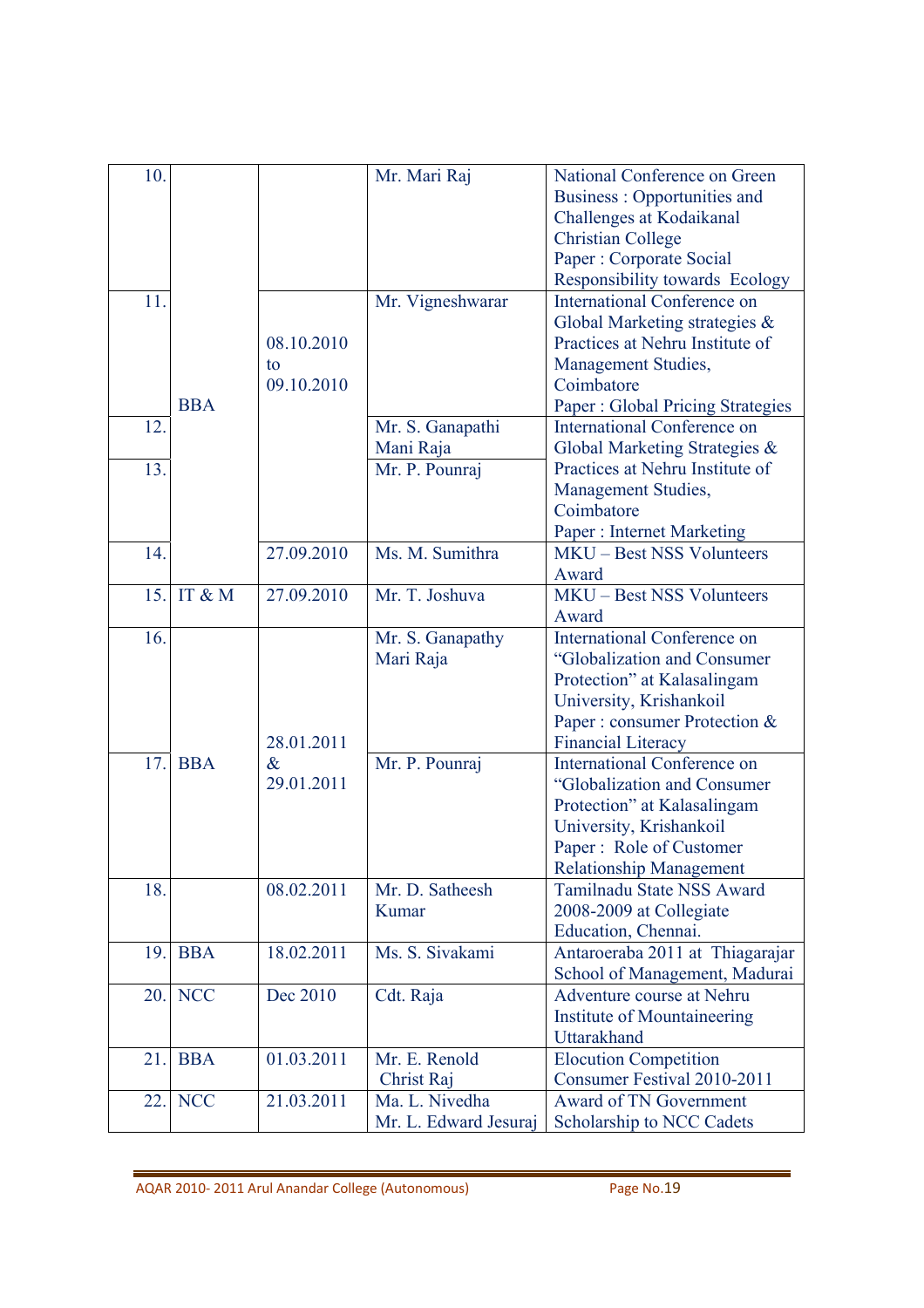| | | | | |
|---|---|---|---|---|
| 10. | | | Mr. Mari Raj | National Conference on Green Business : Opportunities and Challenges at Kodaikanal Christian College<br>Paper : Corporate Social Responsibility towards Ecology |
| 11. | BBA | 08.10.2010 to 09.10.2010 | Mr. Vigneshwarar | International Conference on Global Marketing strategies & Practices at Nehru Institute of Management Studies, Coimbatore<br>Paper : Global Pricing Strategies |
| 12. | | | Mr. S. Ganapathi Mani Raja | International Conference on Global Marketing Strategies & Practices at Nehru Institute of Management Studies, Coimbatore<br>Paper : Internet Marketing |
| 13. | | | Mr. P. Pounraj | |
| 14. | | 27.09.2010 | Ms. M. Sumithra | MKU – Best NSS Volunteers Award |
| 15. | IT & M | 27.09.2010 | Mr. T. Joshuva | MKU – Best NSS Volunteers Award |
| 16. | BBA | 28.01.2011 & 29.01.2011 | Mr. S. Ganapathy Mari Raja | International Conference on "Globalization and Consumer Protection" at Kalasalingam University, Krishankoil<br>Paper : consumer Protection & Financial Literacy |
| 17. | | | Mr. P. Pounraj | International Conference on "Globalization and Consumer Protection" at Kalasalingam University, Krishankoil<br>Paper : Role of Customer Relationship Management |
| 18. | | 08.02.2011 | Mr. D. Satheesh Kumar | Tamilnadu State NSS Award 2008-2009 at Collegiate Education, Chennai. |
| 19. | BBA | 18.02.2011 | Ms. S. Sivakami | Antaroeraba 2011 at Thiagarajar School of Management, Madurai |
| 20. | NCC | Dec 2010 | Cdt. Raja | Adventure course at Nehru Institute of Mountaineering Uttarakhand |
| 21. | BBA | 01.03.2011 | Mr. E. Renold Christ Raj | Elocution Competition Consumer Festival 2010-2011 |
| 22. | NCC | 21.03.2011 | Ma. L. Nivedha<br>Mr. L. Edward Jesuraj | Award of TN Government Scholarship to NCC Cadets |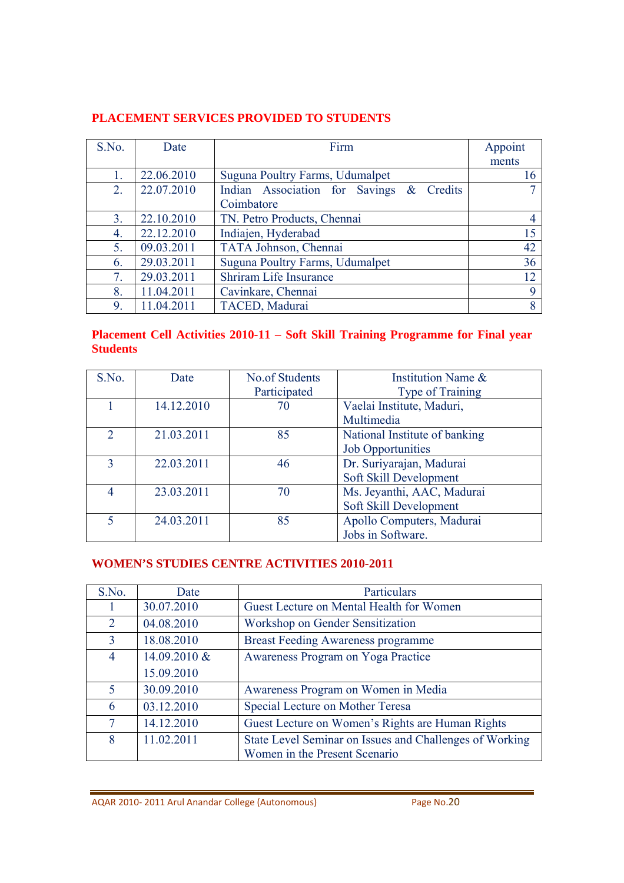## PLACEMENT SERVICES PROVIDED TO STUDENTS

| S.No. | Date | Firm | Appoint ments |
|---|---|---|---|
| 1. | 22.06.2010 | Suguna Poultry Farms, Udumalpet | 16 |
| 2. | 22.07.2010 | Indian Association for Savings & Credits Coimbatore | 7 |
| 3. | 22.10.2010 | TN. Petro Products, Chennai | 4 |
| 4. | 22.12.2010 | Indiajen, Hyderabad | 15 |
| 5. | 09.03.2011 | TATA Johnson, Chennai | 42 |
| 6. | 29.03.2011 | Suguna Poultry Farms, Udumalpet | 36 |
| 7. | 29.03.2011 | Shriram Life Insurance | 12 |
| 8. | 11.04.2011 | Cavinkare, Chennai | 9 |
| 9. | 11.04.2011 | TACED, Madurai | 8 |

## Placement Cell Activities 2010-11 – Soft Skill Training Programme for Final year Students

| S.No. | Date | No.of Students Participated | Institution Name & Type of Training |
|---|---|---|---|
| 1 | 14.12.2010 | 70 | Vaelai Institute, Maduri, Multimedia |
| 2 | 21.03.2011 | 85 | National Institute of banking Job Opportunities |
| 3 | 22.03.2011 | 46 | Dr. Suriyarajan, Madurai Soft Skill Development |
| 4 | 23.03.2011 | 70 | Ms. Jeyanthi, AAC, Madurai Soft Skill Development |
| 5 | 24.03.2011 | 85 | Apollo Computers, Madurai Jobs in Software. |

## WOMEN'S STUDIES CENTRE ACTIVITIES 2010-2011

| S.No. | Date | Particulars |
|---|---|---|
| 1 | 30.07.2010 | Guest Lecture on Mental Health for Women |
| 2 | 04.08.2010 | Workshop on Gender Sensitization |
| 3 | 18.08.2010 | Breast Feeding Awareness programme |
| 4 | 14.09.2010 & 15.09.2010 | Awareness Program on Yoga Practice |
| 5 | 30.09.2010 | Awareness Program on Women in Media |
| 6 | 03.12.2010 | Special Lecture on Mother Teresa |
| 7 | 14.12.2010 | Guest Lecture on Women's Rights are Human Rights |
| 8 | 11.02.2011 | State Level Seminar on Issues and Challenges of Working Women in the Present Scenario |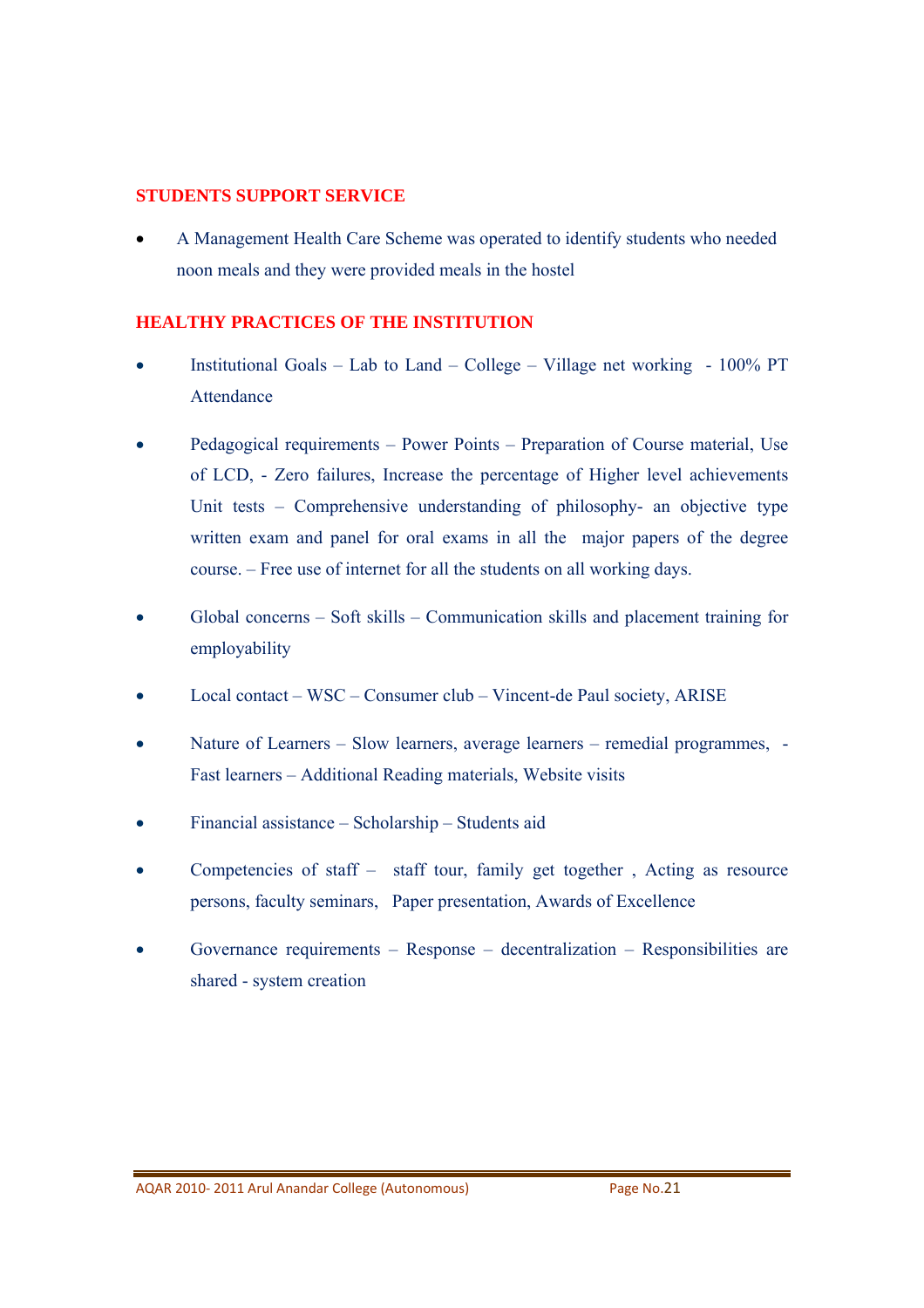## STUDENTS SUPPORT SERVICE

- A Management Health Care Scheme was operated to identify students who needed noon meals and they were provided meals in the hostel

## HEALTHY PRACTICES OF THE INSTITUTION

- Institutional Goals – Lab to Land – College – Village net working - 100% PT Attendance
- Pedagogical requirements – Power Points – Preparation of Course material, Use of LCD, - Zero failures, Increase the percentage of Higher level achievements Unit tests – Comprehensive understanding of philosophy- an objective type written exam and panel for oral exams in all the major papers of the degree course. – Free use of internet for all the students on all working days.
- Global concerns – Soft skills – Communication skills and placement training for employability
- Local contact – WSC – Consumer club – Vincent-de Paul society, ARISE
- Nature of Learners – Slow learners, average learners – remedial programmes, - Fast learners – Additional Reading materials, Website visits
- Financial assistance – Scholarship – Students aid
- Competencies of staff – staff tour, family get together , Acting as resource persons, faculty seminars, Paper presentation, Awards of Excellence
- Governance requirements – Response – decentralization – Responsibilities are shared - system creation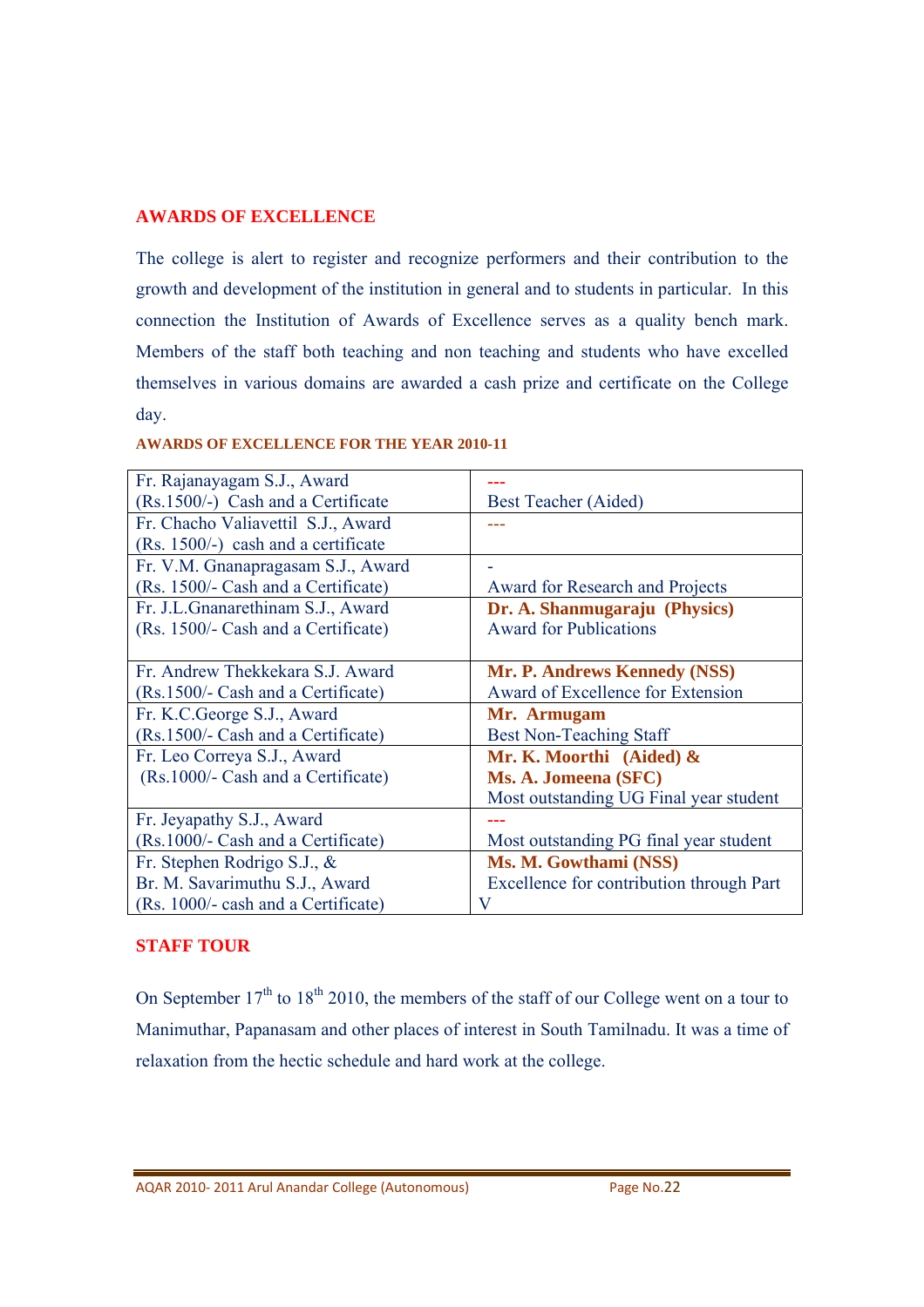## AWARDS OF EXCELLENCE

The college is alert to register and recognize performers and their contribution to the growth and development of the institution in general and to students in particular. In this connection the Institution of Awards of Excellence serves as a quality bench mark. Members of the staff both teaching and non teaching and students who have excelled themselves in various domains are awarded a cash prize and certificate on the College day.

### AWARDS OF EXCELLENCE FOR THE YEAR 2010-11

| Award | Recipient |
|---|---|
| Fr. Rajanayagam S.J., Award (Rs.1500/-) Cash and a Certificate | --- Best Teacher (Aided) |
| Fr. Chacho Valiavettil S.J., Award (Rs. 1500/-) cash and a certificate | --- |
| Fr. V.M. Gnanapragasam S.J., Award (Rs. 1500/- Cash and a Certificate) | - Award for Research and Projects |
| Fr. J.L.Gnanarethinam S.J., Award (Rs. 1500/- Cash and a Certificate) | **Dr. A. Shanmugaraju (Physics)** Award for Publications |
| Fr. Andrew Thekkekara S.J. Award (Rs.1500/- Cash and a Certificate) | **Mr. P. Andrews Kennedy (NSS)** Award of Excellence for Extension |
| Fr. K.C.George S.J., Award (Rs.1500/- Cash and a Certificate) | **Mr. Armugam** Best Non-Teaching Staff |
| Fr. Leo Correya S.J., Award (Rs.1000/- Cash and a Certificate) | **Mr. K. Moorthi (Aided) & Ms. A. Jomeena (SFC)** Most outstanding UG Final year student |
| Fr. Jeyapathy S.J., Award (Rs.1000/- Cash and a Certificate) | --- Most outstanding PG final year student |
| Fr. Stephen Rodrigo S.J., & Br. M. Savarimuthu S.J., Award (Rs. 1000/- cash and a Certificate) | **Ms. M. Gowthami (NSS)** Excellence for contribution through Part V |

## STAFF TOUR

On September 17th to 18th 2010, the members of the staff of our College went on a tour to Manimuthar, Papanasam and other places of interest in South Tamilnadu. It was a time of relaxation from the hectic schedule and hard work at the college.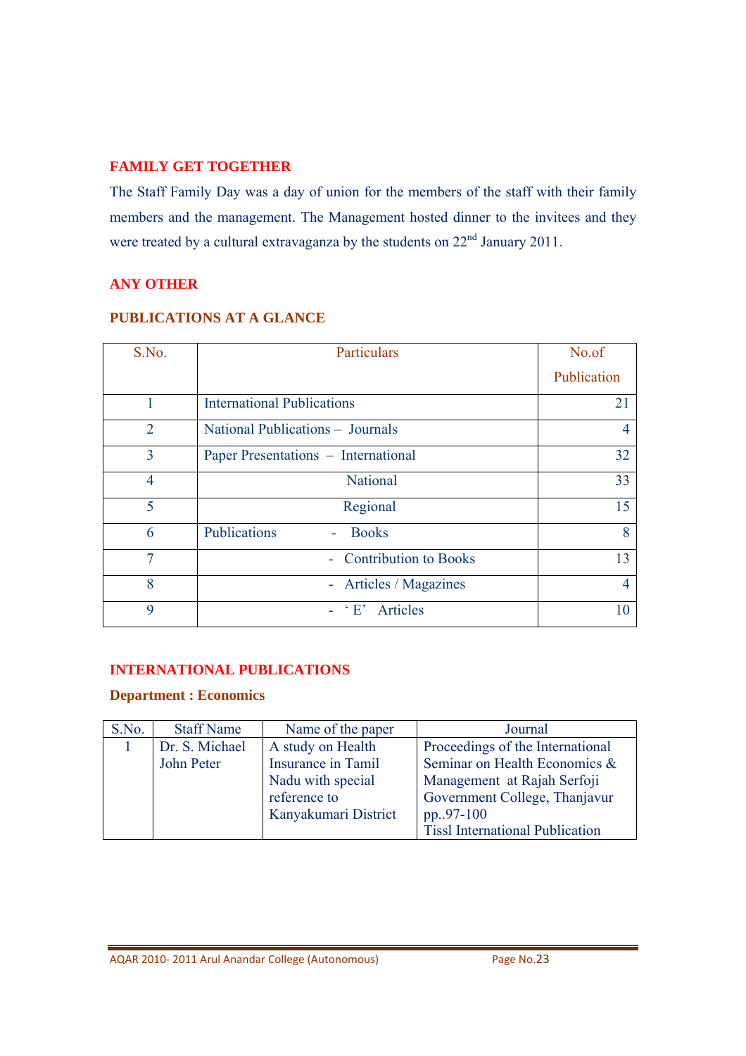### FAMILY GET TOGETHER

The Staff Family Day was a day of union for the members of the staff with their family members and the management. The Management hosted dinner to the invitees and they were treated by a cultural extravaganza by the students on 22nd January 2011.

### ANY OTHER

### PUBLICATIONS AT A GLANCE

| S.No. | Particulars | No.of Publication |
|---|---|---|
| 1 | International Publications | 21 |
| 2 | National Publications – Journals | 4 |
| 3 | Paper Presentations – International | 32 |
| 4 | National | 33 |
| 5 | Regional | 15 |
| 6 | Publications - Books | 8 |
| 7 | - Contribution to Books | 13 |
| 8 | - Articles / Magazines | 4 |
| 9 | - 'E' Articles | 10 |

### INTERNATIONAL PUBLICATIONS

**Department : Economics**

| S.No. | Staff Name | Name of the paper | Journal |
|---|---|---|---|
| 1 | Dr. S. Michael John Peter | A study on Health Insurance in Tamil Nadu with special reference to Kanyakumari District | Proceedings of the International Seminar on Health Economics & Management at Rajah Serfoji Government College, Thanjavur pp..97-100 Tissl International Publication |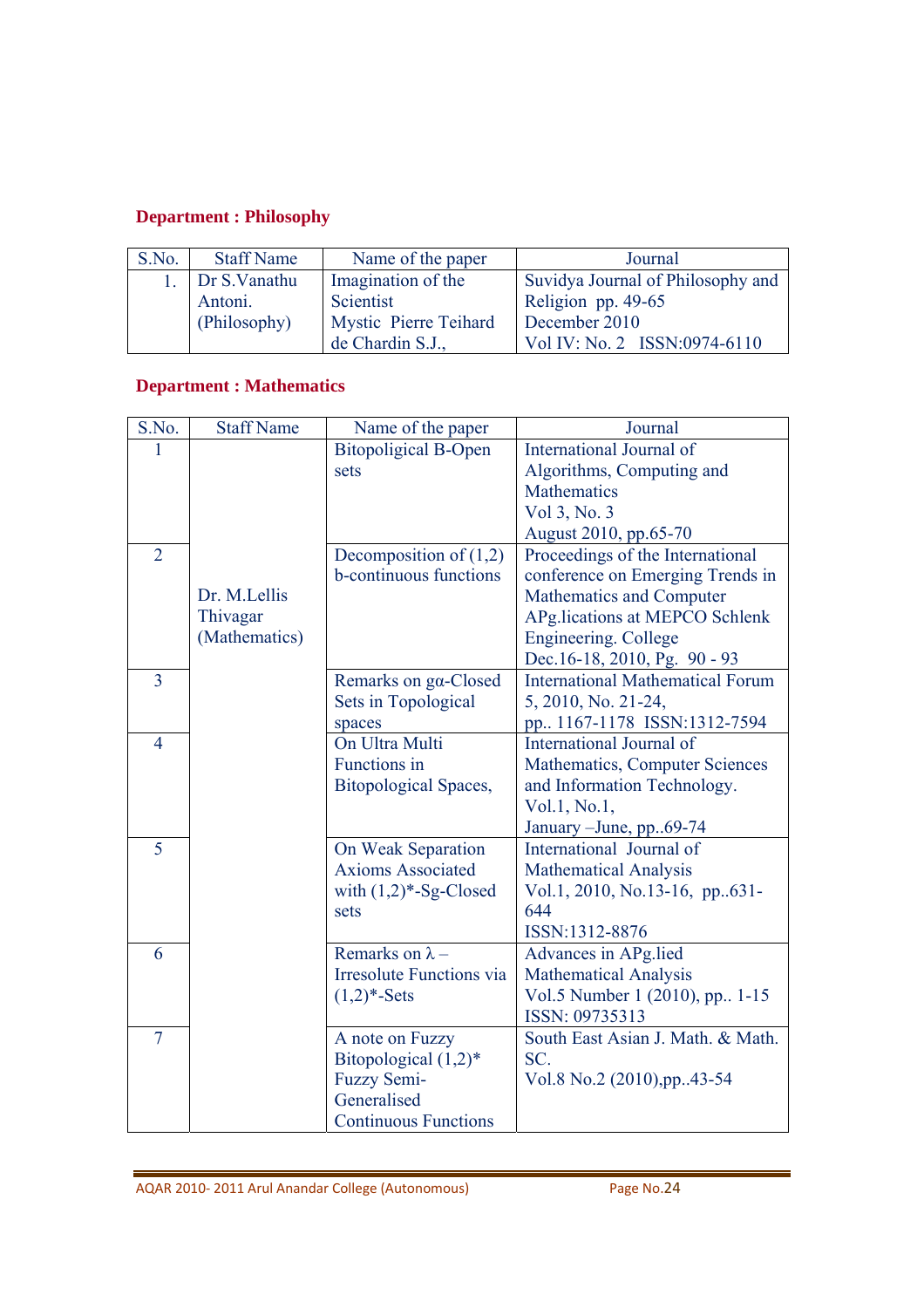**Department : Philosophy**

| S.No. | Staff Name | Name of the paper | Journal |
|---|---|---|---|
| 1. | Dr S.Vanathu Antoni. (Philosophy) | Imagination of the Scientist Mystic Pierre Teihard de Chardin S.J., | Suvidya Journal of Philosophy and Religion pp. 49-65 December 2010 Vol IV: No. 2 ISSN:0974-6110 |

**Department : Mathematics**

| S.No. | Staff Name | Name of the paper | Journal |
|---|---|---|---|
| 1 | Dr. M.Lellis Thivagar (Mathematics) | Bitopoligical B-Open sets | International Journal of Algorithms, Computing and Mathematics Vol 3, No. 3 August 2010, pp.65-70 |
| 2 | | Decomposition of (1,2) b-continuous functions | Proceedings of the International conference on Emerging Trends in Mathematics and Computer APg.lications at MEPCO Schlenk Engineering. College Dec.16-18, 2010, Pg. 90 - 93 |
| 3 | | Remarks on gα-Closed Sets in Topological spaces | International Mathematical Forum 5, 2010, No. 21-24, pp.. 1167-1178 ISSN:1312-7594 |
| 4 | | On Ultra Multi Functions in Bitopological Spaces, | International Journal of Mathematics, Computer Sciences and Information Technology. Vol.1, No.1, January –June, pp..69-74 |
| 5 | | On Weak Separation Axioms Associated with (1,2)*-Sg-Closed sets | International Journal of Mathematical Analysis Vol.1, 2010, No.13-16, pp..631-644 ISSN:1312-8876 |
| 6 | | Remarks on λ – Irresolute Functions via (1,2)*-Sets | Advances in APg.lied Mathematical Analysis Vol.5 Number 1 (2010), pp.. 1-15 ISSN: 09735313 |
| 7 | | A note on Fuzzy Bitopological (1,2)* Fuzzy Semi-Generalised Continuous Functions | South East Asian J. Math. & Math. SC. Vol.8 No.2 (2010),pp..43-54 |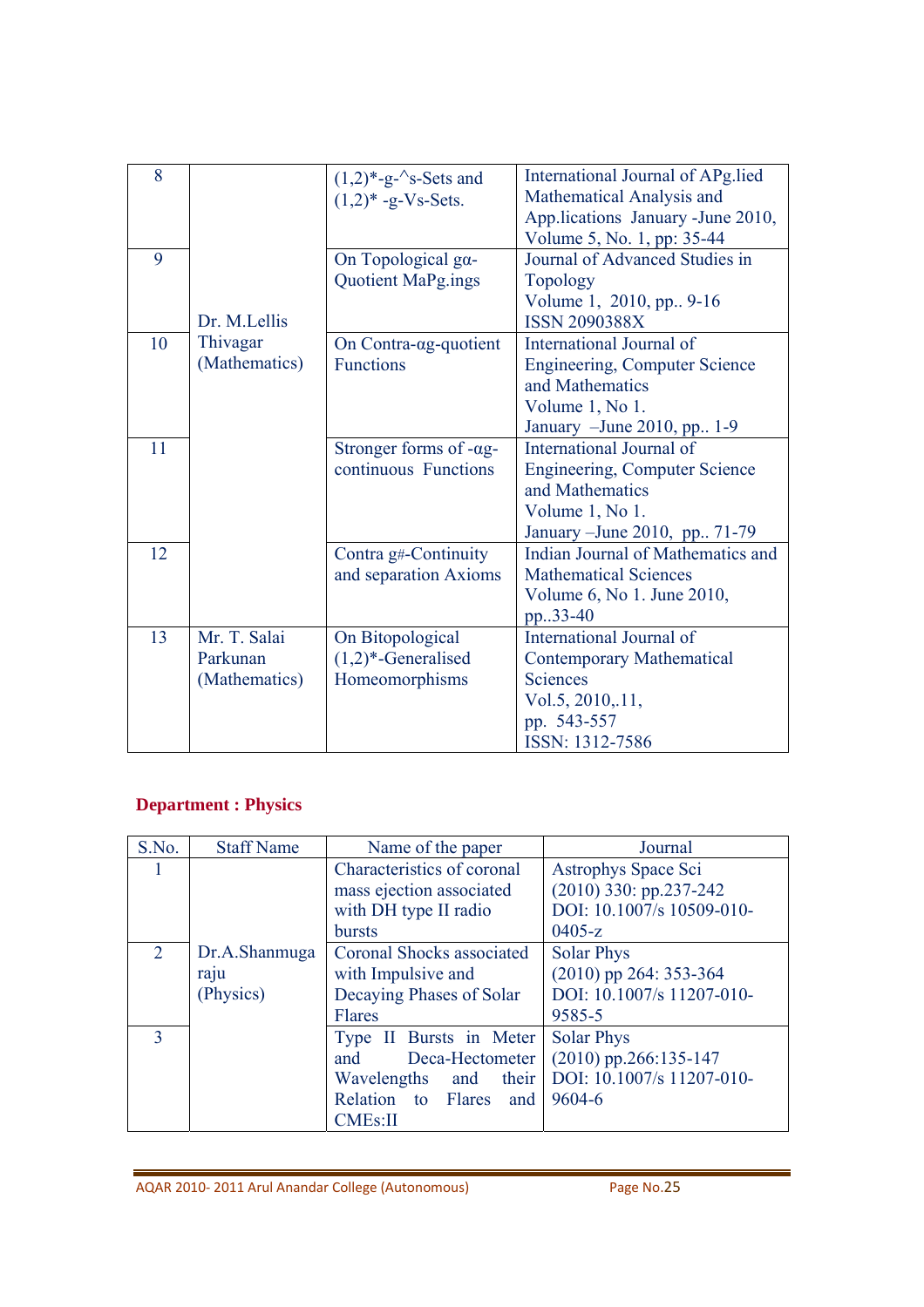| | | | |
|---|---|---|---|
| 8 | Dr. M.Lellis Thivagar (Mathematics) | (1,2)*-g-^s-Sets and (1,2)* -g-Vs-Sets. | International Journal of APg.lied Mathematical Analysis and App.lications January -June 2010, Volume 5, No. 1, pp: 35-44 |
| 9 | | On Topological gα-Quotient MaPg.ings | Journal of Advanced Studies in Topology Volume 1, 2010, pp.. 9-16 ISSN 2090388X |
| 10 | | On Contra-αg-quotient Functions | International Journal of Engineering, Computer Science and Mathematics Volume 1, No 1. January –June 2010, pp.. 1-9 |
| 11 | | Stronger forms of -αg-continuous Functions | International Journal of Engineering, Computer Science and Mathematics Volume 1, No 1. January –June 2010, pp.. 71-79 |
| 12 | | Contra g#-Continuity and separation Axioms | Indian Journal of Mathematics and Mathematical Sciences Volume 6, No 1. June 2010, pp..33-40 |
| 13 | Mr. T. Salai Parkunan (Mathematics) | On Bitopological (1,2)*-Generalised Homeomorphisms | International Journal of Contemporary Mathematical Sciences Vol.5, 2010,.11, pp. 543-557 ISSN: 1312-7586 |

## Department : Physics

| S.No. | Staff Name | Name of the paper | Journal |
|---|---|---|---|
| 1 | Dr.A.Shanmuga raju (Physics) | Characteristics of coronal mass ejection associated with DH type II radio bursts | Astrophys Space Sci (2010) 330: pp.237-242 DOI: 10.1007/s 10509-010-0405-z |
| 2 | | Coronal Shocks associated with Impulsive and Decaying Phases of Solar Flares | Solar Phys (2010) pp 264: 353-364 DOI: 10.1007/s 11207-010-9585-5 |
| 3 | | Type II Bursts in Meter and Deca-Hectometer Wavelengths and their Relation to Flares and CMEs:II | Solar Phys (2010) pp.266:135-147 DOI: 10.1007/s 11207-010-9604-6 |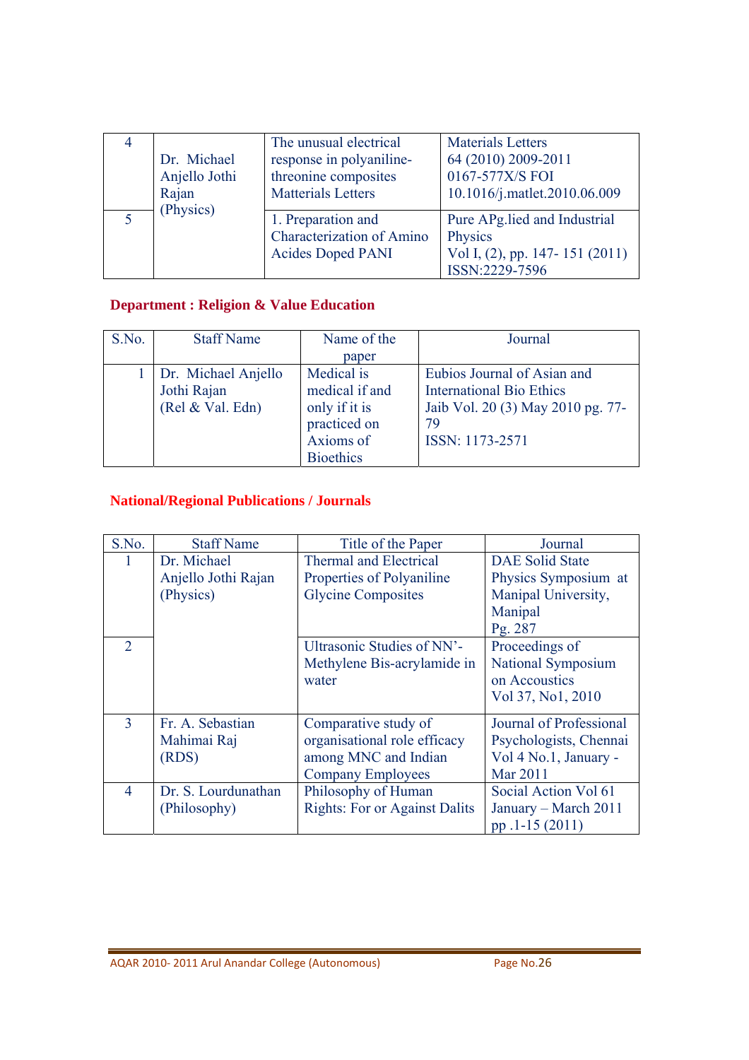| | | | |
|---|---|---|---|
| 4 | Dr. Michael Anjello Jothi Rajan (Physics) | The unusual electrical response in polyaniline-threonine composites Matterials Letters | Materials Letters 64 (2010) 2009-2011 0167-577X/S FOI 10.1016/j.matlet.2010.06.009 |
| 5 | | 1. Preparation and Characterization of Amino Acides Doped PANI | Pure APg.lied and Industrial Physics Vol I, (2), pp. 147- 151 (2011) ISSN:2229-7596 |

### Department : Religion & Value Education

| S.No. | Staff Name | Name of the paper | Journal |
|---|---|---|---|
| 1 | Dr. Michael Anjello Jothi Rajan (Rel & Val. Edn) | Medical is medical if and only if it is practiced on Axioms of Bioethics | Eubios Journal of Asian and International Bio Ethics Jaib Vol. 20 (3) May 2010 pg. 77-79 ISSN: 1173-2571 |

### National/Regional Publications / Journals

| S.No. | Staff Name | Title of the Paper | Journal |
|---|---|---|---|
| 1 | Dr. Michael Anjello Jothi Rajan (Physics) | Thermal and Electrical Properties of Polyaniline Glycine Composites | DAE Solid State Physics Symposium at Manipal University, Manipal Pg. 287 |
| 2 | | Ultrasonic Studies of NN'-Methylene Bis-acrylamide in water | Proceedings of National Symposium on Accoustics Vol 37, No1, 2010 |
| 3 | Fr. A. Sebastian Mahimai Raj (RDS) | Comparative study of organisational role efficacy among MNC and Indian Company Employees | Journal of Professional Psychologists, Chennai Vol 4 No.1, January - Mar 2011 |
| 4 | Dr. S. Lourdunathan (Philosophy) | Philosophy of Human Rights: For or Against Dalits | Social Action Vol 61 January – March 2011 pp .1-15 (2011) |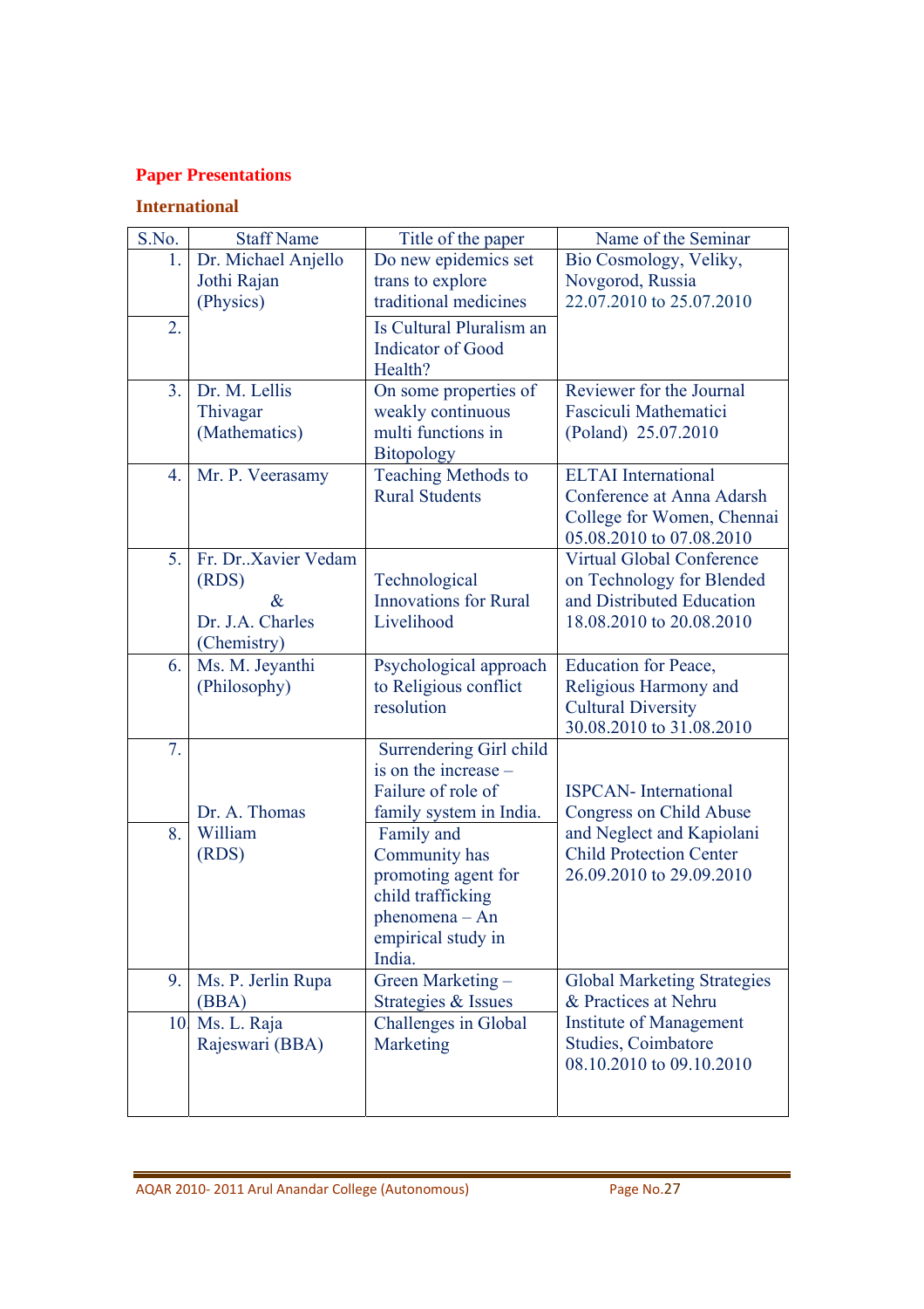**Paper Presentations**

**International**

| S.No. | Staff Name | Title of the paper | Name of the Seminar |
|---|---|---|---|
| 1. | Dr. Michael Anjello Jothi Rajan (Physics) | Do new epidemics set trans to explore traditional medicines | Bio Cosmology, Veliky, Novgorod, Russia 22.07.2010 to 25.07.2010 |
| 2. | | Is Cultural Pluralism an Indicator of Good Health? | |
| 3. | Dr. M. Lellis Thivagar (Mathematics) | On some properties of weakly continuous multi functions in Bitopology | Reviewer for the Journal Fasciculi Mathematici (Poland) 25.07.2010 |
| 4. | Mr. P. Veerasamy | Teaching Methods to Rural Students | ELTAI International Conference at Anna Adarsh College for Women, Chennai 05.08.2010 to 07.08.2010 |
| 5. | Fr. Dr..Xavier Vedam (RDS) & Dr. J.A. Charles (Chemistry) | Technological Innovations for Rural Livelihood | Virtual Global Conference on Technology for Blended and Distributed Education 18.08.2010 to 20.08.2010 |
| 6. | Ms. M. Jeyanthi (Philosophy) | Psychological approach to Religious conflict resolution | Education for Peace, Religious Harmony and Cultural Diversity 30.08.2010 to 31.08.2010 |
| 7. | Dr. A. Thomas William (RDS) | Surrendering Girl child is on the increase – Failure of role of family system in India. | ISPCAN- International Congress on Child Abuse and Neglect and Kapiolani Child Protection Center 26.09.2010 to 29.09.2010 |
| 8. | | Family and Community has promoting agent for child trafficking phenomena – An empirical study in India. | |
| 9. | Ms. P. Jerlin Rupa (BBA) | Green Marketing – Strategies & Issues | Global Marketing Strategies & Practices at Nehru Institute of Management Studies, Coimbatore 08.10.2010 to 09.10.2010 |
| 10. | Ms. L. Raja Rajeswari (BBA) | Challenges in Global Marketing | |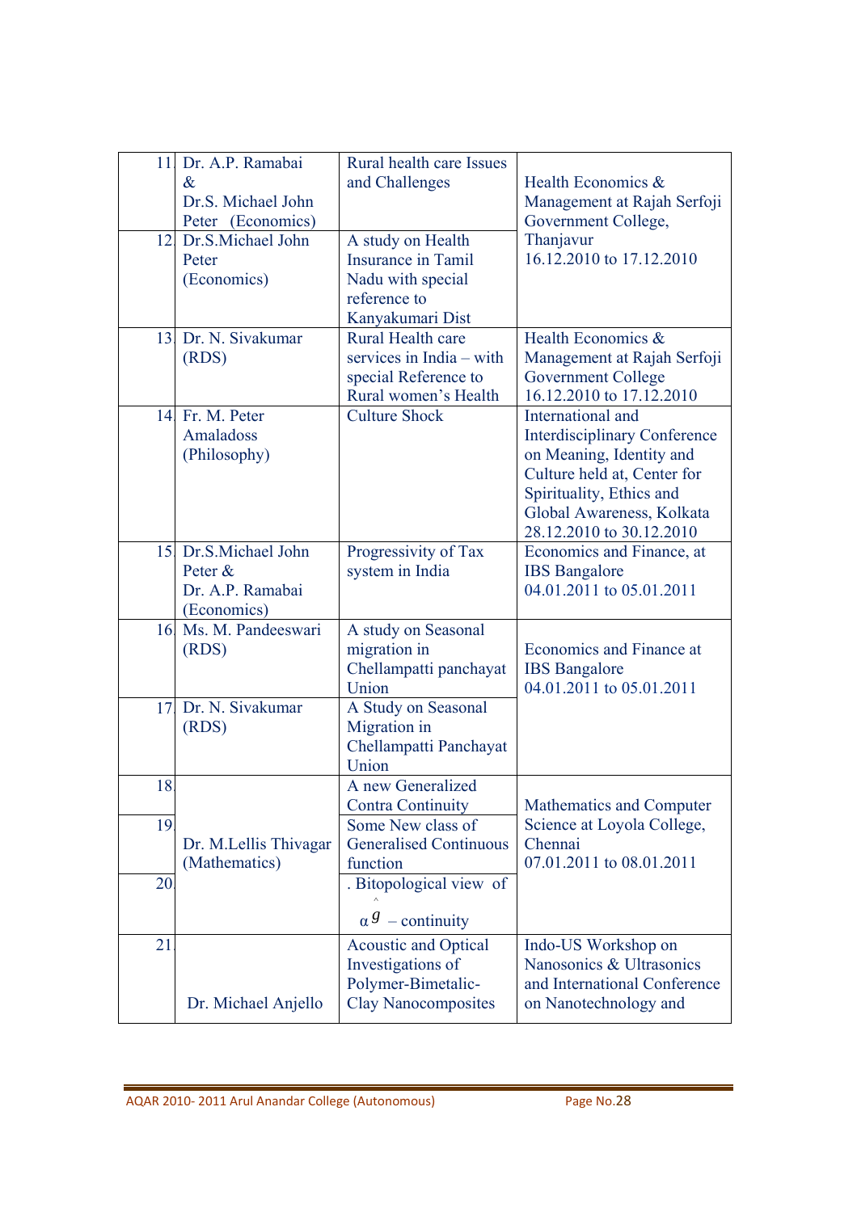| 11 | Dr. A.P. Ramabai & Dr.S. Michael John Peter (Economics) | Rural health care Issues and Challenges | Health Economics & Management at Rajah Serfoji Government College, Thanjavur 16.12.2010 to 17.12.2010 |
|---|---|---|---|
| 12 | Dr.S.Michael John Peter (Economics) | A study on Health Insurance in Tamil Nadu with special reference to Kanyakumari Dist | |
| 13 | Dr. N. Sivakumar (RDS) | Rural Health care services in India – with special Reference to Rural women's Health | Health Economics & Management at Rajah Serfoji Government College 16.12.2010 to 17.12.2010 |
| 14 | Fr. M. Peter Amaladoss (Philosophy) | Culture Shock | International and Interdisciplinary Conference on Meaning, Identity and Culture held at, Center for Spirituality, Ethics and Global Awareness, Kolkata 28.12.2010 to 30.12.2010 |
| 15 | Dr.S.Michael John Peter & Dr. A.P. Ramabai (Economics) | Progressivity of Tax system in India | Economics and Finance, at IBS Bangalore 04.01.2011 to 05.01.2011 |
| 16 | Ms. M. Pandeeswari (RDS) | A study on Seasonal migration in Chellampatti panchayat Union | Economics and Finance at IBS Bangalore 04.01.2011 to 05.01.2011 |
| 17 | Dr. N. Sivakumar (RDS) | A Study on Seasonal Migration in Chellampatti Panchayat Union | |
| 18 | Dr. M.Lellis Thivagar (Mathematics) | A new Generalized Contra Continuity | Mathematics and Computer Science at Loyola College, Chennai 07.01.2011 to 08.01.2011 |
| 19 | | Some New class of Generalised Continuous function | |
| 20 | | . Bitopological view of $\alpha\hat{g}$ – continuity | |
| 21 | Dr. Michael Anjello | Acoustic and Optical Investigations of Polymer-Bimetalic-Clay Nanocomposites | Indo-US Workshop on Nanosonics & Ultrasonics and International Conference on Nanotechnology and |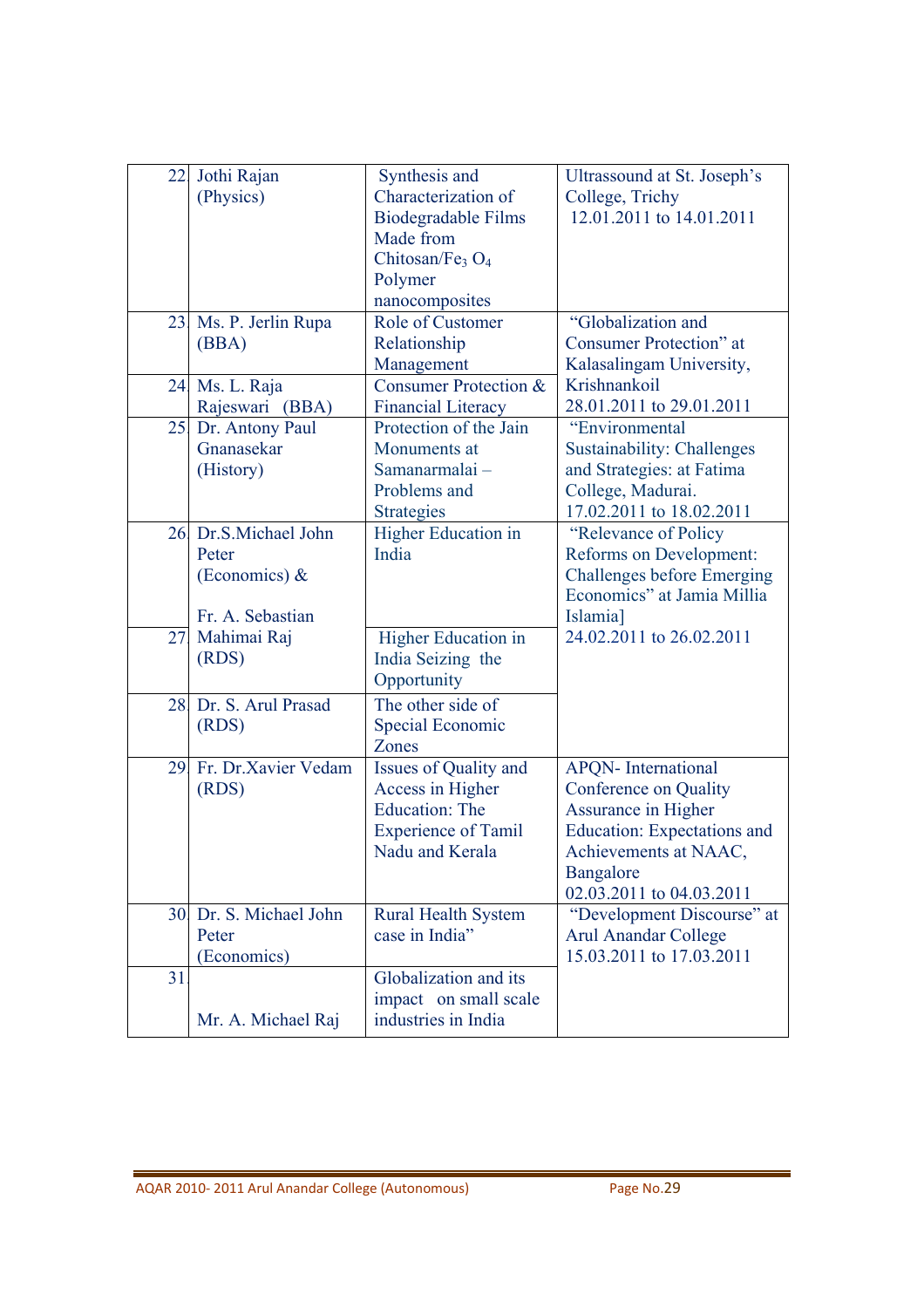| | | | |
|---|---|---|---|
| 22 | Jothi Rajan (Physics) | Synthesis and Characterization of Biodegradable Films Made from Chitosan/$Fe_3O_4$ Polymer nanocomposites | Ultrassound at St. Joseph's College, Trichy 12.01.2011 to 14.01.2011 |
| 23 | Ms. P. Jerlin Rupa (BBA) | Role of Customer Relationship Management | "Globalization and Consumer Protection" at Kalasalingam University, Krishnankoil 28.01.2011 to 29.01.2011 |
| 24 | Ms. L. Raja Rajeswari (BBA) | Consumer Protection & Financial Literacy | |
| 25 | Dr. Antony Paul Gnanasekar (History) | Protection of the Jain Monuments at Samanarmalai – Problems and Strategies | "Environmental Sustainability: Challenges and Strategies: at Fatima College, Madurai. 17.02.2011 to 18.02.2011 |
| 26 | Dr.S.Michael John Peter (Economics) & | Higher Education in India | "Relevance of Policy Reforms on Development: Challenges before Emerging Economics" at Jamia Millia Islamia] 24.02.2011 to 26.02.2011 |
| 27 | Fr. A. Sebastian Mahimai Raj (RDS) | Higher Education in India Seizing the Opportunity | |
| 28 | Dr. S. Arul Prasad (RDS) | The other side of Special Economic Zones | |
| 29 | Fr. Dr.Xavier Vedam (RDS) | Issues of Quality and Access in Higher Education: The Experience of Tamil Nadu and Kerala | APQN- International Conference on Quality Assurance in Higher Education: Expectations and Achievements at NAAC, Bangalore 02.03.2011 to 04.03.2011 |
| 30 | Dr. S. Michael John Peter (Economics) | Rural Health System case in India" | "Development Discourse" at Arul Anandar College 15.03.2011 to 17.03.2011 |
| 31 | Mr. A. Michael Raj | Globalization and its impact on small scale industries in India | |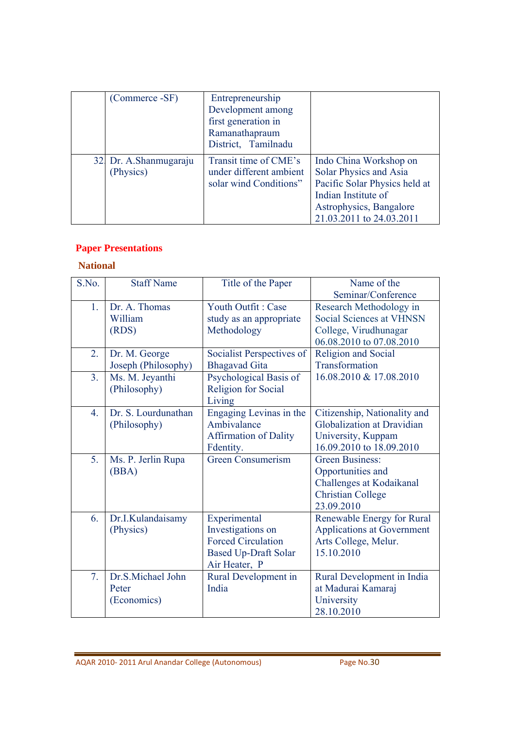| | (Commerce -SF) | Entrepreneurship Development among first generation in Ramanathapraum District, Tamilnadu | |
|---|---|---|---|
| 32 | Dr. A.Shanmugaraju (Physics) | Transit time of CME's under different ambient solar wind Conditions" | Indo China Workshop on Solar Physics and Asia Pacific Solar Physics held at Indian Institute of Astrophysics, Bangalore 21.03.2011 to 24.03.2011 |

**Paper Presentations**

**National**

| S.No. | Staff Name | Title of the Paper | Name of the Seminar/Conference |
|---|---|---|---|
| 1. | Dr. A. Thomas William (RDS) | Youth Outfit : Case study as an appropriate Methodology | Research Methodology in Social Sciences at VHNSN College, Virudhunagar 06.08.2010 to 07.08.2010 |
| 2. | Dr. M. George Joseph (Philosophy) | Socialist Perspectives of Bhagavad Gita | Religion and Social Transformation 16.08.2010 & 17.08.2010 |
| 3. | Ms. M. Jeyanthi (Philosophy) | Psychological Basis of Religion for Social Living | |
| 4. | Dr. S. Lourdunathan (Philosophy) | Engaging Levinas in the Ambivalance Affirmation of Dality Fdentity. | Citizenship, Nationality and Globalization at Dravidian University, Kuppam 16.09.2010 to 18.09.2010 |
| 5. | Ms. P. Jerlin Rupa (BBA) | Green Consumerism | Green Business: Opportunities and Challenges at Kodaikanal Christian College 23.09.2010 |
| 6. | Dr.I.Kulandaisamy (Physics) | Experimental Investigations on Forced Circulation Based Up-Draft Solar Air Heater, P | Renewable Energy for Rural Applications at Government Arts College, Melur. 15.10.2010 |
| 7. | Dr.S.Michael John Peter (Economics) | Rural Development in India | Rural Development in India at Madurai Kamaraj University 28.10.2010 |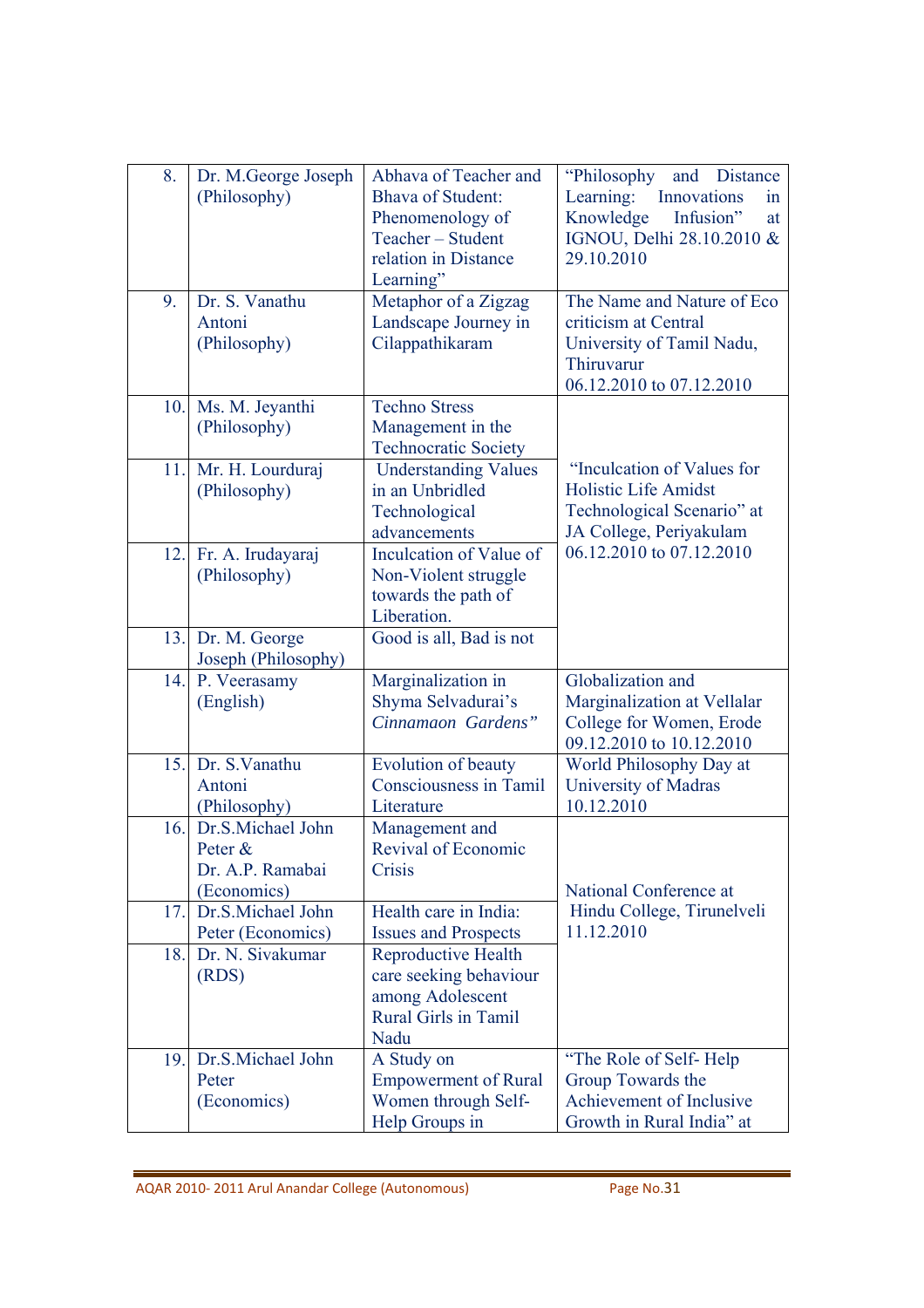| 8. | Dr. M.George Joseph (Philosophy) | Abhava of Teacher and Bhava of Student: Phenomenology of Teacher – Student relation in Distance Learning" | "Philosophy and Distance Learning: Innovations in Knowledge Infusion" at IGNOU, Delhi 28.10.2010 & 29.10.2010 |
|---|---|---|---|
| 9. | Dr. S. Vanathu Antoni (Philosophy) | Metaphor of a Zigzag Landscape Journey in Cilappathikaram | The Name and Nature of Eco criticism at Central University of Tamil Nadu, Thiruvarur 06.12.2010 to 07.12.2010 |
| 10. | Ms. M. Jeyanthi (Philosophy) | Techno Stress Management in the Technocratic Society | "Inculcation of Values for Holistic Life Amidst Technological Scenario" at JA College, Periyakulam 06.12.2010 to 07.12.2010 |
| 11. | Mr. H. Lourduraj (Philosophy) | Understanding Values in an Unbridled Technological advancements | |
| 12. | Fr. A. Irudayaraj (Philosophy) | Inculcation of Value of Non-Violent struggle towards the path of Liberation. | |
| 13. | Dr. M. George Joseph (Philosophy) | Good is all, Bad is not | |
| 14. | P. Veerasamy (English) | Marginalization in Shyma Selvadurai's *Cinnamaon Gardens"* | Globalization and Marginalization at Vellalar College for Women, Erode 09.12.2010 to 10.12.2010 |
| 15. | Dr. S.Vanathu Antoni (Philosophy) | Evolution of beauty Consciousness in Tamil Literature | World Philosophy Day at University of Madras 10.12.2010 |
| 16. | Dr.S.Michael John Peter & Dr. A.P. Ramabai (Economics) | Management and Revival of Economic Crisis | National Conference at Hindu College, Tirunelveli 11.12.2010 |
| 17. | Dr.S.Michael John Peter (Economics) | Health care in India: Issues and Prospects | |
| 18. | Dr. N. Sivakumar (RDS) | Reproductive Health care seeking behaviour among Adolescent Rural Girls in Tamil Nadu | |
| 19. | Dr.S.Michael John Peter (Economics) | A Study on Empowerment of Rural Women through Self-Help Groups in | "The Role of Self- Help Group Towards the Achievement of Inclusive Growth in Rural India" at |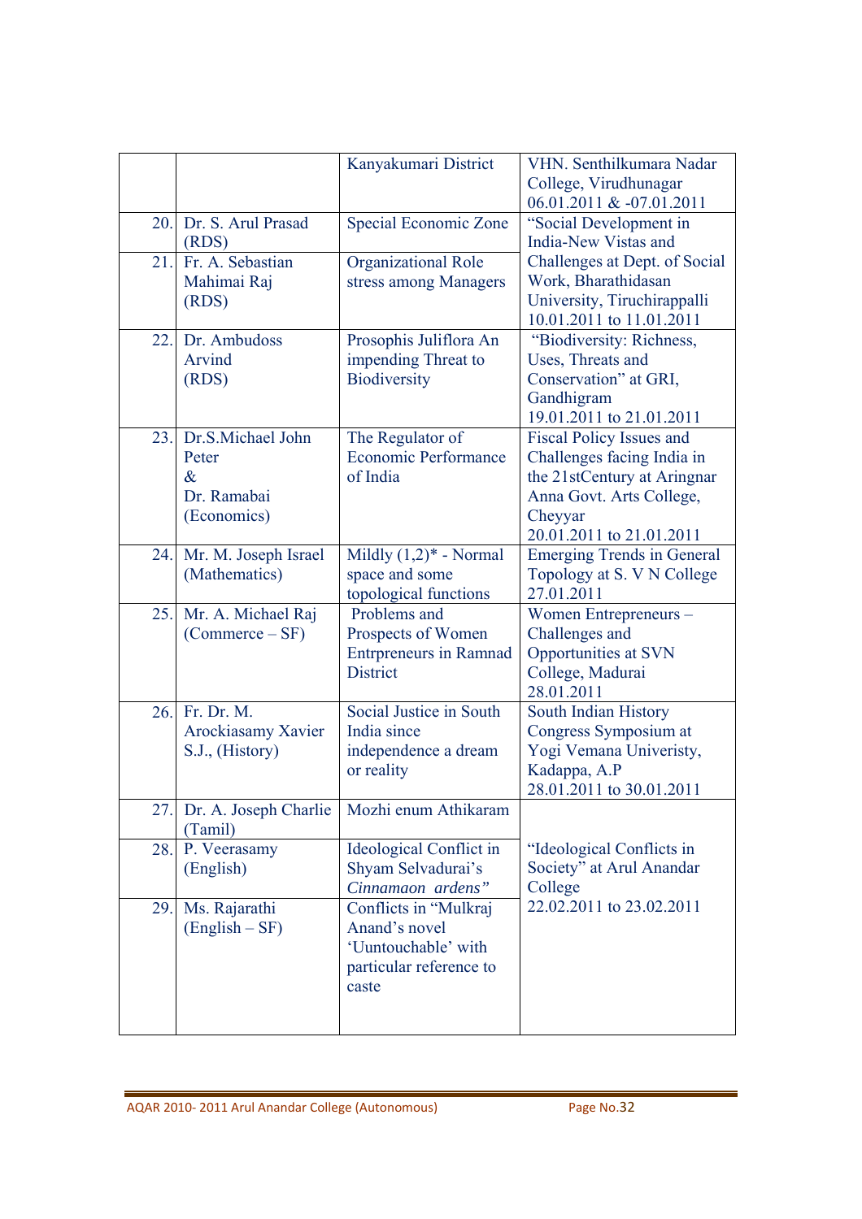| | | | |
|---|---|---|---|
| | | Kanyakumari District | VHN. Senthilkumara Nadar College, Virudhunagar 06.01.2011 & -07.01.2011 |
| 20. | Dr. S. Arul Prasad (RDS) | Special Economic Zone | "Social Development in India-New Vistas and Challenges at Dept. of Social Work, Bharathidasan University, Tiruchirappalli 10.01.2011 to 11.01.2011 |
| 21. | Fr. A. Sebastian Mahimai Raj (RDS) | Organizational Role stress among Managers | |
| 22. | Dr. Ambudoss Arvind (RDS) | Prosophis Juliflora An impending Threat to Biodiversity | "Biodiversity: Richness, Uses, Threats and Conservation" at GRI, Gandhigram 19.01.2011 to 21.01.2011 |
| 23. | Dr.S.Michael John Peter & Dr. Ramabai (Economics) | The Regulator of Economic Performance of India | Fiscal Policy Issues and Challenges facing India in the 21stCentury at Aringnar Anna Govt. Arts College, Cheyyar 20.01.2011 to 21.01.2011 |
| 24. | Mr. M. Joseph Israel (Mathematics) | Mildly (1,2)* - Normal space and some topological functions | Emerging Trends in General Topology at S. V N College 27.01.2011 |
| 25. | Mr. A. Michael Raj (Commerce – SF) | Problems and Prospects of Women Entrpreneurs in Ramnad District | Women Entrepreneurs – Challenges and Opportunities at SVN College, Madurai 28.01.2011 |
| 26. | Fr. Dr. M. Arockiasamy Xavier S.J., (History) | Social Justice in South India since independence a dream or reality | South Indian History Congress Symposium at Yogi Vemana Univeristy, Kadappa, A.P 28.01.2011 to 30.01.2011 |
| 27. | Dr. A. Joseph Charlie (Tamil) | Mozhi enum Athikaram | "Ideological Conflicts in Society" at Arul Anandar College 22.02.2011 to 23.02.2011 |
| 28. | P. Veerasamy (English) | Ideological Conflict in Shyam Selvadurai's *Cinnamaon ardens"* | |
| 29. | Ms. Rajarathi (English – SF) | Conflicts in "Mulkraj Anand's novel 'Uuntouchable' with particular reference to caste | |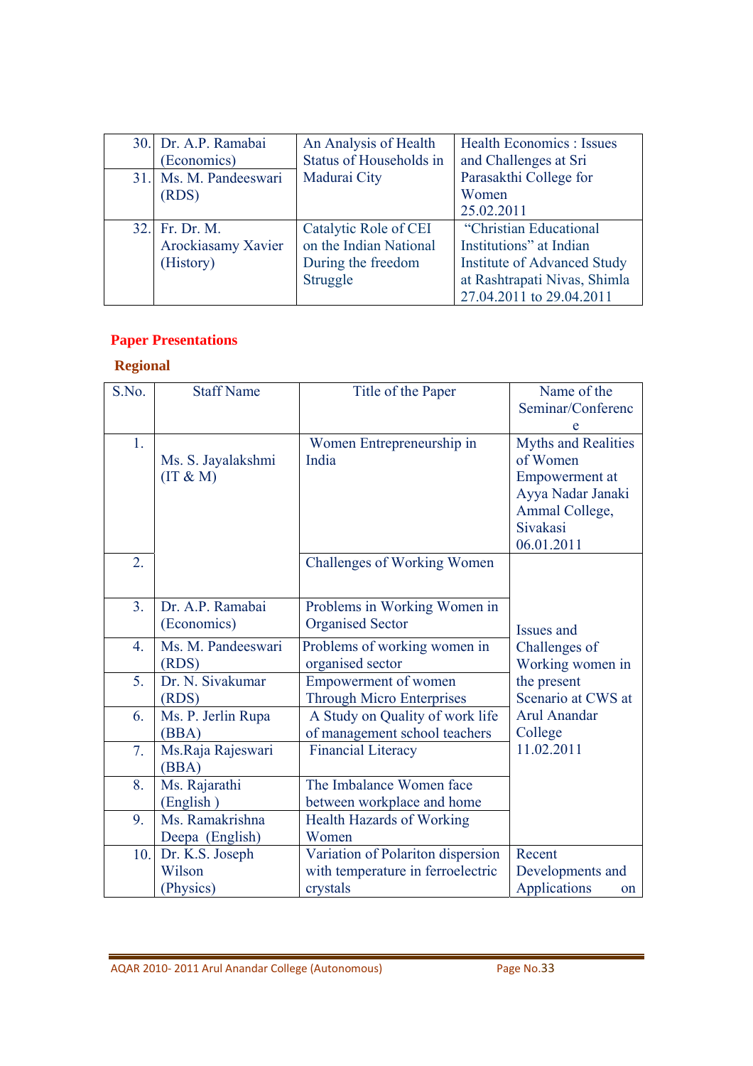| | | | |
|---|---|---|---|
| 30. | Dr. A.P. Ramabai (Economics) | An Analysis of Health Status of Households in Madurai City | Health Economics : Issues and Challenges at Sri Parasakthi College for Women 25.02.2011 |
| 31. | Ms. M. Pandeeswari (RDS) | | |
| 32. | Fr. Dr. M. Arockiasamy Xavier (History) | Catalytic Role of CEI on the Indian National During the freedom Struggle | "Christian Educational Institutions" at Indian Institute of Advanced Study at Rashtrapati Nivas, Shimla 27.04.2011 to 29.04.2011 |

## Paper Presentations

### Regional

| S.No. | Staff Name | Title of the Paper | Name of the Seminar/Conference |
|---|---|---|---|
| 1. | Ms. S. Jayalakshmi (IT & M) | Women Entrepreneurship in India | Myths and Realities of Women Empowerment at Ayya Nadar Janaki Ammal College, Sivakasi 06.01.2011 |
| 2. | | Challenges of Working Women | Issues and Challenges of Working women in the present Scenario at CWS at Arul Anandar College 11.02.2011 |
| 3. | Dr. A.P. Ramabai (Economics) | Problems in Working Women in Organised Sector | |
| 4. | Ms. M. Pandeeswari (RDS) | Problems of working women in organised sector | |
| 5. | Dr. N. Sivakumar (RDS) | Empowerment of women Through Micro Enterprises | |
| 6. | Ms. P. Jerlin Rupa (BBA) | A Study on Quality of work life of management school teachers | |
| 7. | Ms.Raja Rajeswari (BBA) | Financial Literacy | |
| 8. | Ms. Rajarathi (English ) | The Imbalance Women face between workplace and home | |
| 9. | Ms. Ramakrishna Deepa (English) | Health Hazards of Working Women | |
| 10. | Dr. K.S. Joseph Wilson (Physics) | Variation of Polariton dispersion with temperature in ferroelectric crystals | Recent Developments and Applications on |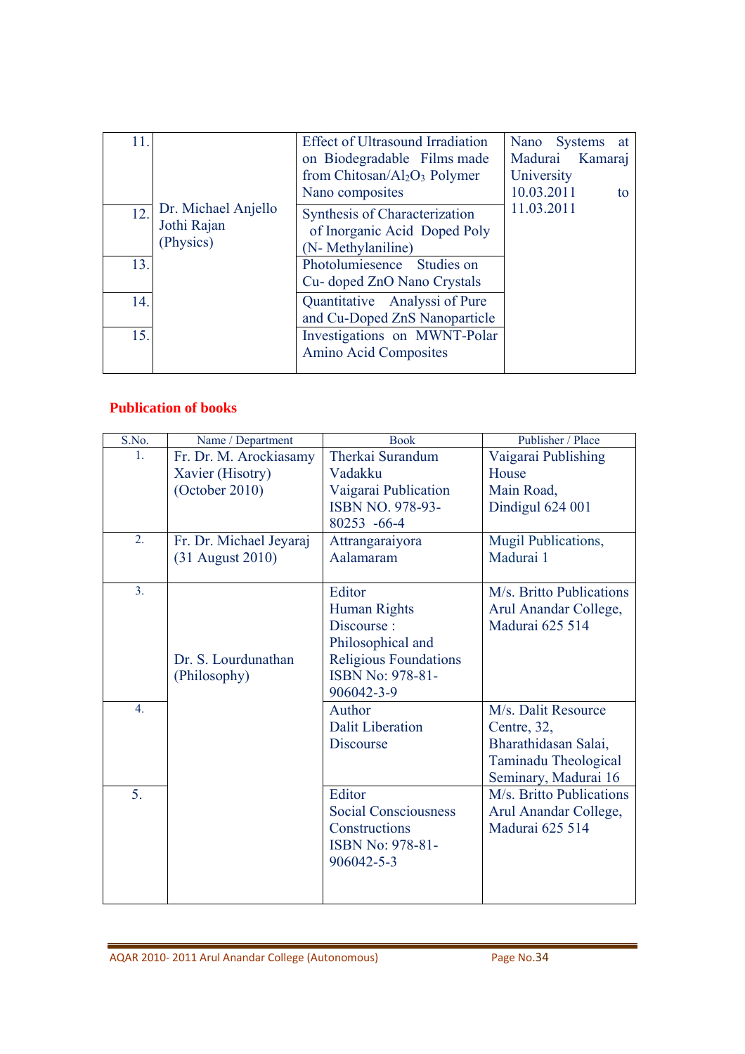| | | | |
|---|---|---|---|
| 11. | Dr. Michael Anjello Jothi Rajan (Physics) | Effect of Ultrasound Irradiation on Biodegradable Films made from Chitosan/$Al_2O_3$ Polymer Nano composites | Nano Systems at Madurai Kamaraj University 10.03.2011 to 11.03.2011 |
| 12. | | Synthesis of Characterization of Inorganic Acid Doped Poly (N- Methylaniline) | |
| 13. | | Photolumiesence Studies on Cu- doped ZnO Nano Crystals | |
| 14. | | Quantitative Analyssi of Pure and Cu-Doped ZnS Nanoparticle | |
| 15. | | Investigations on MWNT-Polar Amino Acid Composites | |

## Publication of books

| S.No. | Name / Department | Book | Publisher / Place |
|---|---|---|---|
| 1. | Fr. Dr. M. Arockiasamy Xavier (Hisotry) (October 2010) | Therkai Surandum Vadakku Vaigarai Publication ISBN NO. 978-93-80253 -66-4 | Vaigarai Publishing House Main Road, Dindigul 624 001 |
| 2. | Fr. Dr. Michael Jeyaraj (31 August 2010) | Attrangaraiyora Aalamaram | Mugil Publications, Madurai 1 |
| 3. | Dr. S. Lourdunathan (Philosophy) | Editor Human Rights Discourse : Philosophical and Religious Foundations ISBN No: 978-81-906042-3-9 | M/s. Britto Publications Arul Anandar College, Madurai 625 514 |
| 4. | | Author Dalit Liberation Discourse | M/s. Dalit Resource Centre, 32, Bharathidasan Salai, Taminadu Theological Seminary, Madurai 16 |
| 5. | | Editor Social Consciousness Constructions ISBN No: 978-81-906042-5-3 | M/s. Britto Publications Arul Anandar College, Madurai 625 514 |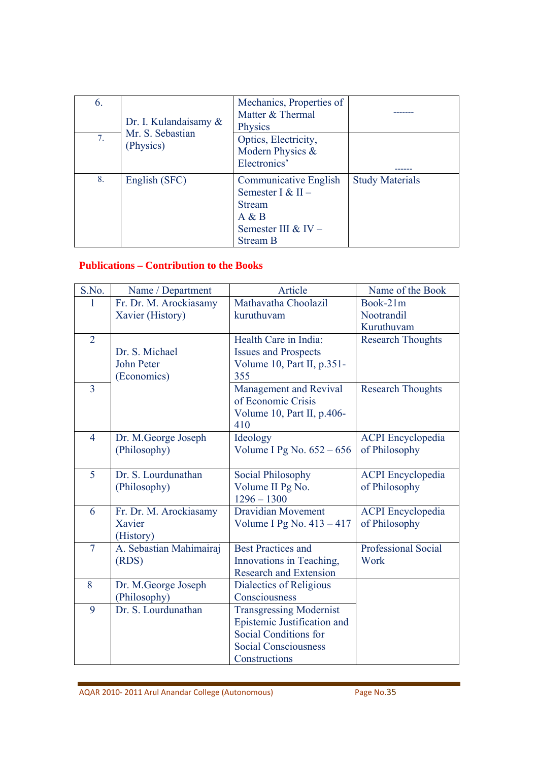| | | | |
|---|---|---|---|
| 6. | Dr. I. Kulandaisamy & Mr. S. Sebastian (Physics) | Mechanics, Properties of Matter & Thermal Physics | ------- |
| 7. | | Optics, Electricity, Modern Physics & Electronics' | ------ |
| 8. | English (SFC) | Communicative English Semester I & II – Stream A & B Semester III & IV – Stream B | Study Materials |

**Publications – Contribution to the Books**

| S.No. | Name / Department | Article | Name of the Book |
|---|---|---|---|
| 1 | Fr. Dr. M. Arockiasamy Xavier (History) | Mathavatha Choolazil kuruthuvam | Book-21m Nootrandil Kuruthuvam |
| 2 | Dr. S. Michael John Peter (Economics) | Health Care in India: Issues and Prospects Volume 10, Part II, p.351-355 | Research Thoughts |
| 3 | | Management and Revival of Economic Crisis Volume 10, Part II, p.406-410 | Research Thoughts |
| 4 | Dr. M.George Joseph (Philosophy) | Ideology Volume I Pg No. 652 – 656 | ACPI Encyclopedia of Philosophy |
| 5 | Dr. S. Lourdunathan (Philosophy) | Social Philosophy Volume II Pg No. 1296 – 1300 | ACPI Encyclopedia of Philosophy |
| 6 | Fr. Dr. M. Arockiasamy Xavier (History) | Dravidian Movement Volume I Pg No. 413 – 417 | ACPI Encyclopedia of Philosophy |
| 7 | A. Sebastian Mahimairaj (RDS) | Best Practices and Innovations in Teaching, Research and Extension | Professional Social Work |
| 8 | Dr. M.George Joseph (Philosophy) | Dialectics of Religious Consciousness | |
| 9 | Dr. S. Lourdunathan | Transgressing Modernist Epistemic Justification and Social Conditions for Social Consciousness Constructions | |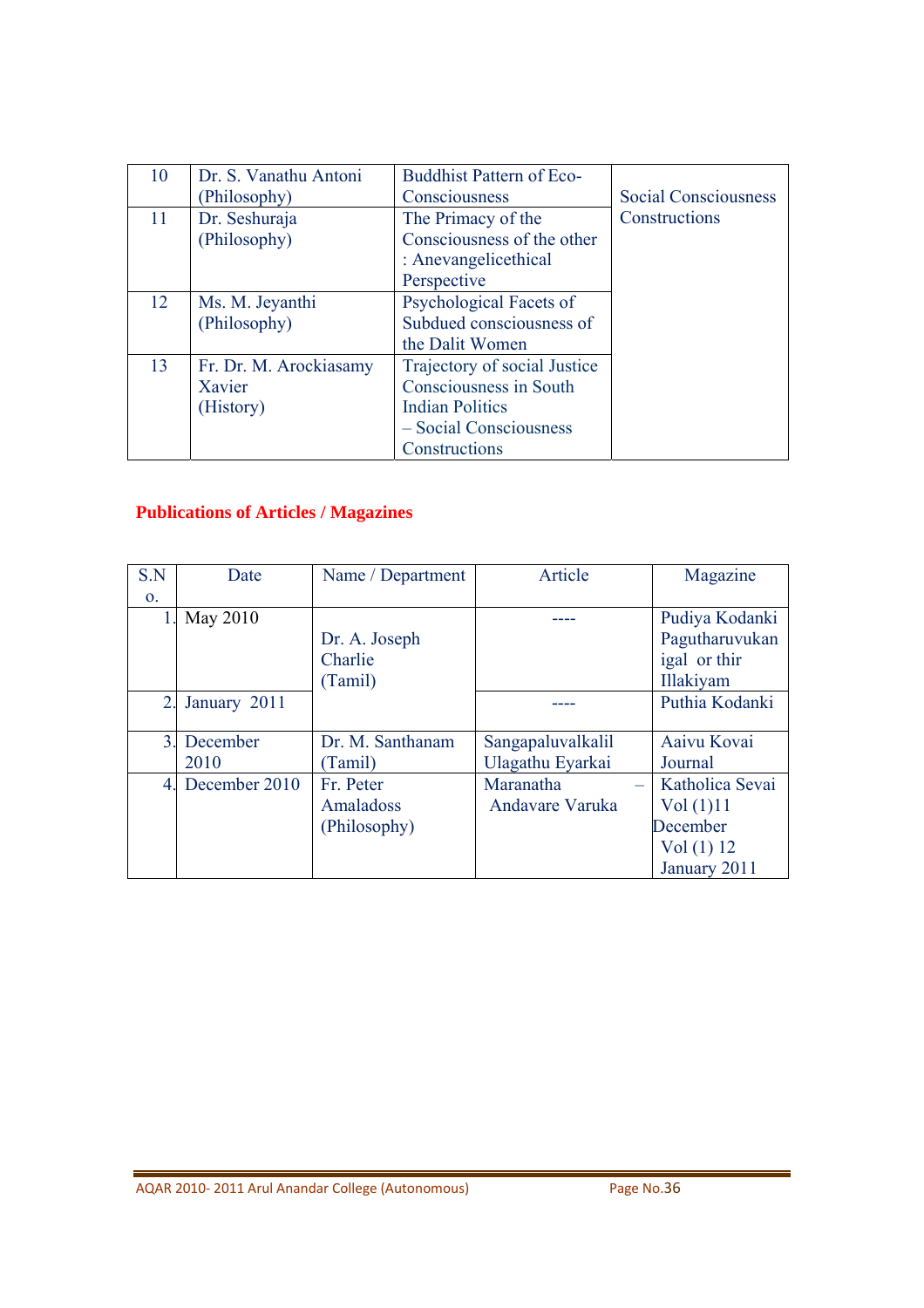| | | | |
|---|---|---|---|
| 10 | Dr. S. Vanathu Antoni (Philosophy) | Buddhist Pattern of Eco-Consciousness | Social Consciousness Constructions |
| 11 | Dr. Seshuraja (Philosophy) | The Primacy of the Consciousness of the other : Anevangelicethical Perspective | |
| 12 | Ms. M. Jeyanthi (Philosophy) | Psychological Facets of Subdued consciousness of the Dalit Women | |
| 13 | Fr. Dr. M. Arockiasamy Xavier (History) | Trajectory of social Justice Consciousness in South Indian Politics – Social Consciousness Constructions | |

**Publications of Articles / Magazines**

| S.No. | Date | Name / Department | Article | Magazine |
|---|---|---|---|---|
| 1. | May 2010 | Dr. A. Joseph Charlie (Tamil) | ---- | Pudiya Kodanki Pagutharuvukan igal or thir Illakiyam |
| 2. | January 2011 | | ---- | Puthia Kodanki |
| 3. | December 2010 | Dr. M. Santhanam (Tamil) | Sangapaluvalkalil Ulagathu Eyarkai | Aaivu Kovai Journal |
| 4. | December 2010 | Fr. Peter Amaladoss (Philosophy) | Maranatha – Andavare Varuka | Katholica Sevai Vol (1)11 December Vol (1) 12 January 2011 |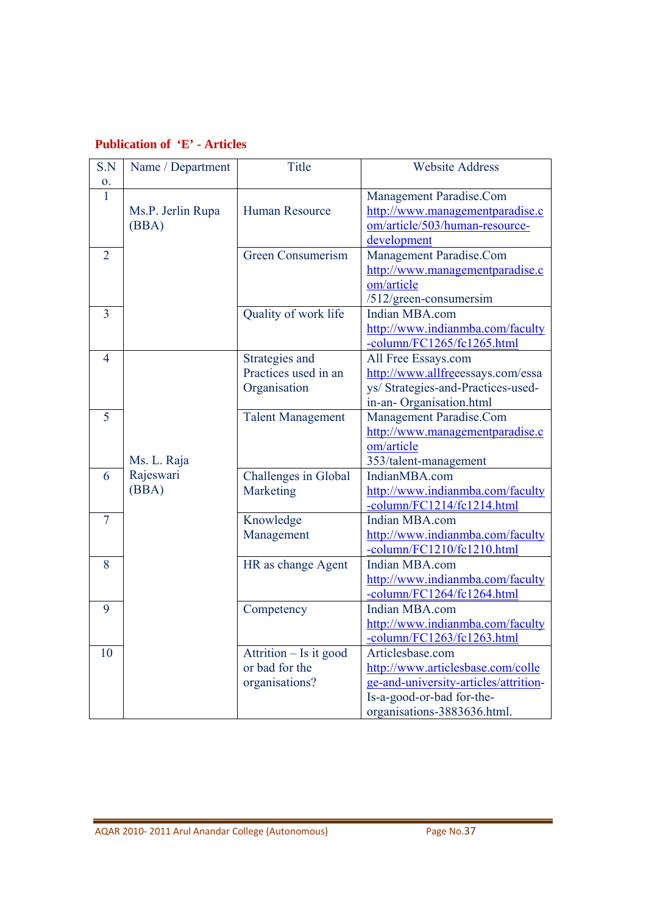**Publication of 'E' - Articles**

| S.No. | Name / Department | Title | Website Address |
|---|---|---|---|
| 1 | Ms.P. Jerlin Rupa (BBA) | Human Resource | Management Paradise.Com http://www.managementparadise.com/article/503/human-resource-development |
| 2 | | Green Consumerism | Management Paradise.Com http://www.managementparadise.com/article /512/green-consumersim |
| 3 | | Quality of work life | Indian MBA.com http://www.indianmba.com/faculty-column/FC1265/fc1265.html |
| 4 | Ms. L. Raja Rajeswari (BBA) | Strategies and Practices used in an Organisation | All Free Essays.com http://www.allfreeessays.com/essays/ Strategies-and-Practices-used-in-an- Organisation.html |
| 5 | | Talent Management | Management Paradise.Com http://www.managementparadise.com/article 353/talent-management |
| 6 | | Challenges in Global Marketing | IndianMBA.com http://www.indianmba.com/faculty-column/FC1214/fc1214.html |
| 7 | | Knowledge Management | Indian MBA.com http://www.indianmba.com/faculty-column/FC1210/fc1210.html |
| 8 | | HR as change Agent | Indian MBA.com http://www.indianmba.com/faculty-column/FC1264/fc1264.html |
| 9 | | Competency | Indian MBA.com http://www.indianmba.com/faculty-column/FC1263/fc1263.html |
| 10 | | Attrition – Is it good or bad for the organisations? | Articlesbase.com http://www.articlesbase.com/college-and-university-articles/attrition-Is-a-good-or-bad for-the-organisations-3883636.html. |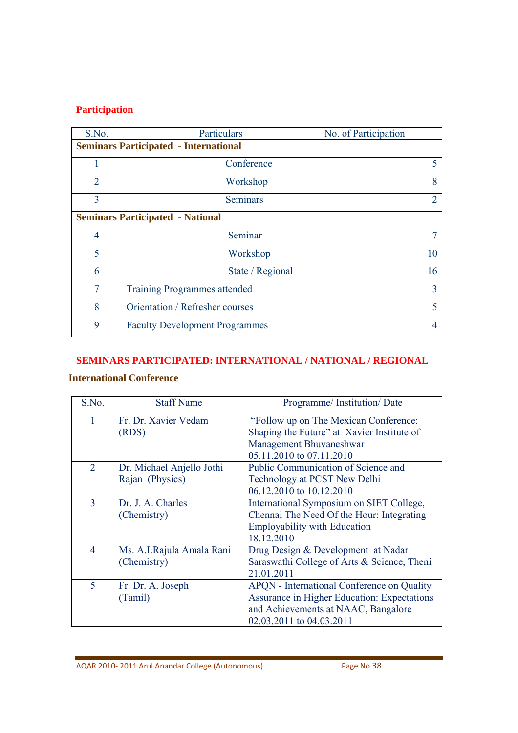## Participation

| S.No. | Particulars | No. of Participation |
|---|---|---|
| **Seminars Participated - International** | | |
| 1 | Conference | 5 |
| 2 | Workshop | 8 |
| 3 | Seminars | 2 |
| **Seminars Participated - National** | | |
| 4 | Seminar | 7 |
| 5 | Workshop | 10 |
| 6 | State / Regional | 16 |
| 7 | Training Programmes attended | 3 |
| 8 | Orientation / Refresher courses | 5 |
| 9 | Faculty Development Programmes | 4 |

## SEMINARS PARTICIPATED: INTERNATIONAL / NATIONAL / REGIONAL

### International Conference

| S.No. | Staff Name | Programme/ Institution/ Date |
|---|---|---|
| 1 | Fr. Dr. Xavier Vedam (RDS) | "Follow up on The Mexican Conference: Shaping the Future" at Xavier Institute of Management Bhuvaneshwar 05.11.2010 to 07.11.2010 |
| 2 | Dr. Michael Anjello Jothi Rajan (Physics) | Public Communication of Science and Technology at PCST New Delhi 06.12.2010 to 10.12.2010 |
| 3 | Dr. J. A. Charles (Chemistry) | International Symposium on SIET College, Chennai The Need Of the Hour: Integrating Employability with Education 18.12.2010 |
| 4 | Ms. A.I.Rajula Amala Rani (Chemistry) | Drug Design & Development at Nadar Saraswathi College of Arts & Science, Theni 21.01.2011 |
| 5 | Fr. Dr. A. Joseph (Tamil) | APQN - International Conference on Quality Assurance in Higher Education: Expectations and Achievements at NAAC, Bangalore 02.03.2011 to 04.03.2011 |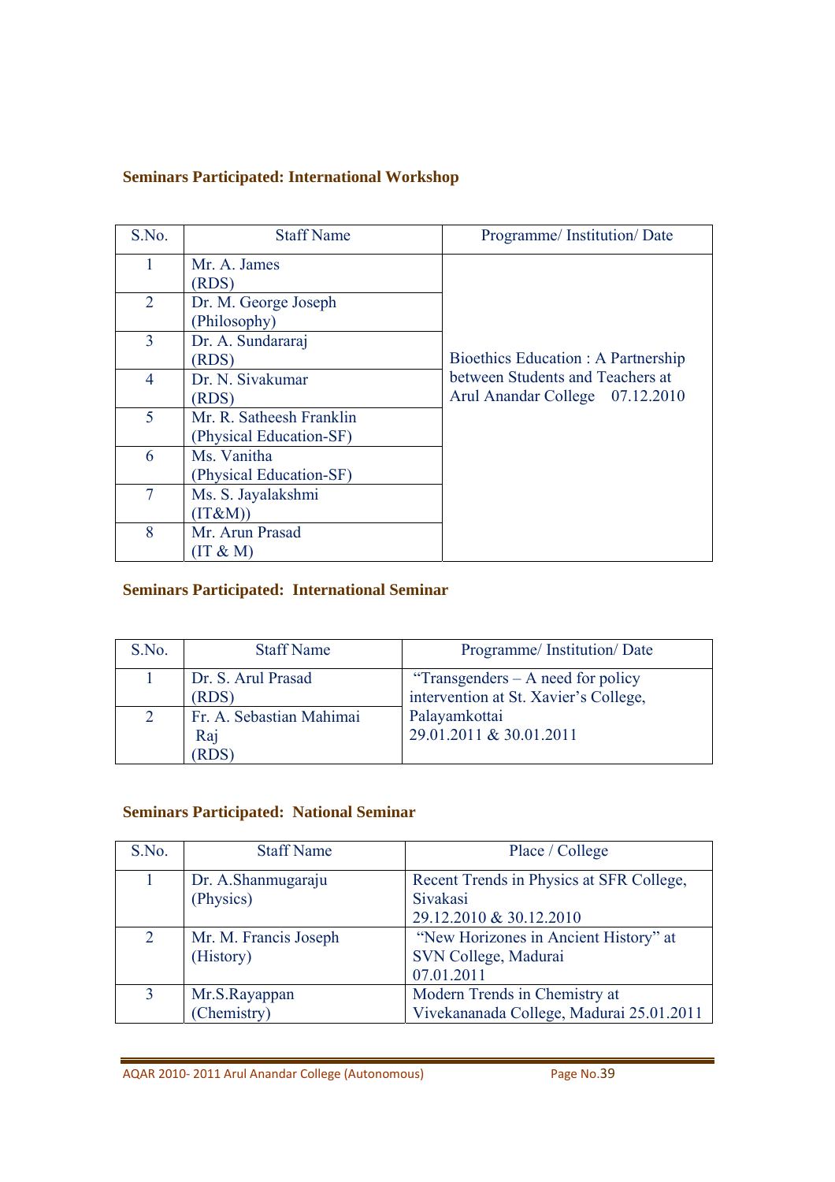**Seminars Participated: International Workshop**

| S.No. | Staff Name | Programme/ Institution/ Date |
|---|---|---|
| 1 | Mr. A. James (RDS) | Bioethics Education : A Partnership between Students and Teachers at Arul Anandar College 07.12.2010 |
| 2 | Dr. M. George Joseph (Philosophy) | |
| 3 | Dr. A. Sundararaj (RDS) | |
| 4 | Dr. N. Sivakumar (RDS) | |
| 5 | Mr. R. Satheesh Franklin (Physical Education-SF) | |
| 6 | Ms. Vanitha (Physical Education-SF) | |
| 7 | Ms. S. Jayalakshmi (IT&M)) | |
| 8 | Mr. Arun Prasad (IT & M) | |

**Seminars Participated: International Seminar**

| S.No. | Staff Name | Programme/ Institution/ Date |
|---|---|---|
| 1 | Dr. S. Arul Prasad (RDS) | "Transgenders – A need for policy intervention at St. Xavier's College, Palayamkottai 29.01.2011 & 30.01.2011 |
| 2 | Fr. A. Sebastian Mahimai Raj (RDS) | |

**Seminars Participated: National Seminar**

| S.No. | Staff Name | Place / College |
|---|---|---|
| 1 | Dr. A.Shanmugaraju (Physics) | Recent Trends in Physics at SFR College, Sivakasi 29.12.2010 & 30.12.2010 |
| 2 | Mr. M. Francis Joseph (History) | "New Horizones in Ancient History" at SVN College, Madurai 07.01.2011 |
| 3 | Mr.S.Rayappan (Chemistry) | Modern Trends in Chemistry at Vivekananada College, Madurai 25.01.2011 |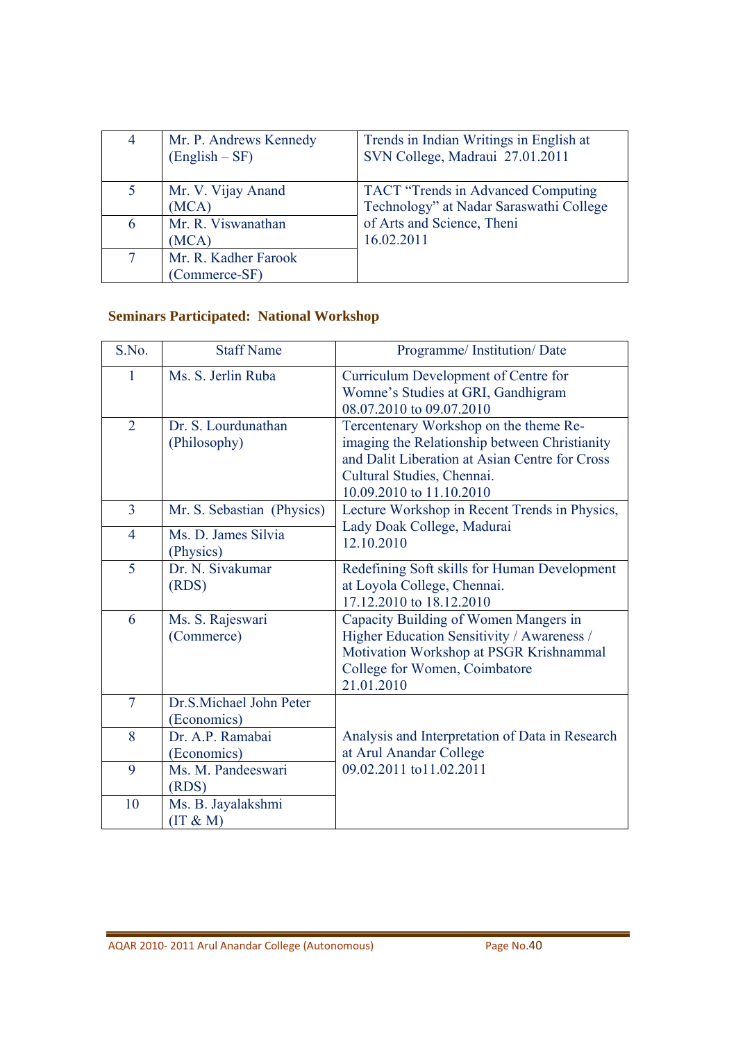| 4 | Mr. P. Andrews Kennedy (English – SF) | Trends in Indian Writings in English at SVN College, Madraui 27.01.2011 |
|---|---|---|
| 5 | Mr. V. Vijay Anand (MCA) | TACT "Trends in Advanced Computing Technology" at Nadar Saraswathi College of Arts and Science, Theni 16.02.2011 |
| 6 | Mr. R. Viswanathan (MCA) | |
| 7 | Mr. R. Kadher Farook (Commerce-SF) | |

**Seminars Participated: National Workshop**

| S.No. | Staff Name | Programme/ Institution/ Date |
|---|---|---|
| 1 | Ms. S. Jerlin Ruba | Curriculum Development of Centre for Womne's Studies at GRI, Gandhigram 08.07.2010 to 09.07.2010 |
| 2 | Dr. S. Lourdunathan (Philosophy) | Tercentenary Workshop on the theme Re-imaging the Relationship between Christianity and Dalit Liberation at Asian Centre for Cross Cultural Studies, Chennai. 10.09.2010 to 11.10.2010 |
| 3 | Mr. S. Sebastian (Physics) | Lecture Workshop in Recent Trends in Physics, Lady Doak College, Madurai 12.10.2010 |
| 4 | Ms. D. James Silvia (Physics) | |
| 5 | Dr. N. Sivakumar (RDS) | Redefining Soft skills for Human Development at Loyola College, Chennai. 17.12.2010 to 18.12.2010 |
| 6 | Ms. S. Rajeswari (Commerce) | Capacity Building of Women Mangers in Higher Education Sensitivity / Awareness / Motivation Workshop at PSGR Krishnammal College for Women, Coimbatore 21.01.2010 |
| 7 | Dr.S.Michael John Peter (Economics) | Analysis and Interpretation of Data in Research at Arul Anandar College 09.02.2011 to11.02.2011 |
| 8 | Dr. A.P. Ramabai (Economics) | |
| 9 | Ms. M. Pandeeswari (RDS) | |
| 10 | Ms. B. Jayalakshmi (IT & M) | |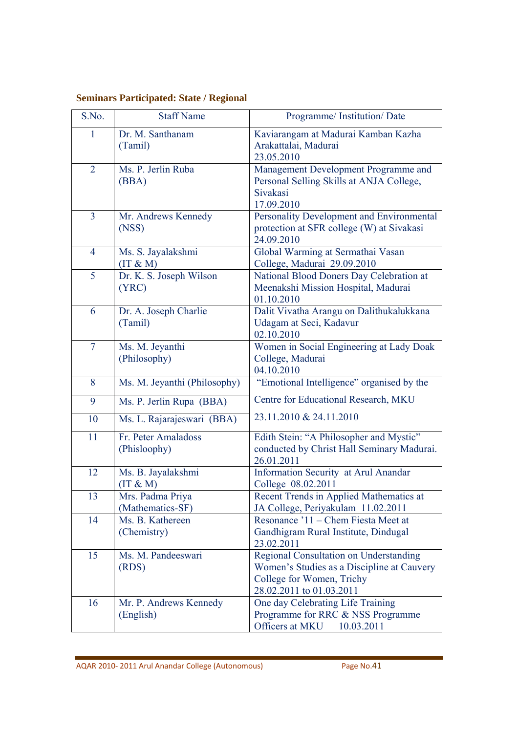**Seminars Participated: State / Regional**

| S.No. | Staff Name | Programme/ Institution/ Date |
|---|---|---|
| 1 | Dr. M. Santhanam (Tamil) | Kaviarangam at Madurai Kamban Kazha Arakattalai, Madurai 23.05.2010 |
| 2 | Ms. P. Jerlin Ruba (BBA) | Management Development Programme and Personal Selling Skills at ANJA College, Sivakasi 17.09.2010 |
| 3 | Mr. Andrews Kennedy (NSS) | Personality Development and Environmental protection at SFR college (W) at Sivakasi 24.09.2010 |
| 4 | Ms. S. Jayalakshmi (IT & M) | Global Warming at Sermathai Vasan College, Madurai 29.09.2010 |
| 5 | Dr. K. S. Joseph Wilson (YRC) | National Blood Doners Day Celebration at Meenakshi Mission Hospital, Madurai 01.10.2010 |
| 6 | Dr. A. Joseph Charlie (Tamil) | Dalit Vivatha Arangu on Dalithukalukkana Udagam at Seci, Kadavur 02.10.2010 |
| 7 | Ms. M. Jeyanthi (Philosophy) | Women in Social Engineering at Lady Doak College, Madurai 04.10.2010 |
| 8 | Ms. M. Jeyanthi (Philosophy) | "Emotional Intelligence" organised by the Centre for Educational Research, MKU 23.11.2010 & 24.11.2010 |
| 9 | Ms. P. Jerlin Rupa (BBA) | |
| 10 | Ms. L. Rajarajeswari (BBA) | |
| 11 | Fr. Peter Amaladoss (Phisloophy) | Edith Stein: "A Philosopher and Mystic" conducted by Christ Hall Seminary Madurai. 26.01.2011 |
| 12 | Ms. B. Jayalakshmi (IT & M) | Information Security at Arul Anandar College 08.02.2011 |
| 13 | Mrs. Padma Priya (Mathematics-SF) | Recent Trends in Applied Mathematics at JA College, Periyakulam 11.02.2011 |
| 14 | Ms. B. Kathereen (Chemistry) | Resonance '11 – Chem Fiesta Meet at Gandhigram Rural Institute, Dindugal 23.02.2011 |
| 15 | Ms. M. Pandeeswari (RDS) | Regional Consultation on Understanding Women's Studies as a Discipline at Cauvery College for Women, Trichy 28.02.2011 to 01.03.2011 |
| 16 | Mr. P. Andrews Kennedy (English) | One day Celebrating Life Training Programme for RRC & NSS Programme Officers at MKU 10.03.2011 |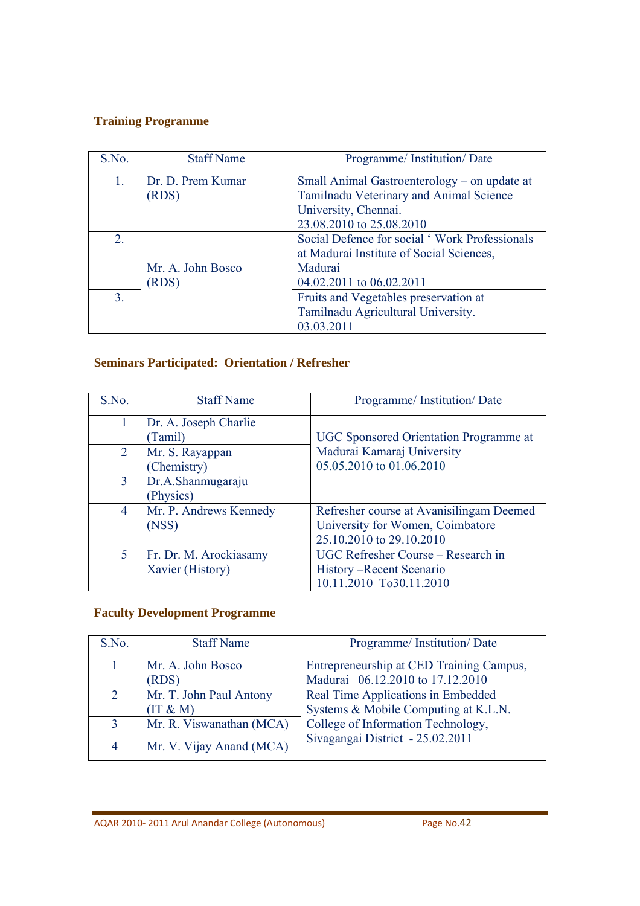### Training Programme

| S.No. | Staff Name | Programme/ Institution/ Date |
|---|---|---|
| 1. | Dr. D. Prem Kumar (RDS) | Small Animal Gastroenterology – on update at Tamilnadu Veterinary and Animal Science University, Chennai. 23.08.2010 to 25.08.2010 |
| 2. | Mr. A. John Bosco (RDS) | Social Defence for social ' Work Professionals at Madurai Institute of Social Sciences, Madurai 04.02.2011 to 06.02.2011 |
| 3. | | Fruits and Vegetables preservation at Tamilnadu Agricultural University. 03.03.2011 |

### Seminars Participated: Orientation / Refresher

| S.No. | Staff Name | Programme/ Institution/ Date |
|---|---|---|
| 1 | Dr. A. Joseph Charlie (Tamil) | UGC Sponsored Orientation Programme at Madurai Kamaraj University 05.05.2010 to 01.06.2010 |
| 2 | Mr. S. Rayappan (Chemistry) | |
| 3 | Dr.A.Shanmugaraju (Physics) | |
| 4 | Mr. P. Andrews Kennedy (NSS) | Refresher course at Avanisilingam Deemed University for Women, Coimbatore 25.10.2010 to 29.10.2010 |
| 5 | Fr. Dr. M. Arockiasamy Xavier (History) | UGC Refresher Course – Research in History –Recent Scenario 10.11.2010 To30.11.2010 |

### Faculty Development Programme

| S.No. | Staff Name | Programme/ Institution/ Date |
|---|---|---|
| 1 | Mr. A. John Bosco (RDS) | Entrepreneurship at CED Training Campus, Madurai 06.12.2010 to 17.12.2010 |
| 2 | Mr. T. John Paul Antony (IT & M) | Real Time Applications in Embedded Systems & Mobile Computing at K.L.N. College of Information Technology, Sivagangai District - 25.02.2011 |
| 3 | Mr. R. Viswanathan (MCA) | |
| 4 | Mr. V. Vijay Anand (MCA) | |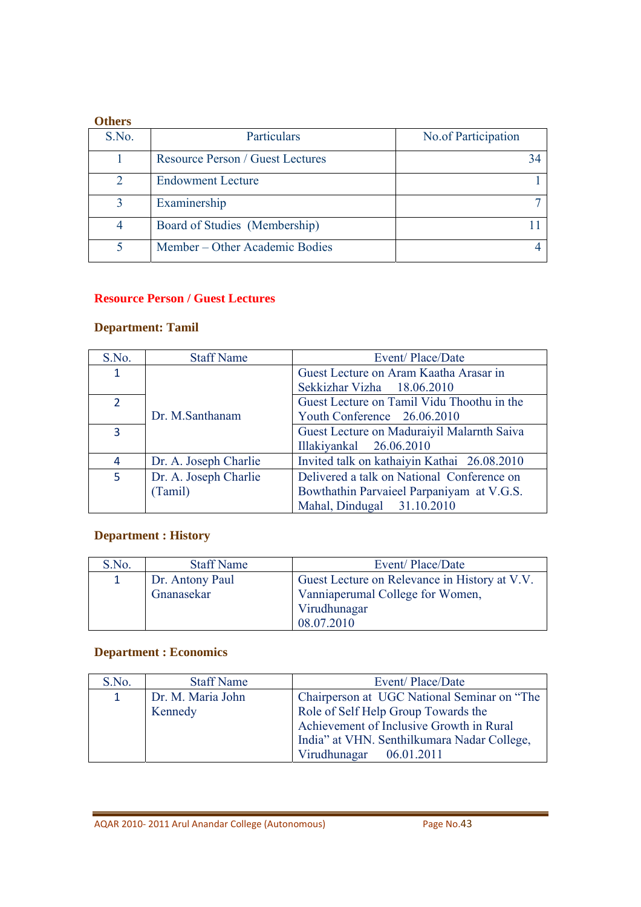**Others**

| S.No. | Particulars | No.of Participation |
|---|---|---|
| 1 | Resource Person / Guest Lectures | 34 |
| 2 | Endowment Lecture | 1 |
| 3 | Examinership | 7 |
| 4 | Board of Studies (Membership) | 11 |
| 5 | Member – Other Academic Bodies | 4 |

## Resource Person / Guest Lectures

### Department: Tamil

| S.No. | Staff Name | Event/ Place/Date |
|---|---|---|
| 1 | Dr. M.Santhanam | Guest Lecture on Aram Kaatha Arasar in Sekkizhar Vizha 18.06.2010 |
| 2 | | Guest Lecture on Tamil Vidu Thoothu in the Youth Conference 26.06.2010 |
| 3 | | Guest Lecture on Maduraiyil Malarnth Saiva Illakiyankal 26.06.2010 |
| 4 | Dr. A. Joseph Charlie | Invited talk on kathaiyin Kathai 26.08.2010 |
| 5 | Dr. A. Joseph Charlie (Tamil) | Delivered a talk on National Conference on Bowthathin Parvaieel Parpaniyam at V.G.S. Mahal, Dindugal 31.10.2010 |

### Department : History

| S.No. | Staff Name | Event/ Place/Date |
|---|---|---|
| 1 | Dr. Antony Paul Gnanasekar | Guest Lecture on Relevance in History at V.V. Vanniaperumal College for Women, Virudhunagar 08.07.2010 |

### Department : Economics

| S.No. | Staff Name | Event/ Place/Date |
|---|---|---|
| 1 | Dr. M. Maria John Kennedy | Chairperson at UGC National Seminar on "The Role of Self Help Group Towards the Achievement of Inclusive Growth in Rural India" at VHN. Senthilkumara Nadar College, Virudhunagar 06.01.2011 |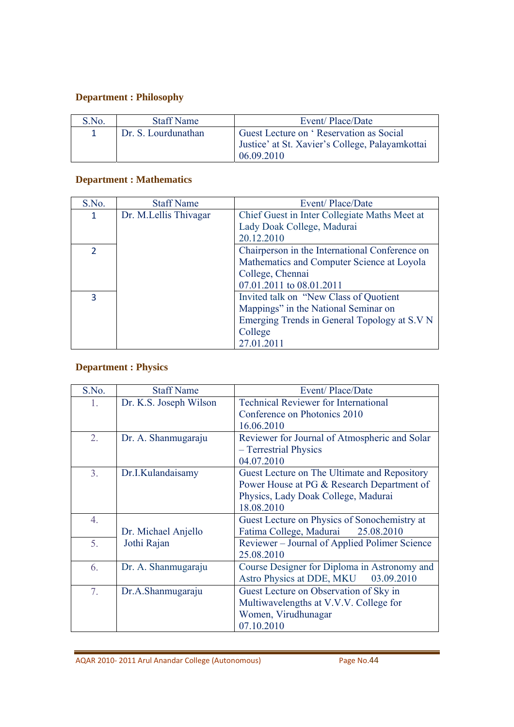**Department : Philosophy**

| S.No. | Staff Name | Event/ Place/Date |
|---|---|---|
| 1 | Dr. S. Lourdunathan | Guest Lecture on ‘ Reservation as Social Justice’ at St. Xavier’s College, Palayamkottai 06.09.2010 |

**Department : Mathematics**

| S.No. | Staff Name | Event/ Place/Date |
|---|---|---|
| 1 | Dr. M.Lellis Thivagar | Chief Guest in Inter Collegiate Maths Meet at Lady Doak College, Madurai 20.12.2010 |
| 2 | | Chairperson in the International Conference on Mathematics and Computer Science at Loyola College, Chennai 07.01.2011 to 08.01.2011 |
| 3 | | Invited talk on “New Class of Quotient Mappings” in the National Seminar on Emerging Trends in General Topology at S.V N College 27.01.2011 |

**Department : Physics**

| S.No. | Staff Name | Event/ Place/Date |
|---|---|---|
| 1. | Dr. K.S. Joseph Wilson | Technical Reviewer for International Conference on Photonics 2010 16.06.2010 |
| 2. | Dr. A. Shanmugaraju | Reviewer for Journal of Atmospheric and Solar – Terrestrial Physics 04.07.2010 |
| 3. | Dr.I.Kulandaisamy | Guest Lecture on The Ultimate and Repository Power House at PG & Research Department of Physics, Lady Doak College, Madurai 18.08.2010 |
| 4. | Dr. Michael Anjello Jothi Rajan | Guest Lecture on Physics of Sonochemistry at Fatima College, Madurai 25.08.2010 |
| 5. | | Reviewer – Journal of Applied Polimer Science 25.08.2010 |
| 6. | Dr. A. Shanmugaraju | Course Designer for Diploma in Astronomy and Astro Physics at DDE, MKU 03.09.2010 |
| 7. | Dr.A.Shanmugaraju | Guest Lecture on Observation of Sky in Multiwavelengths at V.V.V. College for Women, Virudhunagar 07.10.2010 |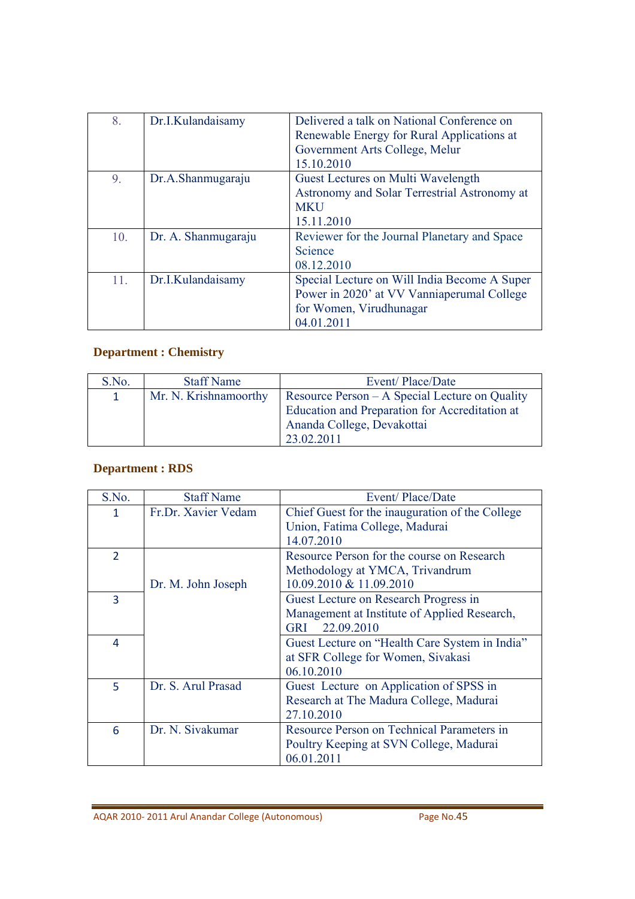| | | |
|---|---|---|
| 8. | Dr.I.Kulandaisamy | Delivered a talk on National Conference on Renewable Energy for Rural Applications at Government Arts College, Melur 15.10.2010 |
| 9. | Dr.A.Shanmugaraju | Guest Lectures on Multi Wavelength Astronomy and Solar Terrestrial Astronomy at MKU 15.11.2010 |
| 10. | Dr. A. Shanmugaraju | Reviewer for the Journal Planetary and Space Science 08.12.2010 |
| 11. | Dr.I.Kulandaisamy | Special Lecture on Will India Become A Super Power in 2020' at VV Vanniaperumal College for Women, Virudhunagar 04.01.2011 |

**Department : Chemistry**

| S.No. | Staff Name | Event/ Place/Date |
|---|---|---|
| 1 | Mr. N. Krishnamoorthy | Resource Person – A Special Lecture on Quality Education and Preparation for Accreditation at Ananda College, Devakottai 23.02.2011 |

**Department : RDS**

| S.No. | Staff Name | Event/ Place/Date |
|---|---|---|
| 1 | Fr.Dr. Xavier Vedam | Chief Guest for the inauguration of the College Union, Fatima College, Madurai 14.07.2010 |
| 2 | Dr. M. John Joseph | Resource Person for the course on Research Methodology at YMCA, Trivandrum 10.09.2010 & 11.09.2010 |
| 3 | | Guest Lecture on Research Progress in Management at Institute of Applied Research, GRI 22.09.2010 |
| 4 | | Guest Lecture on "Health Care System in India" at SFR College for Women, Sivakasi 06.10.2010 |
| 5 | Dr. S. Arul Prasad | Guest Lecture on Application of SPSS in Research at The Madura College, Madurai 27.10.2010 |
| 6 | Dr. N. Sivakumar | Resource Person on Technical Parameters in Poultry Keeping at SVN College, Madurai 06.01.2011 |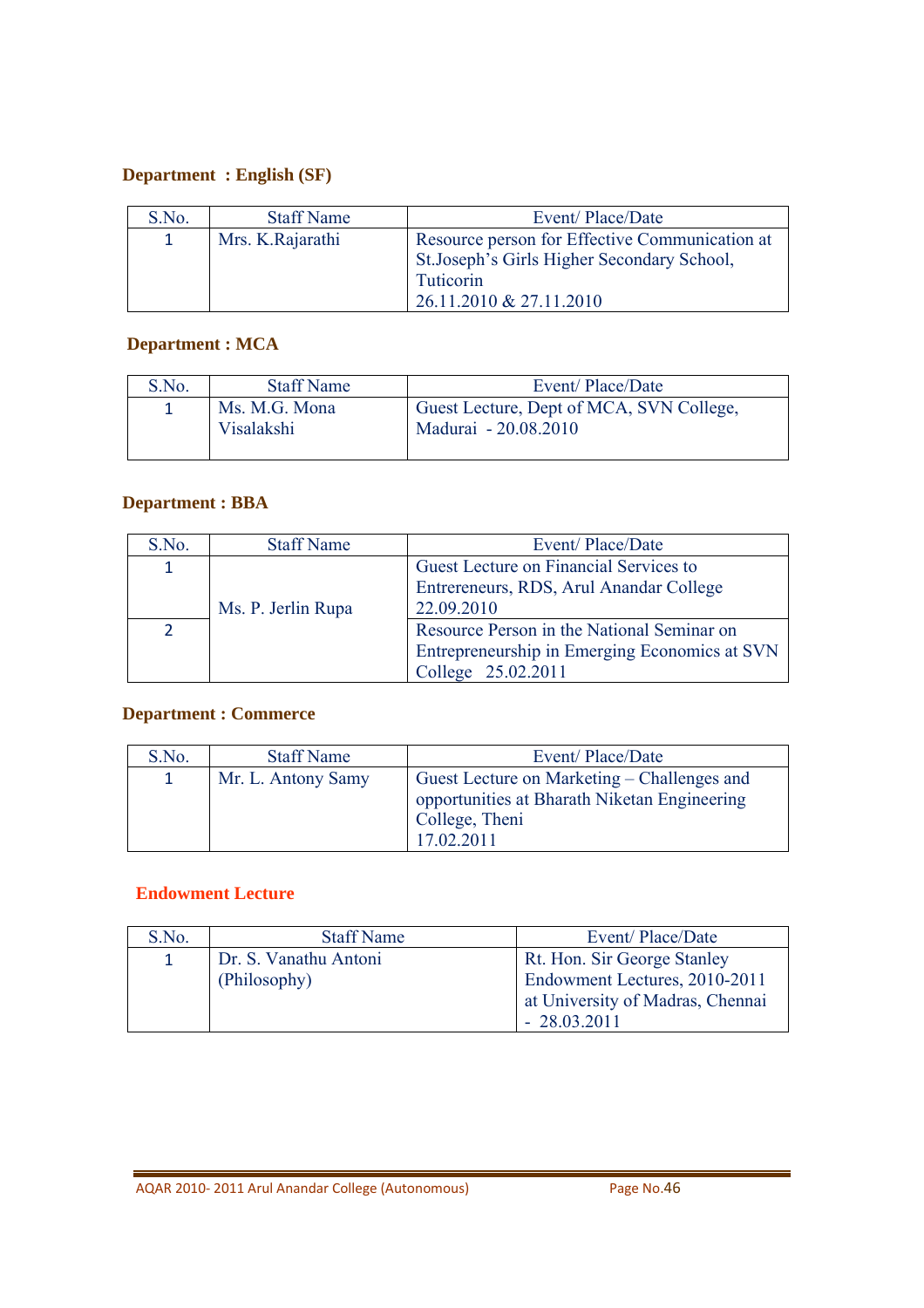**Department : English (SF)**

| S.No. | Staff Name | Event/ Place/Date |
|---|---|---|
| 1 | Mrs. K.Rajarathi | Resource person for Effective Communication at St.Joseph's Girls Higher Secondary School, Tuticorin 26.11.2010 & 27.11.2010 |

**Department : MCA**

| S.No. | Staff Name | Event/ Place/Date |
|---|---|---|
| 1 | Ms. M.G. Mona Visalakshi | Guest Lecture, Dept of MCA, SVN College, Madurai - 20.08.2010 |

**Department : BBA**

| S.No. | Staff Name | Event/ Place/Date |
|---|---|---|
| 1 | Ms. P. Jerlin Rupa | Guest Lecture on Financial Services to Entrereneurs, RDS, Arul Anandar College 22.09.2010 |
| 2 | | Resource Person in the National Seminar on Entrepreneurship in Emerging Economics at SVN College 25.02.2011 |

**Department : Commerce**

| S.No. | Staff Name | Event/ Place/Date |
|---|---|---|
| 1 | Mr. L. Antony Samy | Guest Lecture on Marketing – Challenges and opportunities at Bharath Niketan Engineering College, Theni 17.02.2011 |

**Endowment Lecture**

| S.No. | Staff Name | Event/ Place/Date |
|---|---|---|
| 1 | Dr. S. Vanathu Antoni (Philosophy) | Rt. Hon. Sir George Stanley Endowment Lectures, 2010-2011 at University of Madras, Chennai - 28.03.2011 |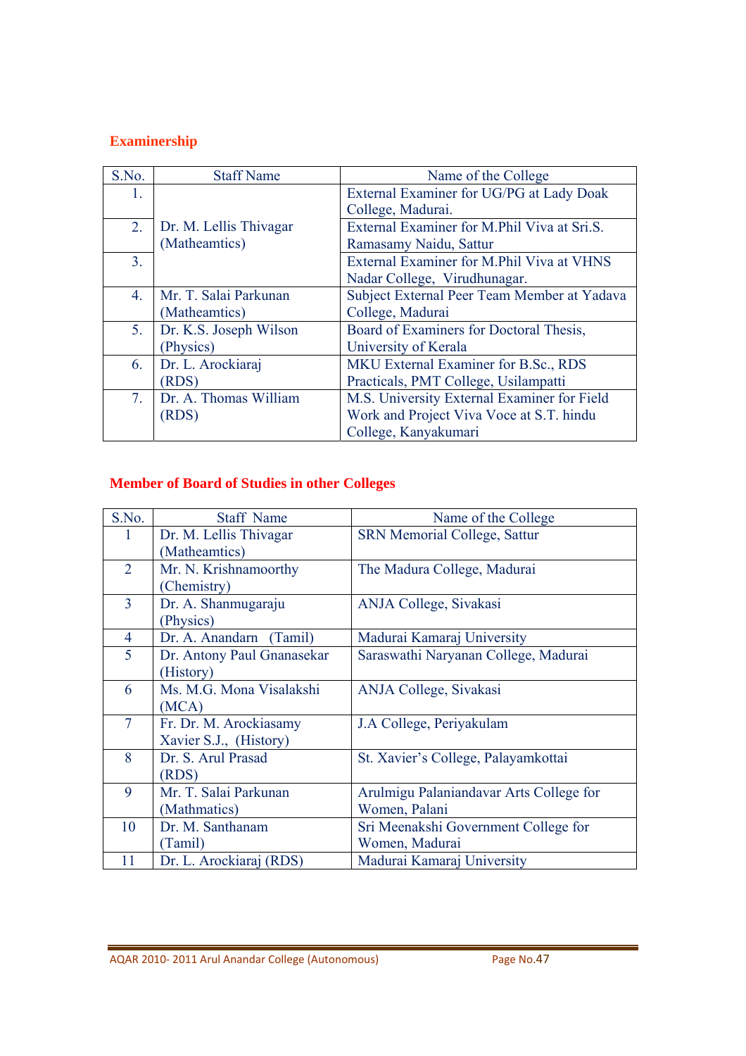## Examinership

| S.No. | Staff Name | Name of the College |
|---|---|---|
| 1. | Dr. M. Lellis Thivagar (Matheamtics) | External Examiner for UG/PG at Lady Doak College, Madurai. |
| 2. | | External Examiner for M.Phil Viva at Sri.S. Ramasamy Naidu, Sattur |
| 3. | | External Examiner for M.Phil Viva at VHNS Nadar College, Virudhunagar. |
| 4. | Mr. T. Salai Parkunan (Matheamtics) | Subject External Peer Team Member at Yadava College, Madurai |
| 5. | Dr. K.S. Joseph Wilson (Physics) | Board of Examiners for Doctoral Thesis, University of Kerala |
| 6. | Dr. L. Arockiaraj (RDS) | MKU External Examiner for B.Sc., RDS Practicals, PMT College, Usilampatti |
| 7. | Dr. A. Thomas William (RDS) | M.S. University External Examiner for Field Work and Project Viva Voce at S.T. hindu College, Kanyakumari |

## Member of Board of Studies in other Colleges

| S.No. | Staff Name | Name of the College |
|---|---|---|
| 1 | Dr. M. Lellis Thivagar (Matheamtics) | SRN Memorial College, Sattur |
| 2 | Mr. N. Krishnamoorthy (Chemistry) | The Madura College, Madurai |
| 3 | Dr. A. Shanmugaraju (Physics) | ANJA College, Sivakasi |
| 4 | Dr. A. Anandarn (Tamil) | Madurai Kamaraj University |
| 5 | Dr. Antony Paul Gnanasekar (History) | Saraswathi Naryanan College, Madurai |
| 6 | Ms. M.G. Mona Visalakshi (MCA) | ANJA College, Sivakasi |
| 7 | Fr. Dr. M. Arockiasamy Xavier S.J., (History) | J.A College, Periyakulam |
| 8 | Dr. S. Arul Prasad (RDS) | St. Xavier's College, Palayamkottai |
| 9 | Mr. T. Salai Parkunan (Mathmatics) | Arulmigu Palaniandavar Arts College for Women, Palani |
| 10 | Dr. M. Santhanam (Tamil) | Sri Meenakshi Government College for Women, Madurai |
| 11 | Dr. L. Arockiaraj (RDS) | Madurai Kamaraj University |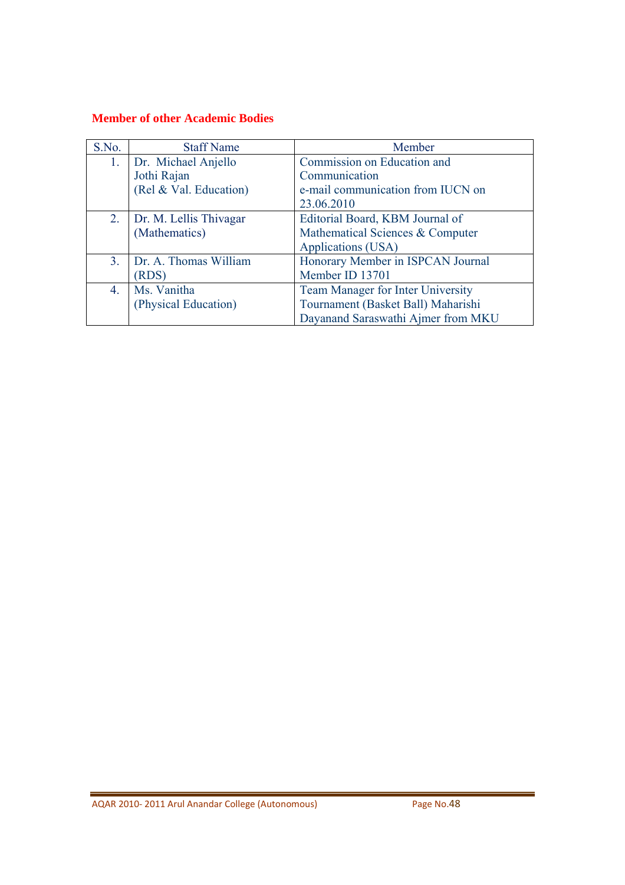## Member of other Academic Bodies

| S.No. | Staff Name | Member |
|---|---|---|
| 1. | Dr. Michael Anjello Jothi Rajan (Rel & Val. Education) | Commission on Education and Communication e-mail communication from IUCN on 23.06.2010 |
| 2. | Dr. M. Lellis Thivagar (Mathematics) | Editorial Board, KBM Journal of Mathematical Sciences & Computer Applications (USA) |
| 3. | Dr. A. Thomas William (RDS) | Honorary Member in ISPCAN Journal Member ID 13701 |
| 4. | Ms. Vanitha (Physical Education) | Team Manager for Inter University Tournament (Basket Ball) Maharishi Dayanand Saraswathi Ajmer from MKU |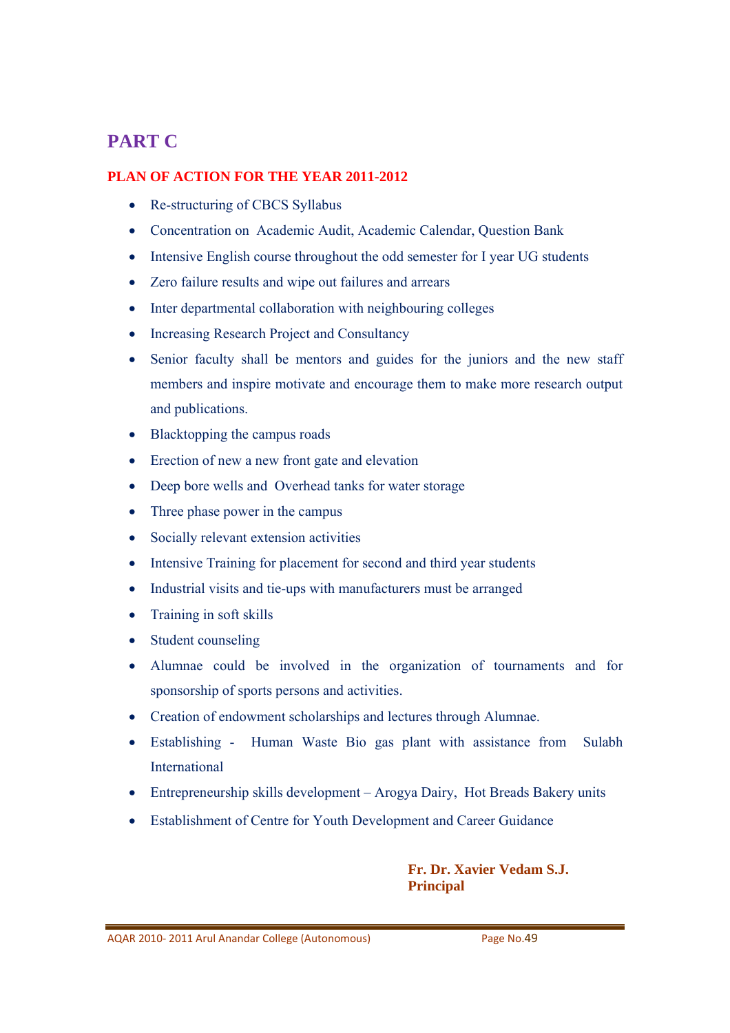# PART C

## PLAN OF ACTION FOR THE YEAR 2011-2012

- Re-structuring of CBCS Syllabus
- Concentration on Academic Audit, Academic Calendar, Question Bank
- Intensive English course throughout the odd semester for I year UG students
- Zero failure results and wipe out failures and arrears
- Inter departmental collaboration with neighbouring colleges
- Increasing Research Project and Consultancy
- Senior faculty shall be mentors and guides for the juniors and the new staff members and inspire motivate and encourage them to make more research output and publications.
- Blacktopping the campus roads
- Erection of new a new front gate and elevation
- Deep bore wells and Overhead tanks for water storage
- Three phase power in the campus
- Socially relevant extension activities
- Intensive Training for placement for second and third year students
- Industrial visits and tie-ups with manufacturers must be arranged
- Training in soft skills
- Student counseling
- Alumnae could be involved in the organization of tournaments and for sponsorship of sports persons and activities.
- Creation of endowment scholarships and lectures through Alumnae.
- Establishing - Human Waste Bio gas plant with assistance from Sulabh International
- Entrepreneurship skills development – Arogya Dairy, Hot Breads Bakery units
- Establishment of Centre for Youth Development and Career Guidance

**Fr. Dr. Xavier Vedam S.J.**
**Principal**